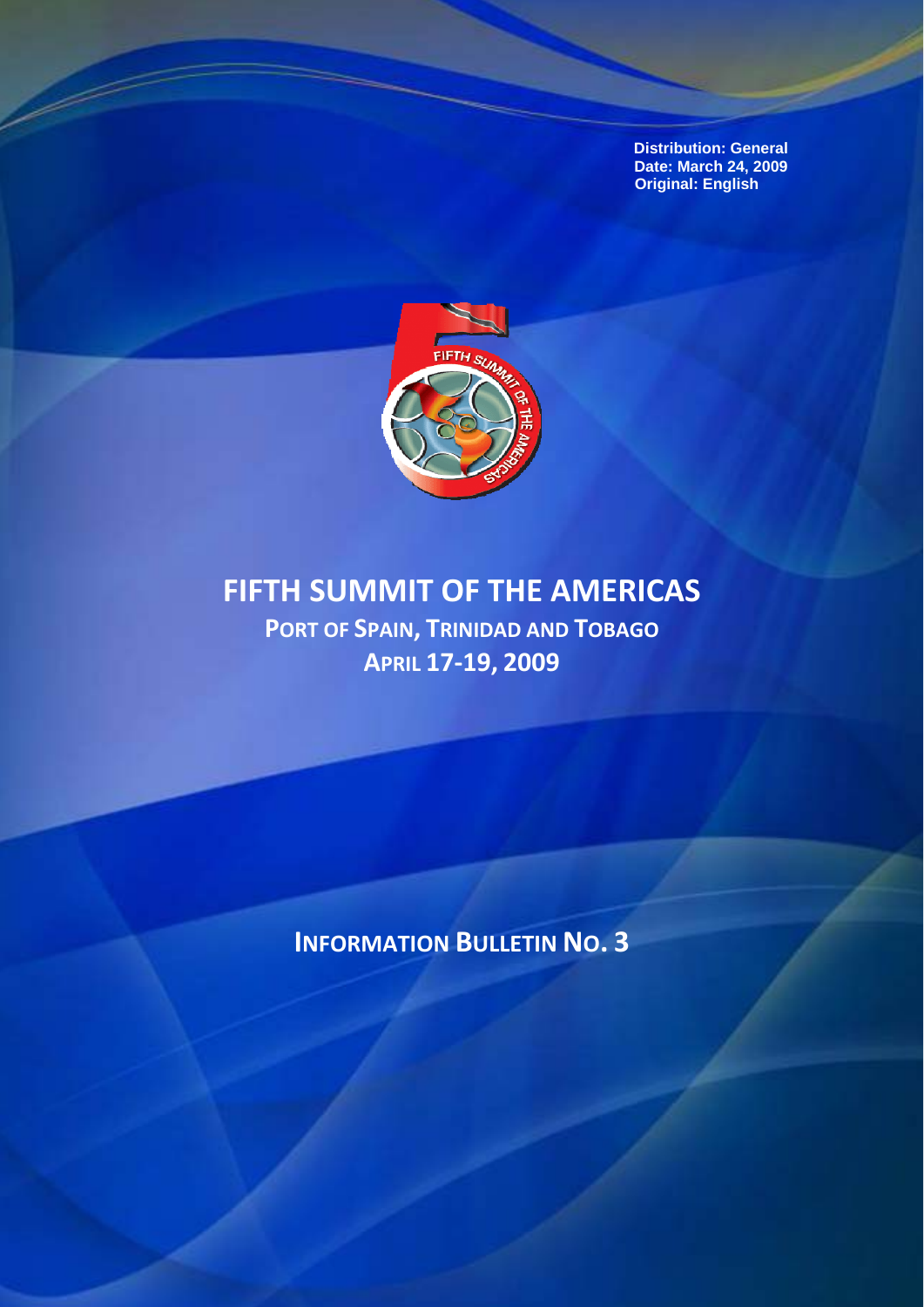Distribution: General
Date: March 24, 2009
Original: English

# FIFTH SUMMIT OF THE AMERICAS

## PORT OF SPAIN, TRINIDAD AND TOBAGO

## APRIL 17-19, 2009

## INFORMATION BULLETIN NO. 3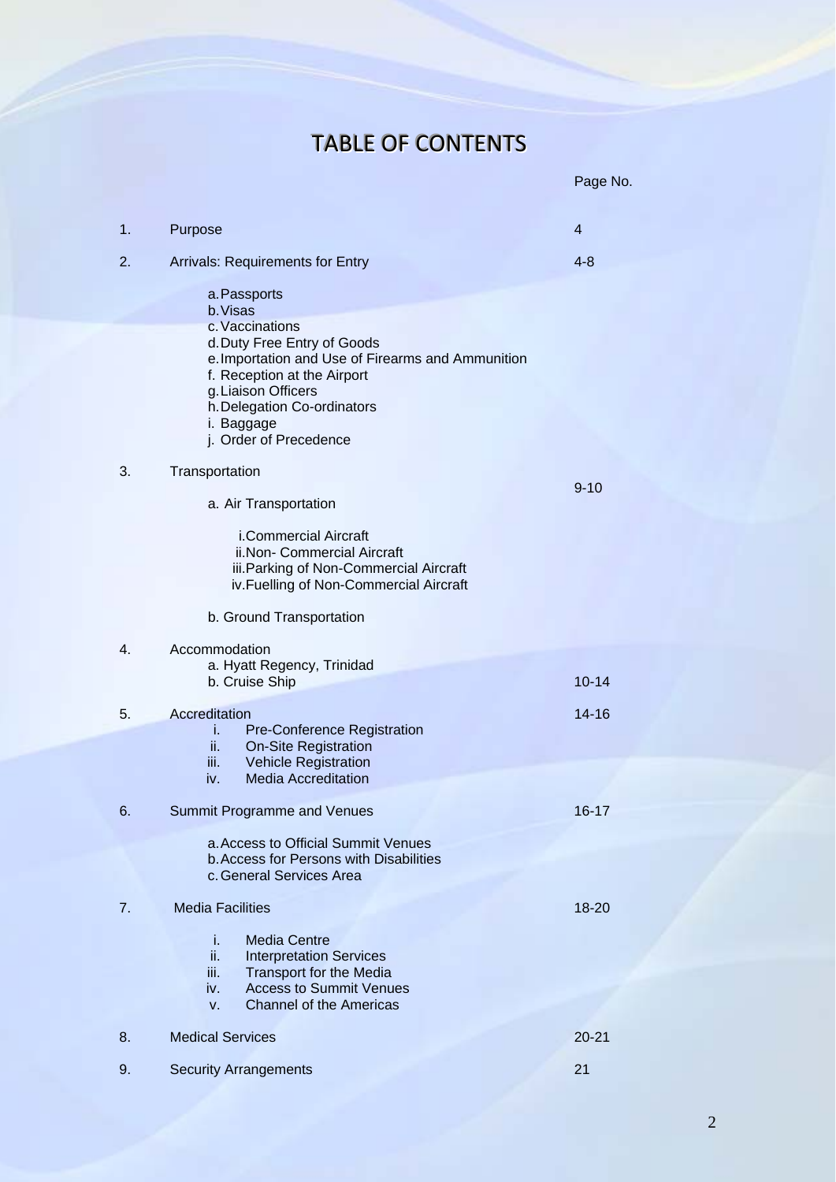# TABLE OF CONTENTS

| | | Page No. |
|---|---|---|
| 1. | Purpose | 4 |
| 2. | Arrivals: Requirements for Entry | 4-8 |
| | a. Passports<br>b. Visas<br>c. Vaccinations<br>d. Duty Free Entry of Goods<br>e. Importation and Use of Firearms and Ammunition<br>f. Reception at the Airport<br>g. Liaison Officers<br>h. Delegation Co-ordinators<br>i. Baggage<br>j. Order of Precedence | |
| 3. | Transportation | 9-10 |
| | a. Air Transportation<br>i. Commercial Aircraft<br>ii. Non- Commercial Aircraft<br>iii. Parking of Non-Commercial Aircraft<br>iv. Fuelling of Non-Commercial Aircraft<br>b. Ground Transportation | |
| 4. | Accommodation<br>a. Hyatt Regency, Trinidad<br>b. Cruise Ship | 10-14 |
| 5. | Accreditation<br>i. Pre-Conference Registration<br>ii. On-Site Registration<br>iii. Vehicle Registration<br>iv. Media Accreditation | 14-16 |
| 6. | Summit Programme and Venues | 16-17 |
| | a. Access to Official Summit Venues<br>b. Access for Persons with Disabilities<br>c. General Services Area | |
| 7. | Media Facilities | 18-20 |
| | i. Media Centre<br>ii. Interpretation Services<br>iii. Transport for the Media<br>iv. Access to Summit Venues<br>v. Channel of the Americas | |
| 8. | Medical Services | 20-21 |
| 9. | Security Arrangements | 21 |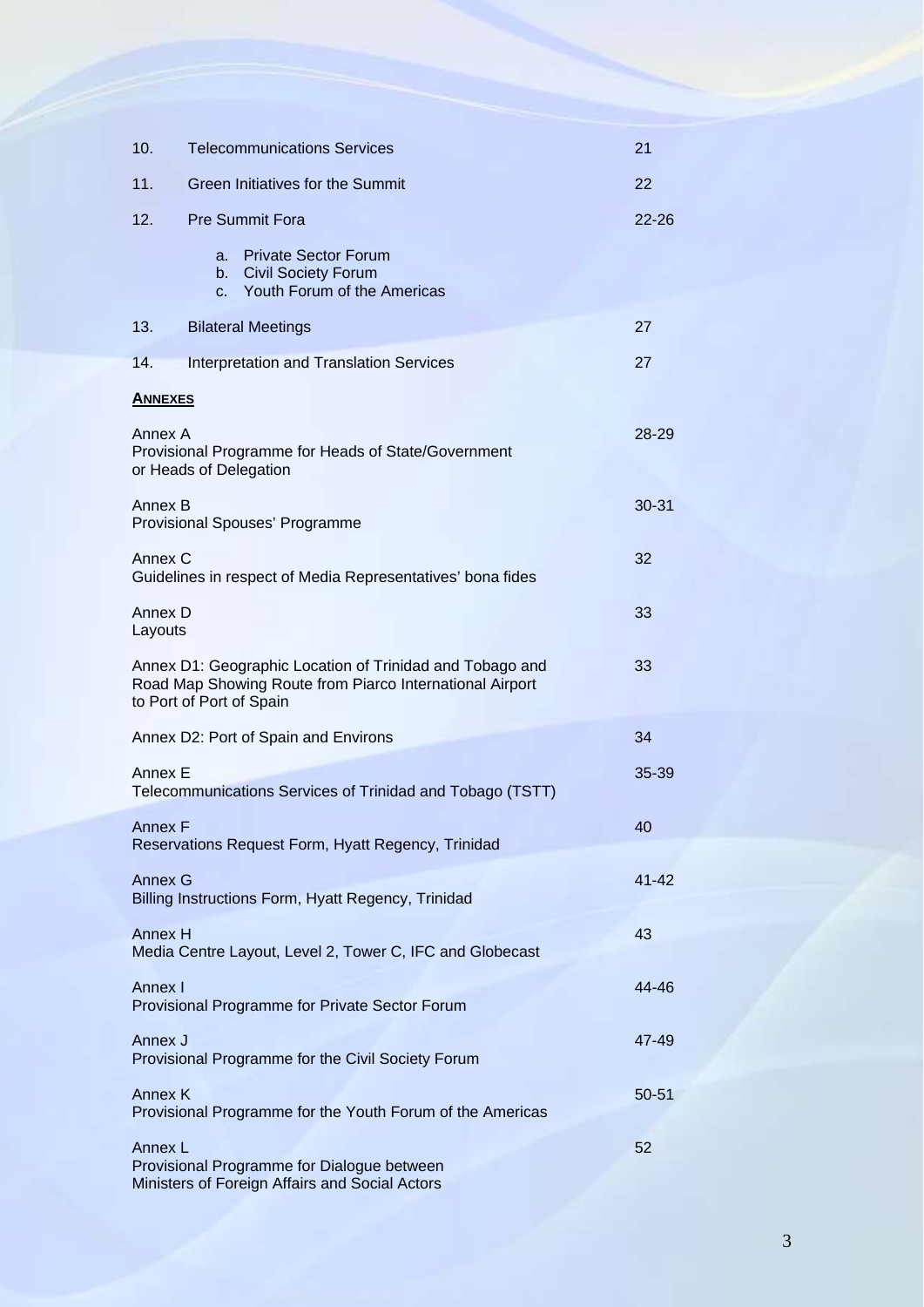| | | |
|---|---|---|
| 10. | Telecommunications Services | 21 |
| 11. | Green Initiatives for the Summit | 22 |
| 12. | Pre Summit Fora | 22-26 |
| | a. Private Sector Forum<br>b. Civil Society Forum<br>c. Youth Forum of the Americas | |
| 13. | Bilateral Meetings | 27 |
| 14. | Interpretation and Translation Services | 27 |

**ANNEXES**

| | |
|---|---|
| Annex A<br>Provisional Programme for Heads of State/Government or Heads of Delegation | 28-29 |
| Annex B<br>Provisional Spouses' Programme | 30-31 |
| Annex C<br>Guidelines in respect of Media Representatives' bona fides | 32 |
| Annex D<br>Layouts | 33 |
| Annex D1: Geographic Location of Trinidad and Tobago and Road Map Showing Route from Piarco International Airport to Port of Port of Spain | 33 |
| Annex D2: Port of Spain and Environs | 34 |
| Annex E<br>Telecommunications Services of Trinidad and Tobago (TSTT) | 35-39 |
| Annex F<br>Reservations Request Form, Hyatt Regency, Trinidad | 40 |
| Annex G<br>Billing Instructions Form, Hyatt Regency, Trinidad | 41-42 |
| Annex H<br>Media Centre Layout, Level 2, Tower C, IFC and Globecast | 43 |
| Annex I<br>Provisional Programme for Private Sector Forum | 44-46 |
| Annex J<br>Provisional Programme for the Civil Society Forum | 47-49 |
| Annex K<br>Provisional Programme for the Youth Forum of the Americas | 50-51 |
| Annex L<br>Provisional Programme for Dialogue between Ministers of Foreign Affairs and Social Actors | 52 |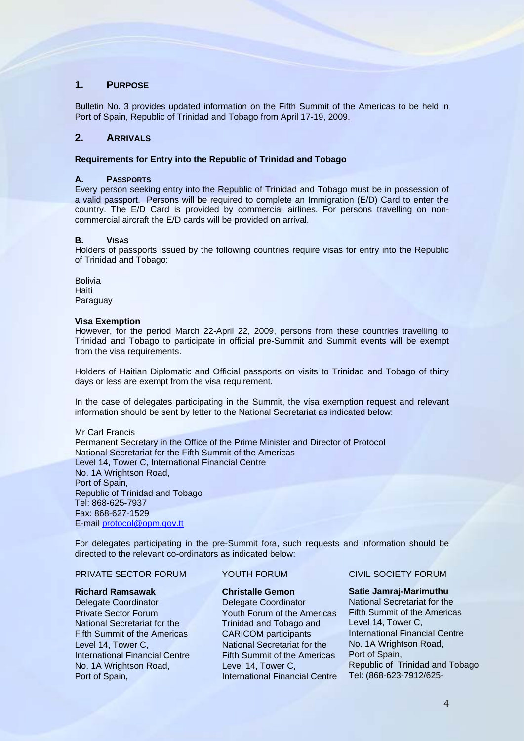## 1. PURPOSE

Bulletin No. 3 provides updated information on the Fifth Summit of the Americas to be held in Port of Spain, Republic of Trinidad and Tobago from April 17-19, 2009.

## 2. ARRIVALS

**Requirements for Entry into the Republic of Trinidad and Tobago**

### A. PASSPORTS

Every person seeking entry into the Republic of Trinidad and Tobago must be in possession of a valid passport. Persons will be required to complete an Immigration (E/D) Card to enter the country. The E/D Card is provided by commercial airlines. For persons travelling on non-commercial aircraft the E/D cards will be provided on arrival.

### B. VISAS

Holders of passports issued by the following countries require visas for entry into the Republic of Trinidad and Tobago:

Bolivia
Haiti
Paraguay

**Visa Exemption**

However, for the period March 22-April 22, 2009, persons from these countries travelling to Trinidad and Tobago to participate in official pre-Summit and Summit events will be exempt from the visa requirements.

Holders of Haitian Diplomatic and Official passports on visits to Trinidad and Tobago of thirty days or less are exempt from the visa requirement.

In the case of delegates participating in the Summit, the visa exemption request and relevant information should be sent by letter to the National Secretariat as indicated below:

Mr Carl Francis
Permanent Secretary in the Office of the Prime Minister and Director of Protocol
National Secretariat for the Fifth Summit of the Americas
Level 14, Tower C, International Financial Centre
No. 1A Wrightson Road,
Port of Spain,
Republic of Trinidad and Tobago
Tel: 868-625-7937
Fax: 868-627-1529
E-mail protocol@opm.gov.tt

For delegates participating in the pre-Summit fora, such requests and information should be directed to the relevant co-ordinators as indicated below:

PRIVATE SECTOR FORUM

**Richard Ramsawak**
Delegate Coordinator
Private Sector Forum
National Secretariat for the Fifth Summit of the Americas
Level 14, Tower C,
International Financial Centre
No. 1A Wrightson Road,
Port of Spain,

YOUTH FORUM

**Christalle Gemon**
Delegate Coordinator
Youth Forum of the Americas
Trinidad and Tobago and CARICOM participants
National Secretariat for the Fifth Summit of the Americas
Level 14, Tower C,
International Financial Centre

CIVIL SOCIETY FORUM

**Satie Jamraj-Marimuthu**
National Secretariat for the Fifth Summit of the Americas
Level 14, Tower C,
International Financial Centre
No. 1A Wrightson Road,
Port of Spain,
Republic of Trinidad and Tobago
Tel: (868-623-7912/625-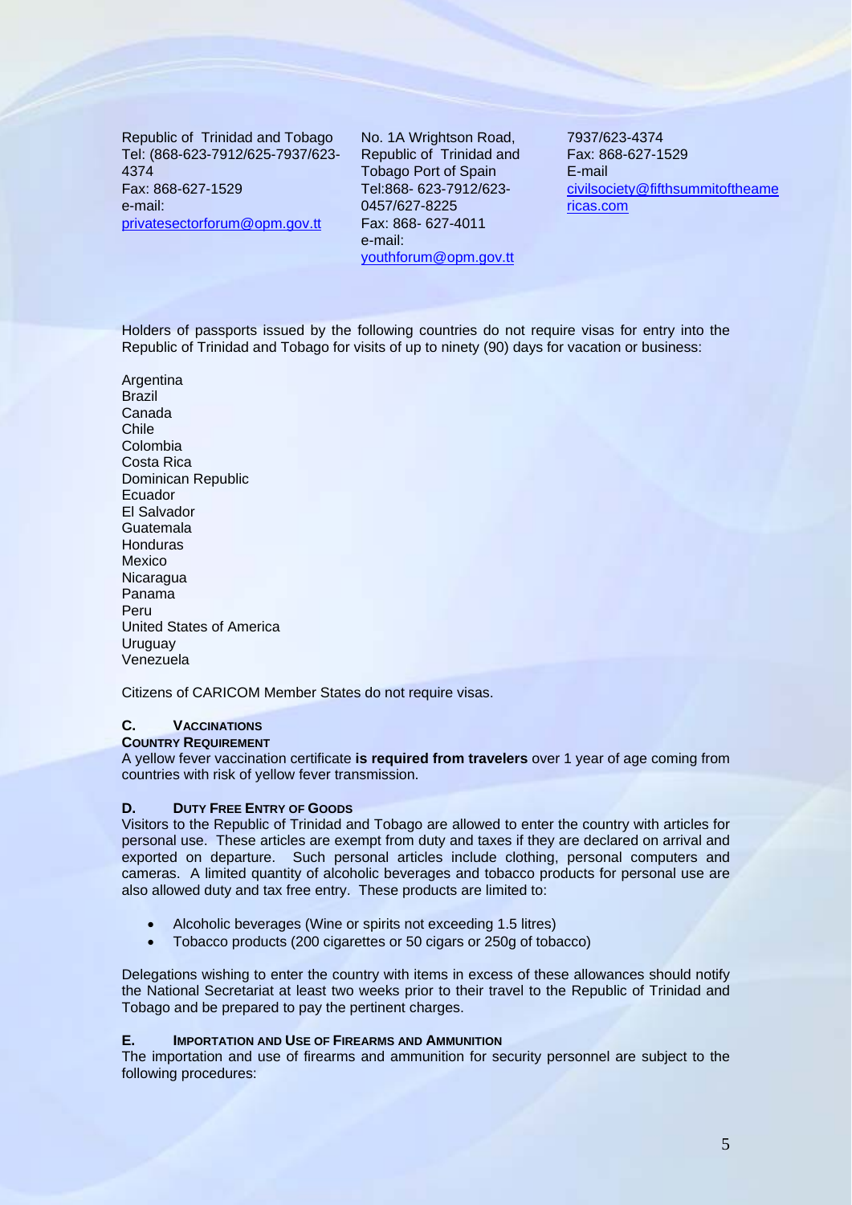Republic of Trinidad and Tobago
Tel: (868-623-7912/625-7937/623-4374
Fax: 868-627-1529
e-mail:
privatesectorforum@opm.gov.tt

No. 1A Wrightson Road, Republic of Trinidad and Tobago Port of Spain
Tel:868- 623-7912/623-0457/627-8225
Fax: 868- 627-4011
e-mail:
youthforum@opm.gov.tt

7937/623-4374
Fax: 868-627-1529
E-mail
civilsociety@fifthsummitoftheamericas.com

Holders of passports issued by the following countries do not require visas for entry into the Republic of Trinidad and Tobago for visits of up to ninety (90) days for vacation or business:

Argentina
Brazil
Canada
Chile
Colombia
Costa Rica
Dominican Republic
Ecuador
El Salvador
Guatemala
Honduras
Mexico
Nicaragua
Panama
Peru
United States of America
Uruguay
Venezuela

Citizens of CARICOM Member States do not require visas.

## C. Vaccinations

**Country Requirement**

A yellow fever vaccination certificate **is required from travelers** over 1 year of age coming from countries with risk of yellow fever transmission.

## D. Duty Free Entry of Goods

Visitors to the Republic of Trinidad and Tobago are allowed to enter the country with articles for personal use. These articles are exempt from duty and taxes if they are declared on arrival and exported on departure. Such personal articles include clothing, personal computers and cameras. A limited quantity of alcoholic beverages and tobacco products for personal use are also allowed duty and tax free entry. These products are limited to:

- Alcoholic beverages (Wine or spirits not exceeding 1.5 litres)
- Tobacco products (200 cigarettes or 50 cigars or 250g of tobacco)

Delegations wishing to enter the country with items in excess of these allowances should notify the National Secretariat at least two weeks prior to their travel to the Republic of Trinidad and Tobago and be prepared to pay the pertinent charges.

## E. Importation and Use of Firearms and Ammunition

The importation and use of firearms and ammunition for security personnel are subject to the following procedures: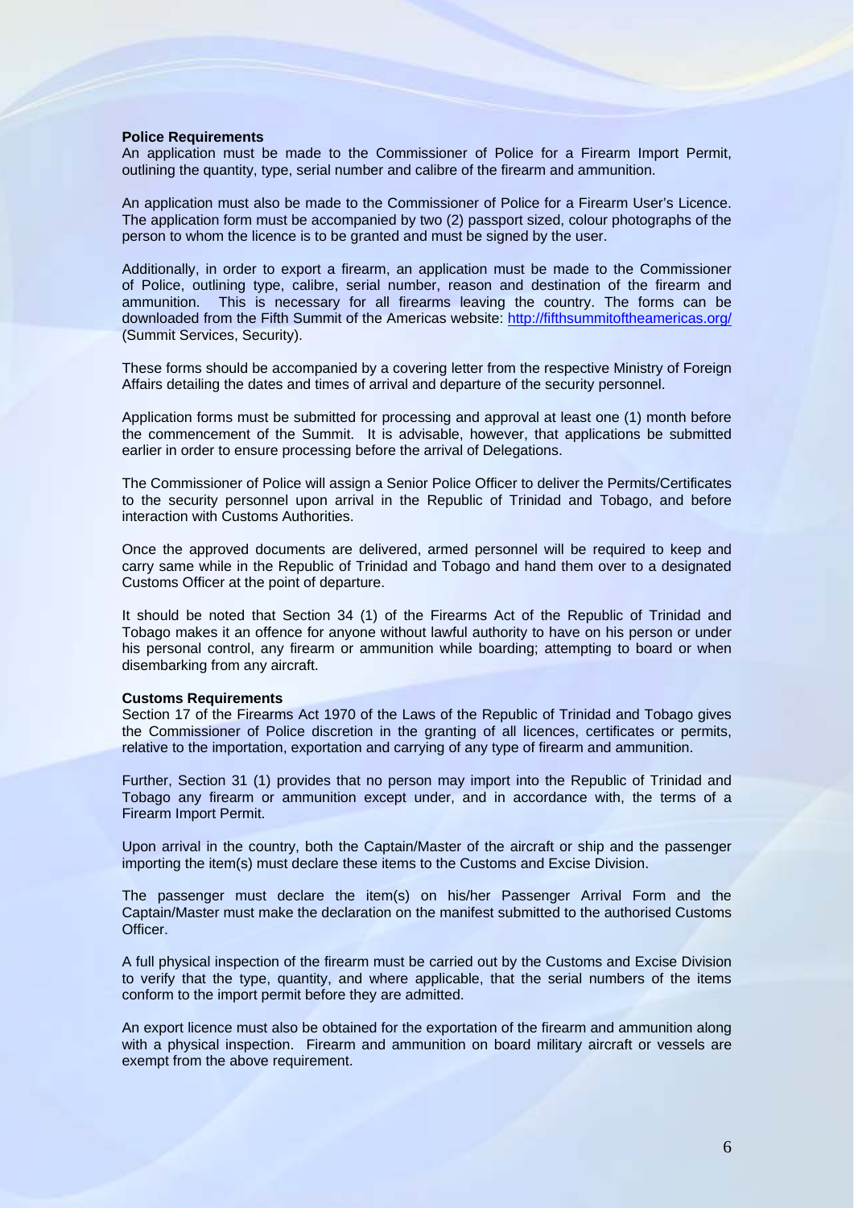**Police Requirements**

An application must be made to the Commissioner of Police for a Firearm Import Permit, outlining the quantity, type, serial number and calibre of the firearm and ammunition.

An application must also be made to the Commissioner of Police for a Firearm User's Licence. The application form must be accompanied by two (2) passport sized, colour photographs of the person to whom the licence is to be granted and must be signed by the user.

Additionally, in order to export a firearm, an application must be made to the Commissioner of Police, outlining type, calibre, serial number, reason and destination of the firearm and ammunition. This is necessary for all firearms leaving the country. The forms can be downloaded from the Fifth Summit of the Americas website: http://fifthsummitoftheamericas.org/ (Summit Services, Security).

These forms should be accompanied by a covering letter from the respective Ministry of Foreign Affairs detailing the dates and times of arrival and departure of the security personnel.

Application forms must be submitted for processing and approval at least one (1) month before the commencement of the Summit. It is advisable, however, that applications be submitted earlier in order to ensure processing before the arrival of Delegations.

The Commissioner of Police will assign a Senior Police Officer to deliver the Permits/Certificates to the security personnel upon arrival in the Republic of Trinidad and Tobago, and before interaction with Customs Authorities.

Once the approved documents are delivered, armed personnel will be required to keep and carry same while in the Republic of Trinidad and Tobago and hand them over to a designated Customs Officer at the point of departure.

It should be noted that Section 34 (1) of the Firearms Act of the Republic of Trinidad and Tobago makes it an offence for anyone without lawful authority to have on his person or under his personal control, any firearm or ammunition while boarding; attempting to board or when disembarking from any aircraft.

**Customs Requirements**

Section 17 of the Firearms Act 1970 of the Laws of the Republic of Trinidad and Tobago gives the Commissioner of Police discretion in the granting of all licences, certificates or permits, relative to the importation, exportation and carrying of any type of firearm and ammunition.

Further, Section 31 (1) provides that no person may import into the Republic of Trinidad and Tobago any firearm or ammunition except under, and in accordance with, the terms of a Firearm Import Permit.

Upon arrival in the country, both the Captain/Master of the aircraft or ship and the passenger importing the item(s) must declare these items to the Customs and Excise Division.

The passenger must declare the item(s) on his/her Passenger Arrival Form and the Captain/Master must make the declaration on the manifest submitted to the authorised Customs Officer.

A full physical inspection of the firearm must be carried out by the Customs and Excise Division to verify that the type, quantity, and where applicable, that the serial numbers of the items conform to the import permit before they are admitted.

An export licence must also be obtained for the exportation of the firearm and ammunition along with a physical inspection. Firearm and ammunition on board military aircraft or vessels are exempt from the above requirement.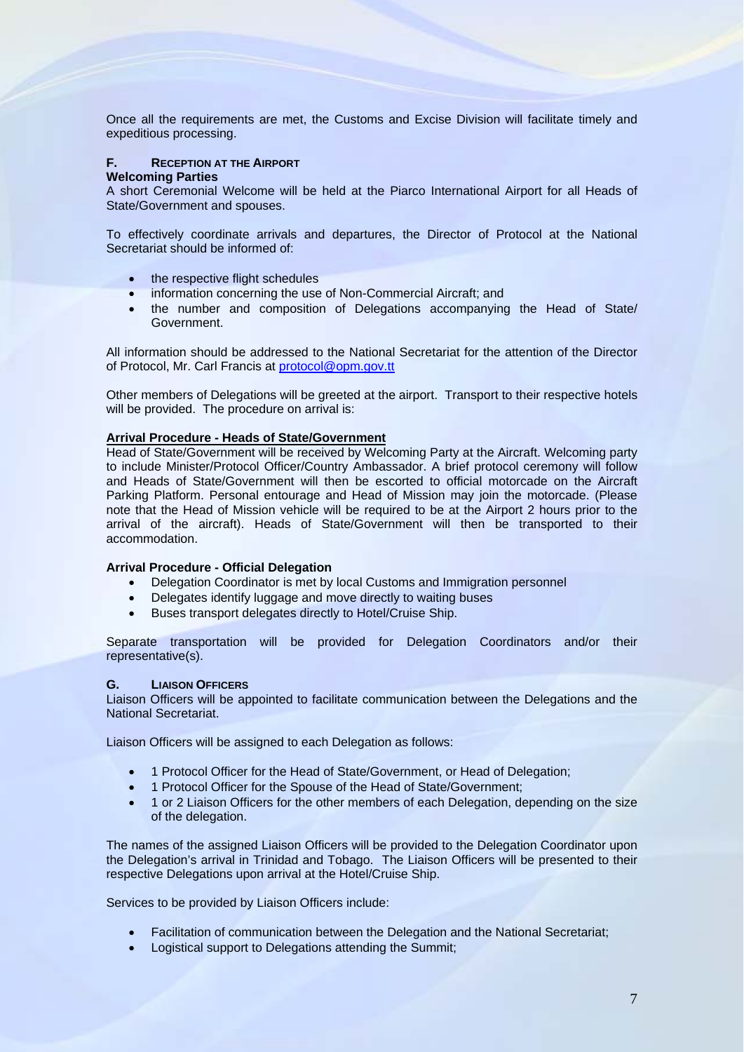Once all the requirements are met, the Customs and Excise Division will facilitate timely and expeditious processing.

## F. Reception at the Airport

**Welcoming Parties**

A short Ceremonial Welcome will be held at the Piarco International Airport for all Heads of State/Government and spouses.

To effectively coordinate arrivals and departures, the Director of Protocol at the National Secretariat should be informed of:

- the respective flight schedules
- information concerning the use of Non-Commercial Aircraft; and
- the number and composition of Delegations accompanying the Head of State/ Government.

All information should be addressed to the National Secretariat for the attention of the Director of Protocol, Mr. Carl Francis at protocol@opm.gov.tt

Other members of Delegations will be greeted at the airport. Transport to their respective hotels will be provided. The procedure on arrival is:

**Arrival Procedure - Heads of State/Government**

Head of State/Government will be received by Welcoming Party at the Aircraft. Welcoming party to include Minister/Protocol Officer/Country Ambassador. A brief protocol ceremony will follow and Heads of State/Government will then be escorted to official motorcade on the Aircraft Parking Platform. Personal entourage and Head of Mission may join the motorcade. (Please note that the Head of Mission vehicle will be required to be at the Airport 2 hours prior to the arrival of the aircraft). Heads of State/Government will then be transported to their accommodation.

**Arrival Procedure - Official Delegation**

- Delegation Coordinator is met by local Customs and Immigration personnel
- Delegates identify luggage and move directly to waiting buses
- Buses transport delegates directly to Hotel/Cruise Ship.

Separate transportation will be provided for Delegation Coordinators and/or their representative(s).

## G. Liaison Officers

Liaison Officers will be appointed to facilitate communication between the Delegations and the National Secretariat.

Liaison Officers will be assigned to each Delegation as follows:

- 1 Protocol Officer for the Head of State/Government, or Head of Delegation;
- 1 Protocol Officer for the Spouse of the Head of State/Government;
- 1 or 2 Liaison Officers for the other members of each Delegation, depending on the size of the delegation.

The names of the assigned Liaison Officers will be provided to the Delegation Coordinator upon the Delegation's arrival in Trinidad and Tobago. The Liaison Officers will be presented to their respective Delegations upon arrival at the Hotel/Cruise Ship.

Services to be provided by Liaison Officers include:

- Facilitation of communication between the Delegation and the National Secretariat;
- Logistical support to Delegations attending the Summit;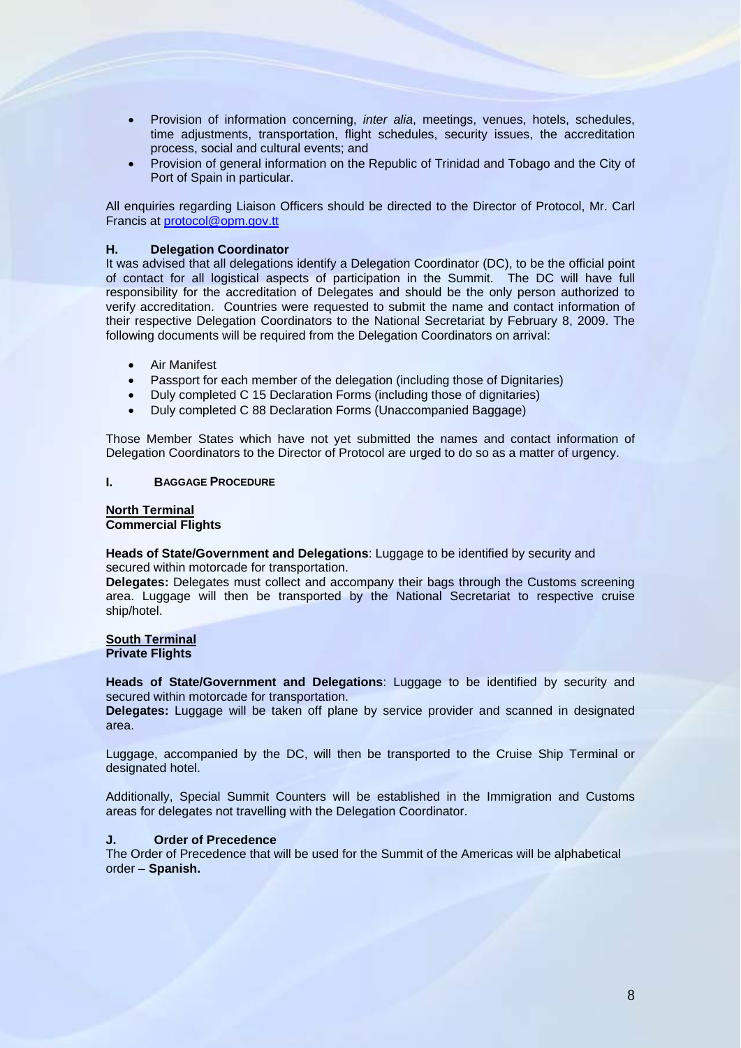- Provision of information concerning, *inter alia*, meetings, venues, hotels, schedules, time adjustments, transportation, flight schedules, security issues, the accreditation process, social and cultural events; and
- Provision of general information on the Republic of Trinidad and Tobago and the City of Port of Spain in particular.

All enquiries regarding Liaison Officers should be directed to the Director of Protocol, Mr. Carl Francis at protocol@opm.gov.tt

### H. Delegation Coordinator

It was advised that all delegations identify a Delegation Coordinator (DC), to be the official point of contact for all logistical aspects of participation in the Summit. The DC will have full responsibility for the accreditation of Delegates and should be the only person authorized to verify accreditation. Countries were requested to submit the name and contact information of their respective Delegation Coordinators to the National Secretariat by February 8, 2009. The following documents will be required from the Delegation Coordinators on arrival:

- Air Manifest
- Passport for each member of the delegation (including those of Dignitaries)
- Duly completed C 15 Declaration Forms (including those of dignitaries)
- Duly completed C 88 Declaration Forms (Unaccompanied Baggage)

Those Member States which have not yet submitted the names and contact information of Delegation Coordinators to the Director of Protocol are urged to do so as a matter of urgency.

### I. Baggage Procedure

**North Terminal**
**Commercial Flights**

**Heads of State/Government and Delegations**: Luggage to be identified by security and secured within motorcade for transportation.

**Delegates:** Delegates must collect and accompany their bags through the Customs screening area. Luggage will then be transported by the National Secretariat to respective cruise ship/hotel.

**South Terminal**
**Private Flights**

**Heads of State/Government and Delegations**: Luggage to be identified by security and secured within motorcade for transportation.

**Delegates:** Luggage will be taken off plane by service provider and scanned in designated area.

Luggage, accompanied by the DC, will then be transported to the Cruise Ship Terminal or designated hotel.

Additionally, Special Summit Counters will be established in the Immigration and Customs areas for delegates not travelling with the Delegation Coordinator.

### J. Order of Precedence

The Order of Precedence that will be used for the Summit of the Americas will be alphabetical order – **Spanish.**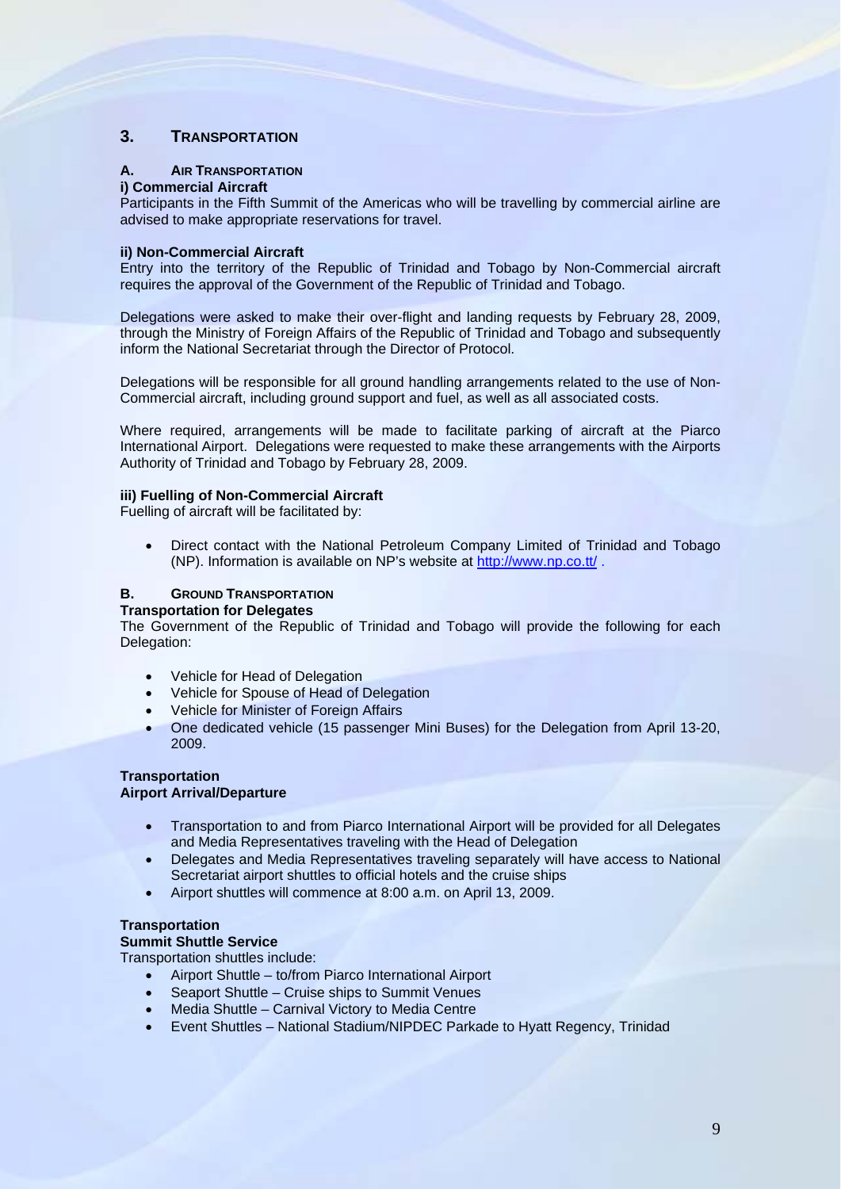## 3. TRANSPORTATION

### A. AIR TRANSPORTATION

**i) Commercial Aircraft**

Participants in the Fifth Summit of the Americas who will be travelling by commercial airline are advised to make appropriate reservations for travel.

**ii) Non-Commercial Aircraft**

Entry into the territory of the Republic of Trinidad and Tobago by Non-Commercial aircraft requires the approval of the Government of the Republic of Trinidad and Tobago.

Delegations were asked to make their over-flight and landing requests by February 28, 2009, through the Ministry of Foreign Affairs of the Republic of Trinidad and Tobago and subsequently inform the National Secretariat through the Director of Protocol.

Delegations will be responsible for all ground handling arrangements related to the use of Non-Commercial aircraft, including ground support and fuel, as well as all associated costs.

Where required, arrangements will be made to facilitate parking of aircraft at the Piarco International Airport. Delegations were requested to make these arrangements with the Airports Authority of Trinidad and Tobago by February 28, 2009.

**iii) Fuelling of Non-Commercial Aircraft**

Fuelling of aircraft will be facilitated by:

- Direct contact with the National Petroleum Company Limited of Trinidad and Tobago (NP). Information is available on NP's website at http://www.np.co.tt/ .

### B. GROUND TRANSPORTATION

**Transportation for Delegates**

The Government of the Republic of Trinidad and Tobago will provide the following for each Delegation:

- Vehicle for Head of Delegation
- Vehicle for Spouse of Head of Delegation
- Vehicle for Minister of Foreign Affairs
- One dedicated vehicle (15 passenger Mini Buses) for the Delegation from April 13-20, 2009.

**Transportation**
**Airport Arrival/Departure**

- Transportation to and from Piarco International Airport will be provided for all Delegates and Media Representatives traveling with the Head of Delegation
- Delegates and Media Representatives traveling separately will have access to National Secretariat airport shuttles to official hotels and the cruise ships
- Airport shuttles will commence at 8:00 a.m. on April 13, 2009.

**Transportation**
**Summit Shuttle Service**

Transportation shuttles include:

- Airport Shuttle – to/from Piarco International Airport
- Seaport Shuttle – Cruise ships to Summit Venues
- Media Shuttle – Carnival Victory to Media Centre
- Event Shuttles – National Stadium/NIPDEC Parkade to Hyatt Regency, Trinidad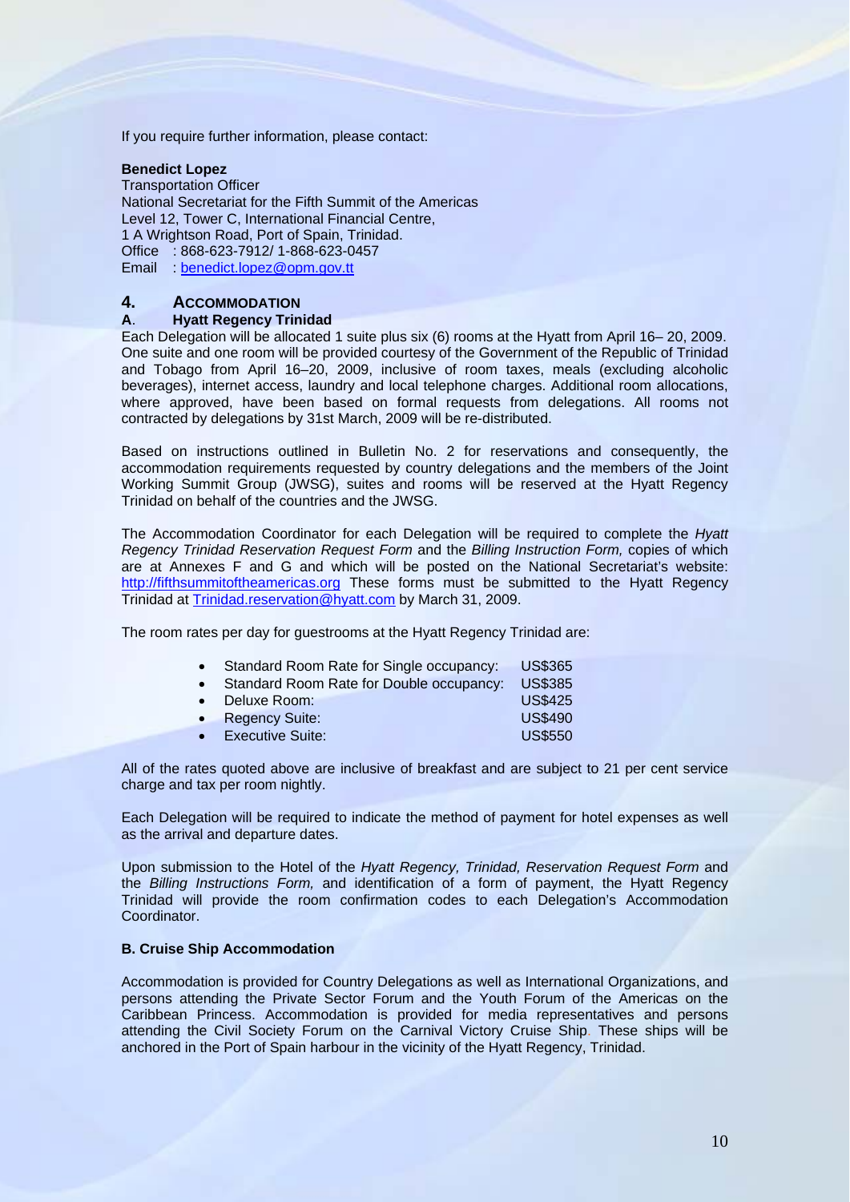If you require further information, please contact:

**Benedict Lopez**
Transportation Officer
National Secretariat for the Fifth Summit of the Americas
Level 12, Tower C, International Financial Centre,
1 A Wrightson Road, Port of Spain, Trinidad.
Office : 868-623-7912/ 1-868-623-0457
Email : benedict.lopez@opm.gov.tt

## 4. ACCOMMODATION

### A. Hyatt Regency Trinidad

Each Delegation will be allocated 1 suite plus six (6) rooms at the Hyatt from April 16– 20, 2009. One suite and one room will be provided courtesy of the Government of the Republic of Trinidad and Tobago from April 16–20, 2009, inclusive of room taxes, meals (excluding alcoholic beverages), internet access, laundry and local telephone charges. Additional room allocations, where approved, have been based on formal requests from delegations. All rooms not contracted by delegations by 31st March, 2009 will be re-distributed.

Based on instructions outlined in Bulletin No. 2 for reservations and consequently, the accommodation requirements requested by country delegations and the members of the Joint Working Summit Group (JWSG), suites and rooms will be reserved at the Hyatt Regency Trinidad on behalf of the countries and the JWSG.

The Accommodation Coordinator for each Delegation will be required to complete the *Hyatt Regency Trinidad Reservation Request Form* and the *Billing Instruction Form,* copies of which are at Annexes F and G and which will be posted on the National Secretariat's website: http://fifthsummitoftheamericas.org These forms must be submitted to the Hyatt Regency Trinidad at Trinidad.reservation@hyatt.com by March 31, 2009.

The room rates per day for guestrooms at the Hyatt Regency Trinidad are:

- Standard Room Rate for Single occupancy: US$365
- Standard Room Rate for Double occupancy: US$385
- Deluxe Room: US$425
- Regency Suite: US$490
- Executive Suite: US$550

All of the rates quoted above are inclusive of breakfast and are subject to 21 per cent service charge and tax per room nightly.

Each Delegation will be required to indicate the method of payment for hotel expenses as well as the arrival and departure dates.

Upon submission to the Hotel of the *Hyatt Regency, Trinidad, Reservation Request Form* and the *Billing Instructions Form,* and identification of a form of payment, the Hyatt Regency Trinidad will provide the room confirmation codes to each Delegation's Accommodation Coordinator.

### B. Cruise Ship Accommodation

Accommodation is provided for Country Delegations as well as International Organizations, and persons attending the Private Sector Forum and the Youth Forum of the Americas on the Caribbean Princess. Accommodation is provided for media representatives and persons attending the Civil Society Forum on the Carnival Victory Cruise Ship. These ships will be anchored in the Port of Spain harbour in the vicinity of the Hyatt Regency, Trinidad.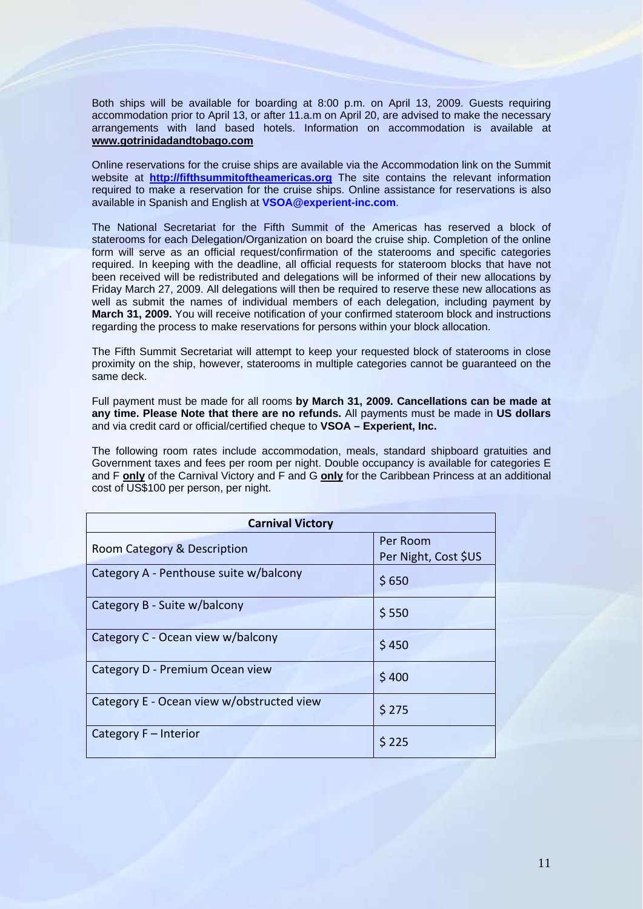Both ships will be available for boarding at 8:00 p.m. on April 13, 2009. Guests requiring accommodation prior to April 13, or after 11.a.m on April 20, are advised to make the necessary arrangements with land based hotels. Information on accommodation is available at **www.gotrinidadandtobago.com**

Online reservations for the cruise ships are available via the Accommodation link on the Summit website at **http://fifthsummitoftheamericas.org** The site contains the relevant information required to make a reservation for the cruise ships. Online assistance for reservations is also available in Spanish and English at **VSOA@experient-inc.com**.

The National Secretariat for the Fifth Summit of the Americas has reserved a block of staterooms for each Delegation/Organization on board the cruise ship. Completion of the online form will serve as an official request/confirmation of the staterooms and specific categories required. In keeping with the deadline, all official requests for stateroom blocks that have not been received will be redistributed and delegations will be informed of their new allocations by Friday March 27, 2009. All delegations will then be required to reserve these new allocations as well as submit the names of individual members of each delegation, including payment by **March 31, 2009.** You will receive notification of your confirmed stateroom block and instructions regarding the process to make reservations for persons within your block allocation.

The Fifth Summit Secretariat will attempt to keep your requested block of staterooms in close proximity on the ship, however, staterooms in multiple categories cannot be guaranteed on the same deck.

Full payment must be made for all rooms **by March 31, 2009. Cancellations can be made at any time. Please Note that there are no refunds.** All payments must be made in **US dollars** and via credit card or official/certified cheque to **VSOA – Experient, Inc.**

The following room rates include accommodation, meals, standard shipboard gratuities and Government taxes and fees per room per night. Double occupancy is available for categories E and F **only** of the Carnival Victory and F and G **only** for the Caribbean Princess at an additional cost of US$100 per person, per night.

| **Carnival Victory** | |
|---|---|
| Room Category & Description | Per Room Per Night, Cost $US |
| Category A - Penthouse suite w/balcony | $ 650 |
| Category B - Suite w/balcony | $ 550 |
| Category C - Ocean view w/balcony | $ 450 |
| Category D - Premium Ocean view | $ 400 |
| Category E - Ocean view w/obstructed view | $ 275 |
| Category F – Interior | $ 225 |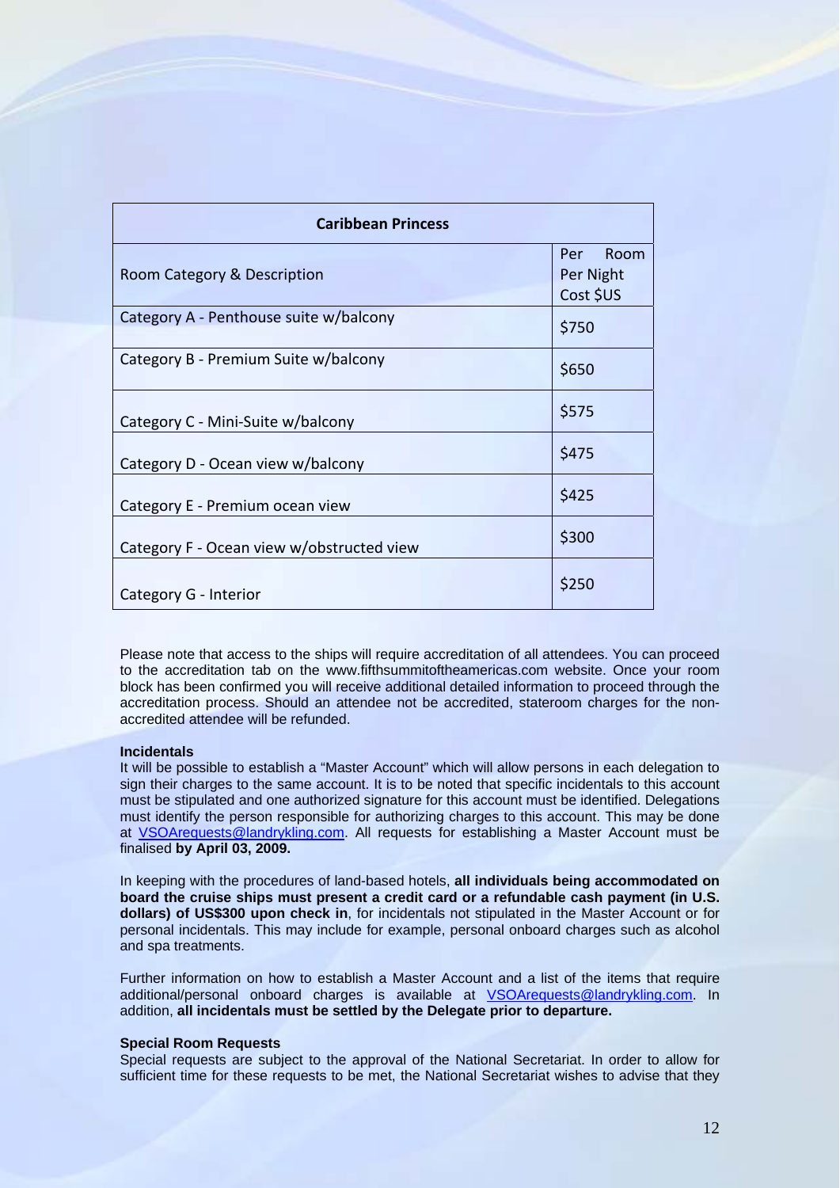| Caribbean Princess | |
|---|---|
| Room Category & Description | Per Room Per Night Cost $US |
| Category A - Penthouse suite w/balcony | $750 |
| Category B - Premium Suite w/balcony | $650 |
| Category C - Mini-Suite w/balcony | $575 |
| Category D - Ocean view w/balcony | $475 |
| Category E - Premium ocean view | $425 |
| Category F - Ocean view w/obstructed view | $300 |
| Category G - Interior | $250 |

Please note that access to the ships will require accreditation of all attendees. You can proceed to the accreditation tab on the www.fifthsummitoftheamericas.com website. Once your room block has been confirmed you will receive additional detailed information to proceed through the accreditation process. Should an attendee not be accredited, stateroom charges for the non-accredited attendee will be refunded.

**Incidentals**

It will be possible to establish a "Master Account" which will allow persons in each delegation to sign their charges to the same account. It is to be noted that specific incidentals to this account must be stipulated and one authorized signature for this account must be identified. Delegations must identify the person responsible for authorizing charges to this account. This may be done at VSOArequests@landrykling.com. All requests for establishing a Master Account must be finalised **by April 03, 2009.**

In keeping with the procedures of land-based hotels, **all individuals being accommodated on board the cruise ships must present a credit card or a refundable cash payment (in U.S. dollars) of US$300 upon check in**, for incidentals not stipulated in the Master Account or for personal incidentals. This may include for example, personal onboard charges such as alcohol and spa treatments.

Further information on how to establish a Master Account and a list of the items that require additional/personal onboard charges is available at VSOArequests@landrykling.com. In addition, **all incidentals must be settled by the Delegate prior to departure.**

**Special Room Requests**

Special requests are subject to the approval of the National Secretariat. In order to allow for sufficient time for these requests to be met, the National Secretariat wishes to advise that they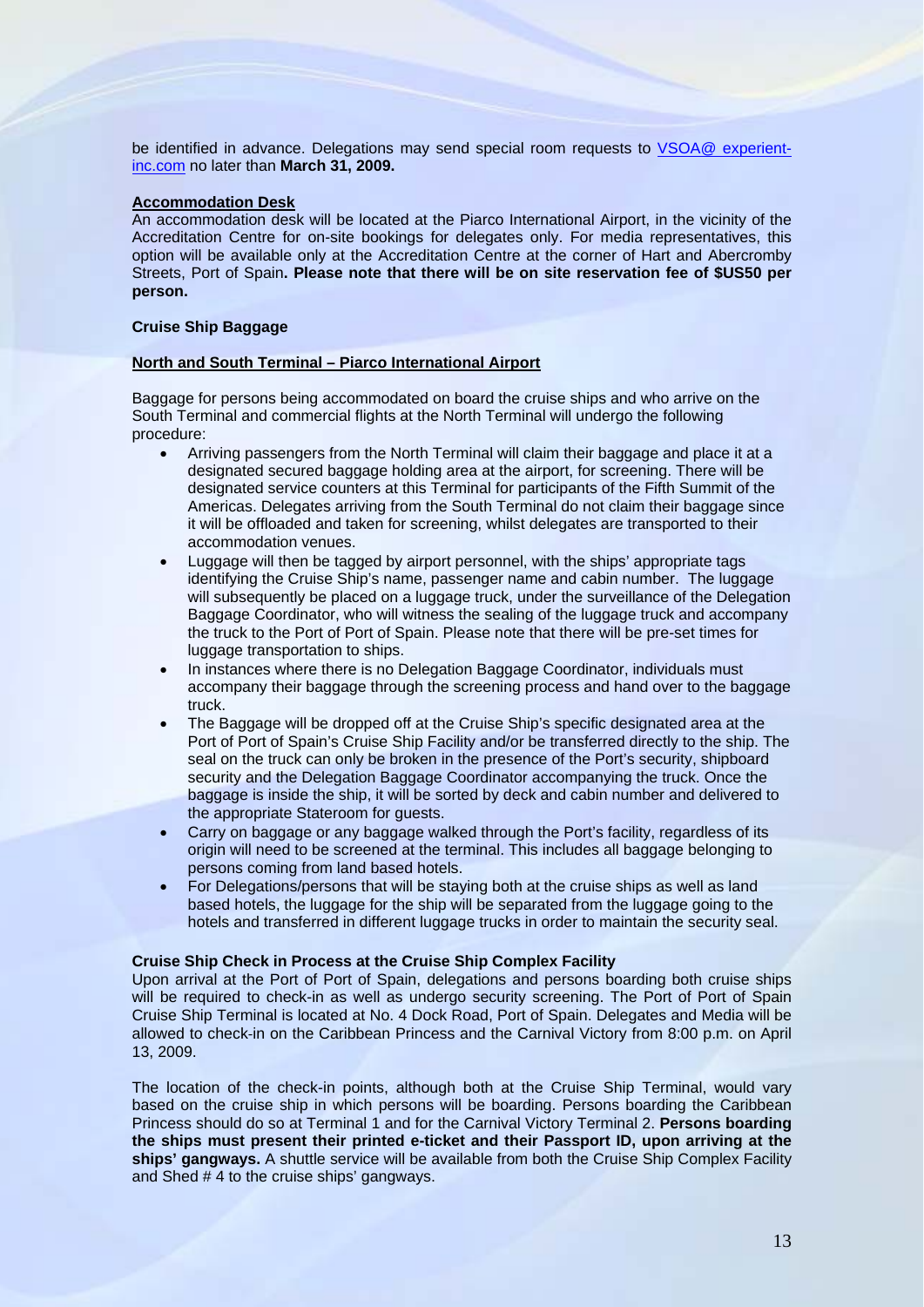be identified in advance. Delegations may send special room requests to VSOA@ experient-inc.com no later than **March 31, 2009.**

**Accommodation Desk**

An accommodation desk will be located at the Piarco International Airport, in the vicinity of the Accreditation Centre for on-site bookings for delegates only. For media representatives, this option will be available only at the Accreditation Centre at the corner of Hart and Abercromby Streets, Port of Spain**. Please note that there will be on site reservation fee of $US50 per person.**

**Cruise Ship Baggage**

**North and South Terminal – Piarco International Airport**

Baggage for persons being accommodated on board the cruise ships and who arrive on the South Terminal and commercial flights at the North Terminal will undergo the following procedure:

- Arriving passengers from the North Terminal will claim their baggage and place it at a designated secured baggage holding area at the airport, for screening. There will be designated service counters at this Terminal for participants of the Fifth Summit of the Americas. Delegates arriving from the South Terminal do not claim their baggage since it will be offloaded and taken for screening, whilst delegates are transported to their accommodation venues.
- Luggage will then be tagged by airport personnel, with the ships' appropriate tags identifying the Cruise Ship's name, passenger name and cabin number. The luggage will subsequently be placed on a luggage truck, under the surveillance of the Delegation Baggage Coordinator, who will witness the sealing of the luggage truck and accompany the truck to the Port of Port of Spain. Please note that there will be pre-set times for luggage transportation to ships.
- In instances where there is no Delegation Baggage Coordinator, individuals must accompany their baggage through the screening process and hand over to the baggage truck.
- The Baggage will be dropped off at the Cruise Ship's specific designated area at the Port of Port of Spain's Cruise Ship Facility and/or be transferred directly to the ship. The seal on the truck can only be broken in the presence of the Port's security, shipboard security and the Delegation Baggage Coordinator accompanying the truck. Once the baggage is inside the ship, it will be sorted by deck and cabin number and delivered to the appropriate Stateroom for guests.
- Carry on baggage or any baggage walked through the Port's facility, regardless of its origin will need to be screened at the terminal. This includes all baggage belonging to persons coming from land based hotels.
- For Delegations/persons that will be staying both at the cruise ships as well as land based hotels, the luggage for the ship will be separated from the luggage going to the hotels and transferred in different luggage trucks in order to maintain the security seal.

**Cruise Ship Check in Process at the Cruise Ship Complex Facility**

Upon arrival at the Port of Port of Spain, delegations and persons boarding both cruise ships will be required to check-in as well as undergo security screening. The Port of Port of Spain Cruise Ship Terminal is located at No. 4 Dock Road, Port of Spain. Delegates and Media will be allowed to check-in on the Caribbean Princess and the Carnival Victory from 8:00 p.m. on April 13, 2009.

The location of the check-in points, although both at the Cruise Ship Terminal, would vary based on the cruise ship in which persons will be boarding. Persons boarding the Caribbean Princess should do so at Terminal 1 and for the Carnival Victory Terminal 2. **Persons boarding the ships must present their printed e-ticket and their Passport ID, upon arriving at the ships' gangways.** A shuttle service will be available from both the Cruise Ship Complex Facility and Shed # 4 to the cruise ships' gangways.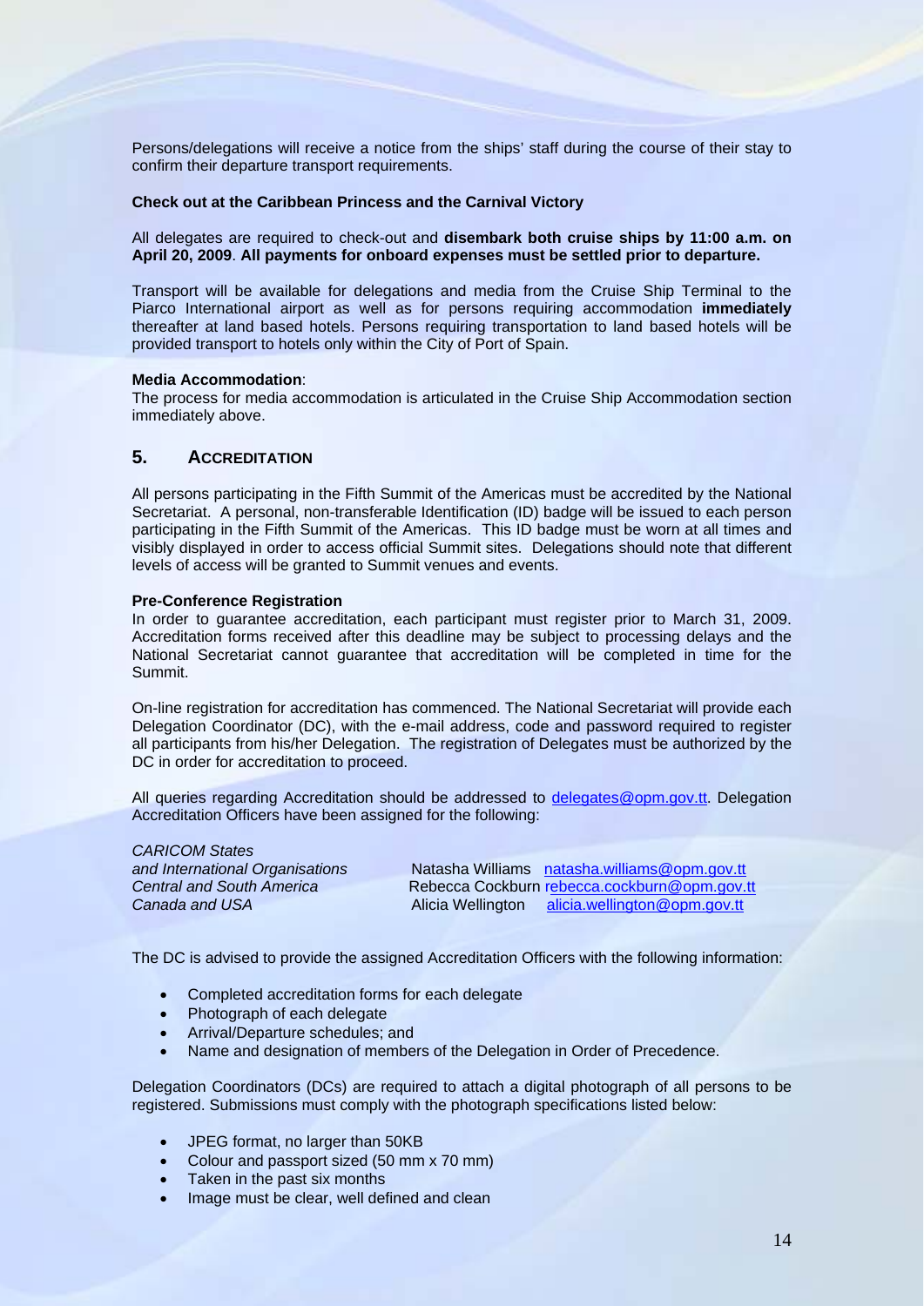Persons/delegations will receive a notice from the ships' staff during the course of their stay to confirm their departure transport requirements.

**Check out at the Caribbean Princess and the Carnival Victory**

All delegates are required to check-out and **disembark both cruise ships by 11:00 a.m. on April 20, 2009**. **All payments for onboard expenses must be settled prior to departure.**

Transport will be available for delegations and media from the Cruise Ship Terminal to the Piarco International airport as well as for persons requiring accommodation **immediately** thereafter at land based hotels. Persons requiring transportation to land based hotels will be provided transport to hotels only within the City of Port of Spain.

**Media Accommodation**:
The process for media accommodation is articulated in the Cruise Ship Accommodation section immediately above.

## 5. ACCREDITATION

All persons participating in the Fifth Summit of the Americas must be accredited by the National Secretariat. A personal, non-transferable Identification (ID) badge will be issued to each person participating in the Fifth Summit of the Americas. This ID badge must be worn at all times and visibly displayed in order to access official Summit sites. Delegations should note that different levels of access will be granted to Summit venues and events.

**Pre-Conference Registration**
In order to guarantee accreditation, each participant must register prior to March 31, 2009. Accreditation forms received after this deadline may be subject to processing delays and the National Secretariat cannot guarantee that accreditation will be completed in time for the Summit.

On-line registration for accreditation has commenced. The National Secretariat will provide each Delegation Coordinator (DC), with the e-mail address, code and password required to register all participants from his/her Delegation. The registration of Delegates must be authorized by the DC in order for accreditation to proceed.

All queries regarding Accreditation should be addressed to delegates@opm.gov.tt. Delegation Accreditation Officers have been assigned for the following:

| | | |
|---|---|---|
| *CARICOM States and International Organisations* | Natasha Williams | natasha.williams@opm.gov.tt |
| *Central and South America* | Rebecca Cockburn | rebecca.cockburn@opm.gov.tt |
| *Canada and USA* | Alicia Wellington | alicia.wellington@opm.gov.tt |

The DC is advised to provide the assigned Accreditation Officers with the following information:

- Completed accreditation forms for each delegate
- Photograph of each delegate
- Arrival/Departure schedules; and
- Name and designation of members of the Delegation in Order of Precedence.

Delegation Coordinators (DCs) are required to attach a digital photograph of all persons to be registered. Submissions must comply with the photograph specifications listed below:

- JPEG format, no larger than 50KB
- Colour and passport sized (50 mm x 70 mm)
- Taken in the past six months
- Image must be clear, well defined and clean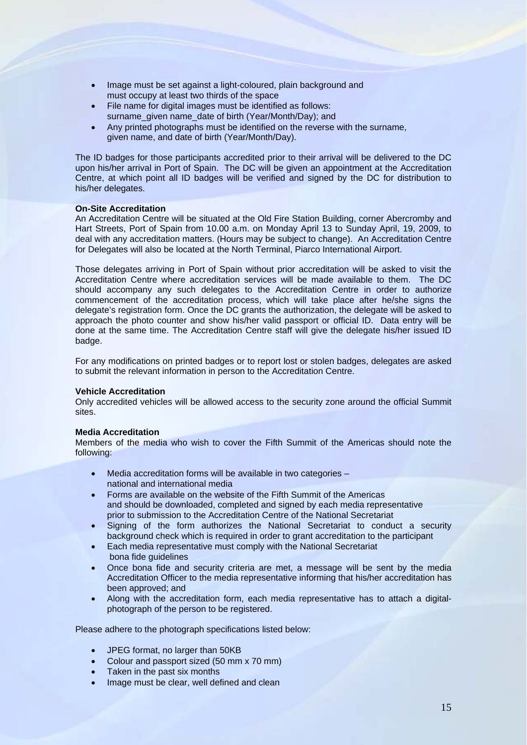- Image must be set against a light-coloured, plain background and must occupy at least two thirds of the space
- File name for digital images must be identified as follows: surname_given name_date of birth (Year/Month/Day); and
- Any printed photographs must be identified on the reverse with the surname, given name, and date of birth (Year/Month/Day).

The ID badges for those participants accredited prior to their arrival will be delivered to the DC upon his/her arrival in Port of Spain. The DC will be given an appointment at the Accreditation Centre, at which point all ID badges will be verified and signed by the DC for distribution to his/her delegates.

**On-Site Accreditation**

An Accreditation Centre will be situated at the Old Fire Station Building, corner Abercromby and Hart Streets, Port of Spain from 10.00 a.m. on Monday April 13 to Sunday April, 19, 2009, to deal with any accreditation matters. (Hours may be subject to change). An Accreditation Centre for Delegates will also be located at the North Terminal, Piarco International Airport.

Those delegates arriving in Port of Spain without prior accreditation will be asked to visit the Accreditation Centre where accreditation services will be made available to them. The DC should accompany any such delegates to the Accreditation Centre in order to authorize commencement of the accreditation process, which will take place after he/she signs the delegate's registration form. Once the DC grants the authorization, the delegate will be asked to approach the photo counter and show his/her valid passport or official ID. Data entry will be done at the same time. The Accreditation Centre staff will give the delegate his/her issued ID badge.

For any modifications on printed badges or to report lost or stolen badges, delegates are asked to submit the relevant information in person to the Accreditation Centre.

**Vehicle Accreditation**

Only accredited vehicles will be allowed access to the security zone around the official Summit sites.

**Media Accreditation**

Members of the media who wish to cover the Fifth Summit of the Americas should note the following:

- Media accreditation forms will be available in two categories – national and international media
- Forms are available on the website of the Fifth Summit of the Americas and should be downloaded, completed and signed by each media representative prior to submission to the Accreditation Centre of the National Secretariat
- Signing of the form authorizes the National Secretariat to conduct a security background check which is required in order to grant accreditation to the participant
- Each media representative must comply with the National Secretariat bona fide guidelines
- Once bona fide and security criteria are met, a message will be sent by the media Accreditation Officer to the media representative informing that his/her accreditation has been approved; and
- Along with the accreditation form, each media representative has to attach a digital-photograph of the person to be registered.

Please adhere to the photograph specifications listed below:

- JPEG format, no larger than 50KB
- Colour and passport sized (50 mm x 70 mm)
- Taken in the past six months
- Image must be clear, well defined and clean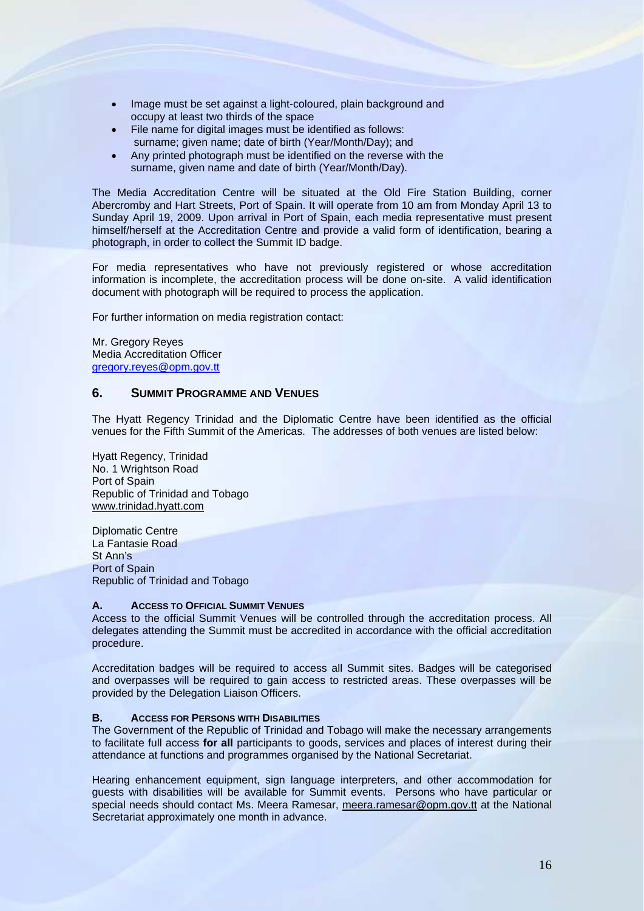- Image must be set against a light-coloured, plain background and occupy at least two thirds of the space
- File name for digital images must be identified as follows: surname; given name; date of birth (Year/Month/Day); and
- Any printed photograph must be identified on the reverse with the surname, given name and date of birth (Year/Month/Day).

The Media Accreditation Centre will be situated at the Old Fire Station Building, corner Abercromby and Hart Streets, Port of Spain. It will operate from 10 am from Monday April 13 to Sunday April 19, 2009. Upon arrival in Port of Spain, each media representative must present himself/herself at the Accreditation Centre and provide a valid form of identification, bearing a photograph, in order to collect the Summit ID badge.

For media representatives who have not previously registered or whose accreditation information is incomplete, the accreditation process will be done on-site. A valid identification document with photograph will be required to process the application.

For further information on media registration contact:

Mr. Gregory Reyes
Media Accreditation Officer
gregory.reyes@opm.gov.tt

## 6. SUMMIT PROGRAMME AND VENUES

The Hyatt Regency Trinidad and the Diplomatic Centre have been identified as the official venues for the Fifth Summit of the Americas. The addresses of both venues are listed below:

Hyatt Regency, Trinidad
No. 1 Wrightson Road
Port of Spain
Republic of Trinidad and Tobago
www.trinidad.hyatt.com

Diplomatic Centre
La Fantasie Road
St Ann's
Port of Spain
Republic of Trinidad and Tobago

### A. ACCESS TO OFFICIAL SUMMIT VENUES

Access to the official Summit Venues will be controlled through the accreditation process. All delegates attending the Summit must be accredited in accordance with the official accreditation procedure.

Accreditation badges will be required to access all Summit sites. Badges will be categorised and overpasses will be required to gain access to restricted areas. These overpasses will be provided by the Delegation Liaison Officers.

### B. ACCESS FOR PERSONS WITH DISABILITIES

The Government of the Republic of Trinidad and Tobago will make the necessary arrangements to facilitate full access **for all** participants to goods, services and places of interest during their attendance at functions and programmes organised by the National Secretariat.

Hearing enhancement equipment, sign language interpreters, and other accommodation for guests with disabilities will be available for Summit events. Persons who have particular or special needs should contact Ms. Meera Ramesar, meera.ramesar@opm.gov.tt at the National Secretariat approximately one month in advance.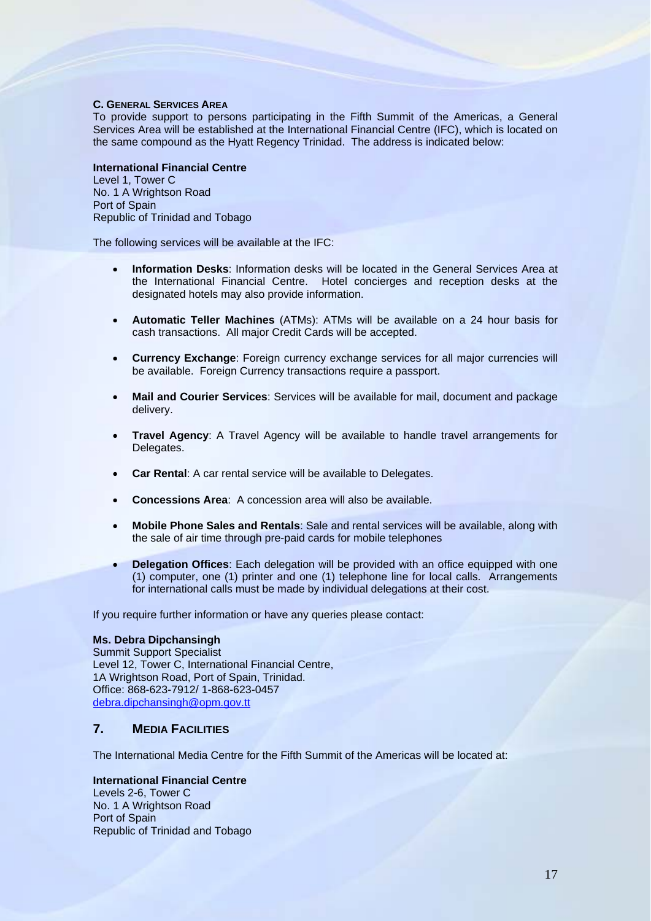### C. General Services Area

To provide support to persons participating in the Fifth Summit of the Americas, a General Services Area will be established at the International Financial Centre (IFC), which is located on the same compound as the Hyatt Regency Trinidad. The address is indicated below:

**International Financial Centre**
Level 1, Tower C
No. 1 A Wrightson Road
Port of Spain
Republic of Trinidad and Tobago

The following services will be available at the IFC:

- **Information Desks**: Information desks will be located in the General Services Area at the International Financial Centre. Hotel concierges and reception desks at the designated hotels may also provide information.
- **Automatic Teller Machines** (ATMs): ATMs will be available on a 24 hour basis for cash transactions. All major Credit Cards will be accepted.
- **Currency Exchange**: Foreign currency exchange services for all major currencies will be available. Foreign Currency transactions require a passport.
- **Mail and Courier Services**: Services will be available for mail, document and package delivery.
- **Travel Agency**: A Travel Agency will be available to handle travel arrangements for Delegates.
- **Car Rental**: A car rental service will be available to Delegates.
- **Concessions Area**: A concession area will also be available.
- **Mobile Phone Sales and Rentals**: Sale and rental services will be available, along with the sale of air time through pre-paid cards for mobile telephones
- **Delegation Offices**: Each delegation will be provided with an office equipped with one (1) computer, one (1) printer and one (1) telephone line for local calls. Arrangements for international calls must be made by individual delegations at their cost.

If you require further information or have any queries please contact:

**Ms. Debra Dipchansingh**
Summit Support Specialist
Level 12, Tower C, International Financial Centre,
1A Wrightson Road, Port of Spain, Trinidad.
Office: 868-623-7912/ 1-868-623-0457
debra.dipchansingh@opm.gov.tt

## 7. Media Facilities

The International Media Centre for the Fifth Summit of the Americas will be located at:

**International Financial Centre**
Levels 2-6, Tower C
No. 1 A Wrightson Road
Port of Spain
Republic of Trinidad and Tobago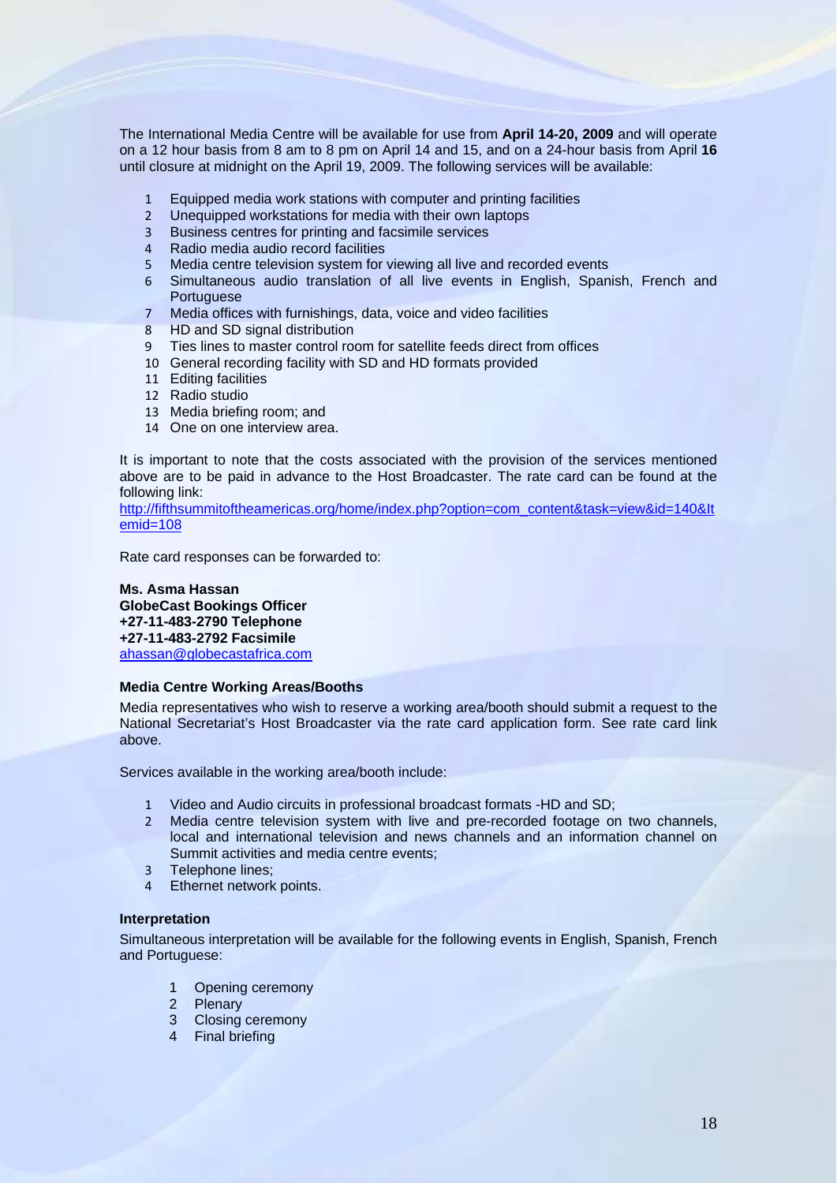The International Media Centre will be available for use from **April 14-20, 2009** and will operate on a 12 hour basis from 8 am to 8 pm on April 14 and 15, and on a 24-hour basis from April **16** until closure at midnight on the April 19, 2009. The following services will be available:

1. Equipped media work stations with computer and printing facilities
2. Unequipped workstations for media with their own laptops
3. Business centres for printing and facsimile services
4. Radio media audio record facilities
5. Media centre television system for viewing all live and recorded events
6. Simultaneous audio translation of all live events in English, Spanish, French and Portuguese
7. Media offices with furnishings, data, voice and video facilities
8. HD and SD signal distribution
9. Ties lines to master control room for satellite feeds direct from offices
10. General recording facility with SD and HD formats provided
11. Editing facilities
12. Radio studio
13. Media briefing room; and
14. One on one interview area.

It is important to note that the costs associated with the provision of the services mentioned above are to be paid in advance to the Host Broadcaster. The rate card can be found at the following link:
[http://fifthsummitoftheamericas.org/home/index.php?option=com_content&task=view&id=140&Itemid=108](http://fifthsummitoftheamericas.org/home/index.php?option=com_content&task=view&id=140&Itemid=108)

Rate card responses can be forwarded to:

**Ms. Asma Hassan**
**GlobeCast Bookings Officer**
**+27-11-483-2790 Telephone**
**+27-11-483-2792 Facsimile**
[ahassan@globecastafrica.com](mailto:ahassan@globecastafrica.com)

**Media Centre Working Areas/Booths**

Media representatives who wish to reserve a working area/booth should submit a request to the National Secretariat's Host Broadcaster via the rate card application form. See rate card link above.

Services available in the working area/booth include:

1. Video and Audio circuits in professional broadcast formats -HD and SD;
2. Media centre television system with live and pre-recorded footage on two channels, local and international television and news channels and an information channel on Summit activities and media centre events;
3. Telephone lines;
4. Ethernet network points.

**Interpretation**

Simultaneous interpretation will be available for the following events in English, Spanish, French and Portuguese:

1. Opening ceremony
2. Plenary
3. Closing ceremony
4. Final briefing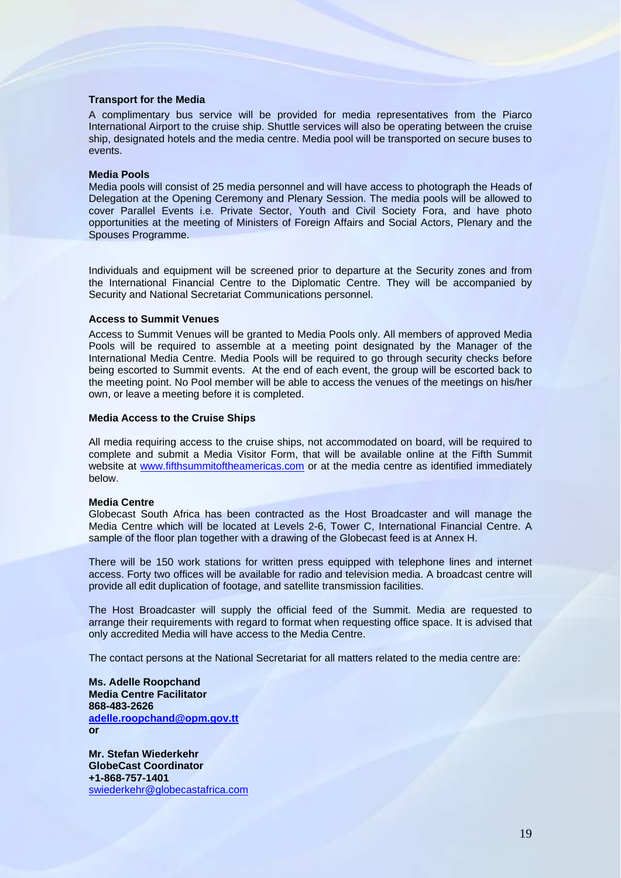**Transport for the Media**

A complimentary bus service will be provided for media representatives from the Piarco International Airport to the cruise ship. Shuttle services will also be operating between the cruise ship, designated hotels and the media centre. Media pool will be transported on secure buses to events.

**Media Pools**

Media pools will consist of 25 media personnel and will have access to photograph the Heads of Delegation at the Opening Ceremony and Plenary Session. The media pools will be allowed to cover Parallel Events i.e. Private Sector, Youth and Civil Society Fora, and have photo opportunities at the meeting of Ministers of Foreign Affairs and Social Actors, Plenary and the Spouses Programme.

Individuals and equipment will be screened prior to departure at the Security zones and from the International Financial Centre to the Diplomatic Centre. They will be accompanied by Security and National Secretariat Communications personnel.

**Access to Summit Venues**

Access to Summit Venues will be granted to Media Pools only. All members of approved Media Pools will be required to assemble at a meeting point designated by the Manager of the International Media Centre. Media Pools will be required to go through security checks before being escorted to Summit events. At the end of each event, the group will be escorted back to the meeting point. No Pool member will be able to access the venues of the meetings on his/her own, or leave a meeting before it is completed.

**Media Access to the Cruise Ships**

All media requiring access to the cruise ships, not accommodated on board, will be required to complete and submit a Media Visitor Form, that will be available online at the Fifth Summit website at www.fifthsummitoftheamericas.com or at the media centre as identified immediately below.

**Media Centre**

Globecast South Africa has been contracted as the Host Broadcaster and will manage the Media Centre which will be located at Levels 2-6, Tower C, International Financial Centre. A sample of the floor plan together with a drawing of the Globecast feed is at Annex H.

There will be 150 work stations for written press equipped with telephone lines and internet access. Forty two offices will be available for radio and television media. A broadcast centre will provide all edit duplication of footage, and satellite transmission facilities.

The Host Broadcaster will supply the official feed of the Summit. Media are requested to arrange their requirements with regard to format when requesting office space. It is advised that only accredited Media will have access to the Media Centre.

The contact persons at the National Secretariat for all matters related to the media centre are:

**Ms. Adelle Roopchand**
**Media Centre Facilitator**
**868-483-2626**
**adelle.roopchand@opm.gov.tt**
**or**

**Mr. Stefan Wiederkehr**
**GlobeCast Coordinator**
**+1-868-757-1401**
swiederkehr@globecastafrica.com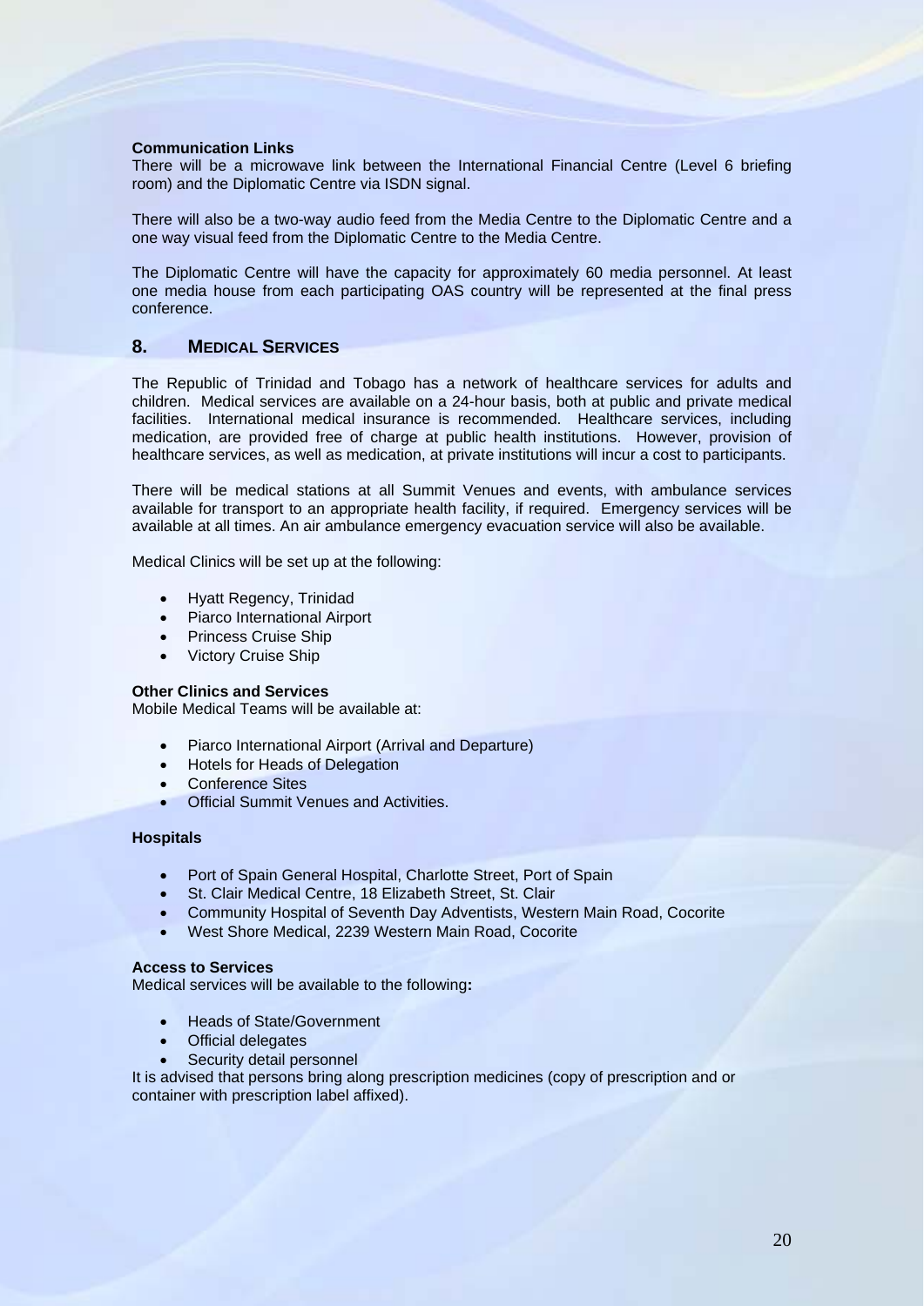**Communication Links**
There will be a microwave link between the International Financial Centre (Level 6 briefing room) and the Diplomatic Centre via ISDN signal.

There will also be a two-way audio feed from the Media Centre to the Diplomatic Centre and a one way visual feed from the Diplomatic Centre to the Media Centre.

The Diplomatic Centre will have the capacity for approximately 60 media personnel. At least one media house from each participating OAS country will be represented at the final press conference.

## 8. MEDICAL SERVICES

The Republic of Trinidad and Tobago has a network of healthcare services for adults and children. Medical services are available on a 24-hour basis, both at public and private medical facilities. International medical insurance is recommended. Healthcare services, including medication, are provided free of charge at public health institutions. However, provision of healthcare services, as well as medication, at private institutions will incur a cost to participants.

There will be medical stations at all Summit Venues and events, with ambulance services available for transport to an appropriate health facility, if required. Emergency services will be available at all times. An air ambulance emergency evacuation service will also be available.

Medical Clinics will be set up at the following:

- Hyatt Regency, Trinidad
- Piarco International Airport
- Princess Cruise Ship
- Victory Cruise Ship

**Other Clinics and Services**
Mobile Medical Teams will be available at:

- Piarco International Airport (Arrival and Departure)
- Hotels for Heads of Delegation
- Conference Sites
- Official Summit Venues and Activities.

**Hospitals**

- Port of Spain General Hospital, Charlotte Street, Port of Spain
- St. Clair Medical Centre, 18 Elizabeth Street, St. Clair
- Community Hospital of Seventh Day Adventists, Western Main Road, Cocorite
- West Shore Medical, 2239 Western Main Road, Cocorite

**Access to Services**
Medical services will be available to the following**:**

- Heads of State/Government
- Official delegates
- Security detail personnel

It is advised that persons bring along prescription medicines (copy of prescription and or container with prescription label affixed).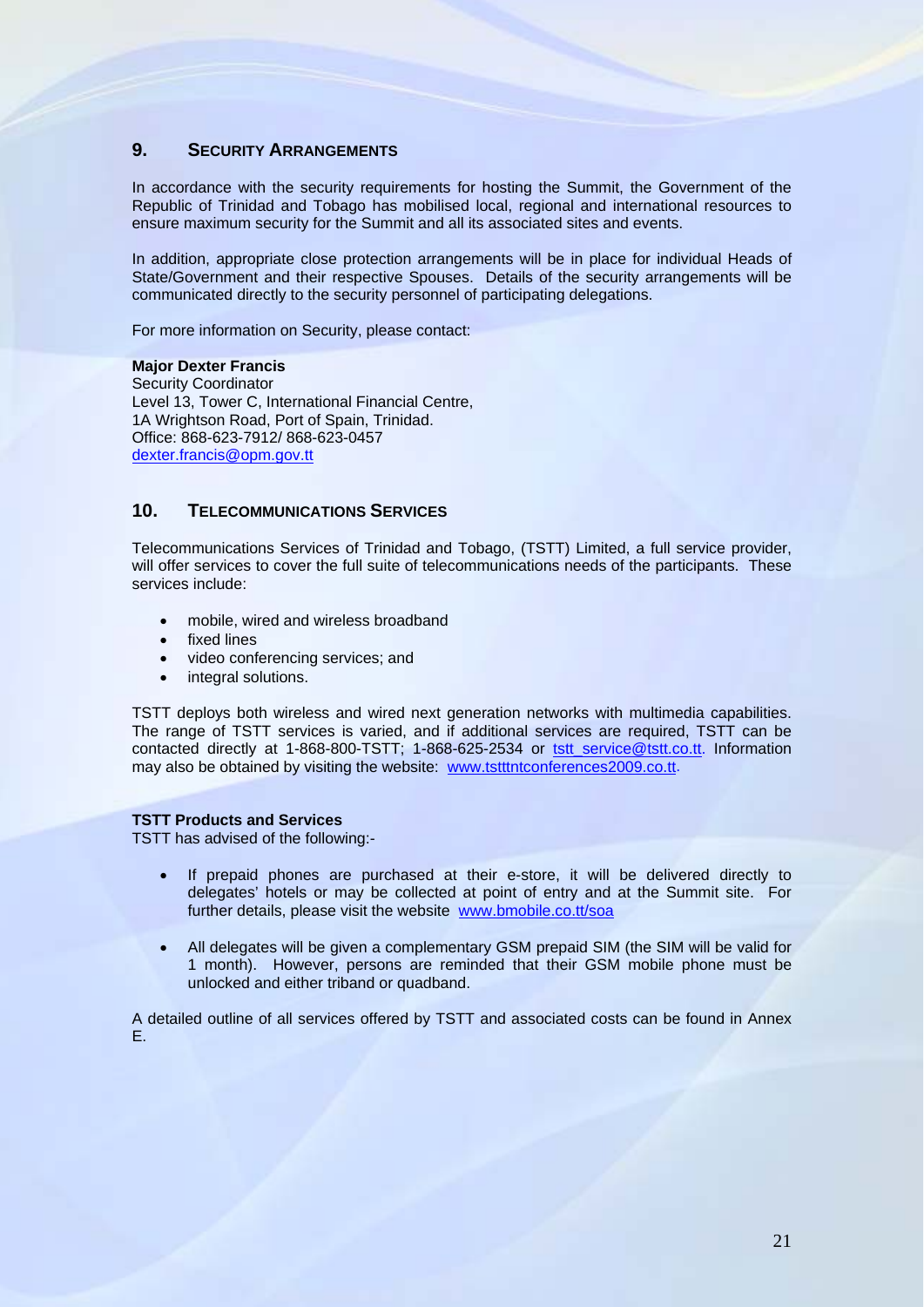## 9. SECURITY ARRANGEMENTS

In accordance with the security requirements for hosting the Summit, the Government of the Republic of Trinidad and Tobago has mobilised local, regional and international resources to ensure maximum security for the Summit and all its associated sites and events.

In addition, appropriate close protection arrangements will be in place for individual Heads of State/Government and their respective Spouses. Details of the security arrangements will be communicated directly to the security personnel of participating delegations.

For more information on Security, please contact:

**Major Dexter Francis**
Security Coordinator
Level 13, Tower C, International Financial Centre,
1A Wrightson Road, Port of Spain, Trinidad.
Office: 868-623-7912/ 868-623-0457
dexter.francis@opm.gov.tt

## 10. TELECOMMUNICATIONS SERVICES

Telecommunications Services of Trinidad and Tobago, (TSTT) Limited, a full service provider, will offer services to cover the full suite of telecommunications needs of the participants. These services include:

- mobile, wired and wireless broadband
- fixed lines
- video conferencing services; and
- integral solutions.

TSTT deploys both wireless and wired next generation networks with multimedia capabilities. The range of TSTT services is varied, and if additional services are required, TSTT can be contacted directly at 1-868-800-TSTT; 1-868-625-2534 or tstt_service@tstt.co.tt. Information may also be obtained by visiting the website: www.tstttntconferences2009.co.tt.

**TSTT Products and Services**
TSTT has advised of the following:-

- If prepaid phones are purchased at their e-store, it will be delivered directly to delegates' hotels or may be collected at point of entry and at the Summit site. For further details, please visit the website www.bmobile.co.tt/soa

- All delegates will be given a complementary GSM prepaid SIM (the SIM will be valid for 1 month). However, persons are reminded that their GSM mobile phone must be unlocked and either triband or quadband.

A detailed outline of all services offered by TSTT and associated costs can be found in Annex E.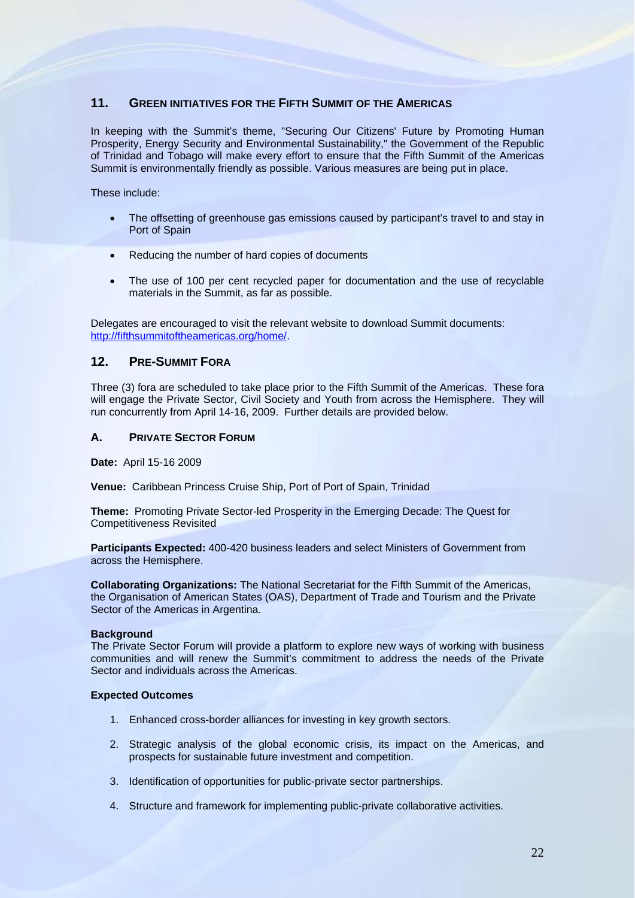## 11. GREEN INITIATIVES FOR THE FIFTH SUMMIT OF THE AMERICAS

In keeping with the Summit's theme, "Securing Our Citizens' Future by Promoting Human Prosperity, Energy Security and Environmental Sustainability," the Government of the Republic of Trinidad and Tobago will make every effort to ensure that the Fifth Summit of the Americas Summit is environmentally friendly as possible. Various measures are being put in place.

These include:

- The offsetting of greenhouse gas emissions caused by participant's travel to and stay in Port of Spain
- Reducing the number of hard copies of documents
- The use of 100 per cent recycled paper for documentation and the use of recyclable materials in the Summit, as far as possible.

Delegates are encouraged to visit the relevant website to download Summit documents: http://fifthsummitoftheamericas.org/home/.

## 12. PRE-SUMMIT FORA

Three (3) fora are scheduled to take place prior to the Fifth Summit of the Americas. These fora will engage the Private Sector, Civil Society and Youth from across the Hemisphere. They will run concurrently from April 14-16, 2009. Further details are provided below.

### A. PRIVATE SECTOR FORUM

**Date:** April 15-16 2009

**Venue:** Caribbean Princess Cruise Ship, Port of Port of Spain, Trinidad

**Theme:** Promoting Private Sector-led Prosperity in the Emerging Decade: The Quest for Competitiveness Revisited

**Participants Expected:** 400-420 business leaders and select Ministers of Government from across the Hemisphere.

**Collaborating Organizations:** The National Secretariat for the Fifth Summit of the Americas, the Organisation of American States (OAS), Department of Trade and Tourism and the Private Sector of the Americas in Argentina.

**Background**

The Private Sector Forum will provide a platform to explore new ways of working with business communities and will renew the Summit's commitment to address the needs of the Private Sector and individuals across the Americas.

**Expected Outcomes**

1. Enhanced cross-border alliances for investing in key growth sectors.
2. Strategic analysis of the global economic crisis, its impact on the Americas, and prospects for sustainable future investment and competition.
3. Identification of opportunities for public-private sector partnerships.
4. Structure and framework for implementing public-private collaborative activities.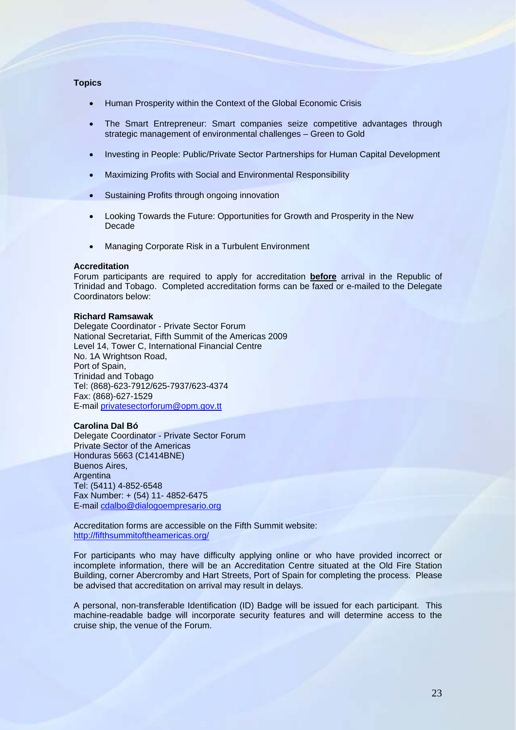**Topics**

- Human Prosperity within the Context of the Global Economic Crisis
- The Smart Entrepreneur: Smart companies seize competitive advantages through strategic management of environmental challenges – Green to Gold
- Investing in People: Public/Private Sector Partnerships for Human Capital Development
- Maximizing Profits with Social and Environmental Responsibility
- Sustaining Profits through ongoing innovation
- Looking Towards the Future: Opportunities for Growth and Prosperity in the New Decade
- Managing Corporate Risk in a Turbulent Environment

**Accreditation**

Forum participants are required to apply for accreditation **before** arrival in the Republic of Trinidad and Tobago. Completed accreditation forms can be faxed or e-mailed to the Delegate Coordinators below:

**Richard Ramsawak**
Delegate Coordinator - Private Sector Forum
National Secretariat, Fifth Summit of the Americas 2009
Level 14, Tower C, International Financial Centre
No. 1A Wrightson Road,
Port of Spain,
Trinidad and Tobago
Tel: (868)-623-7912/625-7937/623-4374
Fax: (868)-627-1529
E-mail privatesectorforum@opm.gov.tt

**Carolina Dal Bó**
Delegate Coordinator - Private Sector Forum
Private Sector of the Americas
Honduras 5663 (C1414BNE)
Buenos Aires,
Argentina
Tel: (5411) 4-852-6548
Fax Number: + (54) 11- 4852-6475
E-mail cdalbo@dialogoempresario.org

Accreditation forms are accessible on the Fifth Summit website:
http://fifthsummitoftheamericas.org/

For participants who may have difficulty applying online or who have provided incorrect or incomplete information, there will be an Accreditation Centre situated at the Old Fire Station Building, corner Abercromby and Hart Streets, Port of Spain for completing the process. Please be advised that accreditation on arrival may result in delays.

A personal, non-transferable Identification (ID) Badge will be issued for each participant. This machine-readable badge will incorporate security features and will determine access to the cruise ship, the venue of the Forum.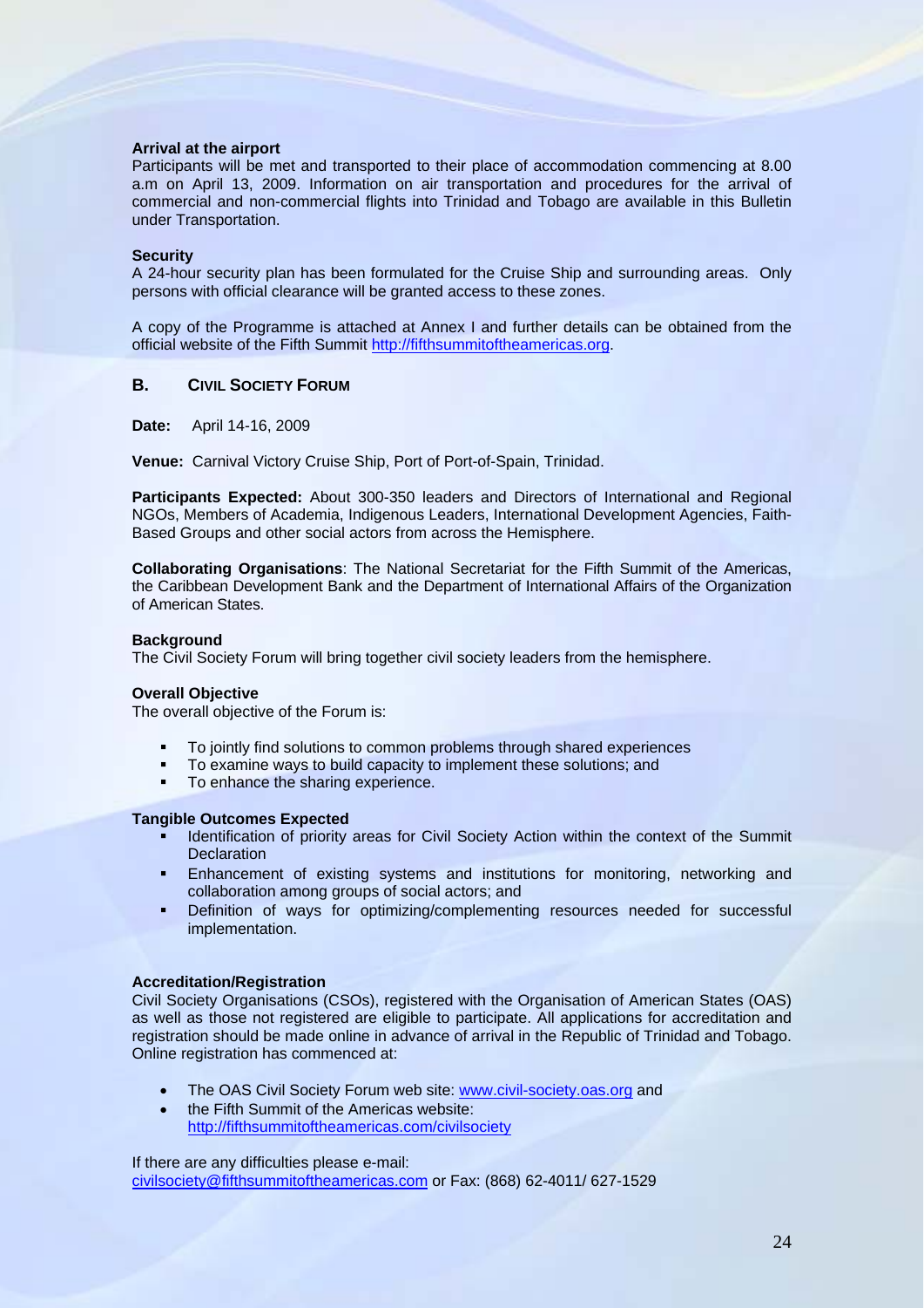**Arrival at the airport**
Participants will be met and transported to their place of accommodation commencing at 8.00 a.m on April 13, 2009. Information on air transportation and procedures for the arrival of commercial and non-commercial flights into Trinidad and Tobago are available in this Bulletin under Transportation.

**Security**
A 24-hour security plan has been formulated for the Cruise Ship and surrounding areas. Only persons with official clearance will be granted access to these zones.

A copy of the Programme is attached at Annex I and further details can be obtained from the official website of the Fifth Summit http://fifthsummitoftheamericas.org.

## B. CIVIL SOCIETY FORUM

**Date:** April 14-16, 2009

**Venue:** Carnival Victory Cruise Ship, Port of Port-of-Spain, Trinidad.

**Participants Expected:** About 300-350 leaders and Directors of International and Regional NGOs, Members of Academia, Indigenous Leaders, International Development Agencies, Faith-Based Groups and other social actors from across the Hemisphere.

**Collaborating Organisations**: The National Secretariat for the Fifth Summit of the Americas, the Caribbean Development Bank and the Department of International Affairs of the Organization of American States.

**Background**
The Civil Society Forum will bring together civil society leaders from the hemisphere.

**Overall Objective**
The overall objective of the Forum is:

- To jointly find solutions to common problems through shared experiences
- To examine ways to build capacity to implement these solutions; and
- To enhance the sharing experience.

**Tangible Outcomes Expected**

- Identification of priority areas for Civil Society Action within the context of the Summit Declaration
- Enhancement of existing systems and institutions for monitoring, networking and collaboration among groups of social actors; and
- Definition of ways for optimizing/complementing resources needed for successful implementation.

**Accreditation/Registration**
Civil Society Organisations (CSOs), registered with the Organisation of American States (OAS) as well as those not registered are eligible to participate. All applications for accreditation and registration should be made online in advance of arrival in the Republic of Trinidad and Tobago. Online registration has commenced at:

- The OAS Civil Society Forum web site: www.civil-society.oas.org and
- the Fifth Summit of the Americas website: http://fifthsummitoftheamericas.com/civilsociety

If there are any difficulties please e-mail:
civilsociety@fifthsummitoftheamericas.com or Fax: (868) 62-4011/ 627-1529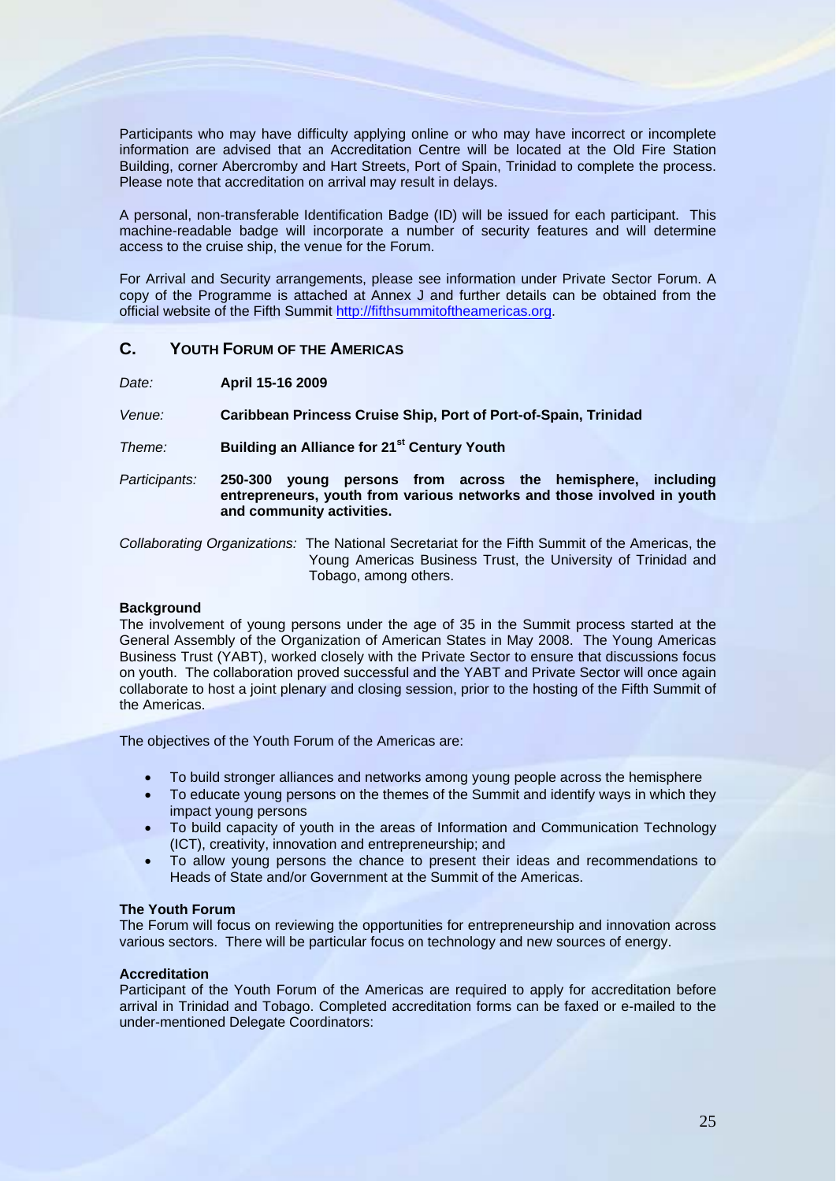Participants who may have difficulty applying online or who may have incorrect or incomplete information are advised that an Accreditation Centre will be located at the Old Fire Station Building, corner Abercromby and Hart Streets, Port of Spain, Trinidad to complete the process. Please note that accreditation on arrival may result in delays.

A personal, non-transferable Identification Badge (ID) will be issued for each participant. This machine-readable badge will incorporate a number of security features and will determine access to the cruise ship, the venue for the Forum.

For Arrival and Security arrangements, please see information under Private Sector Forum. A copy of the Programme is attached at Annex J and further details can be obtained from the official website of the Fifth Summit http://fifthsummitoftheamericas.org.

## C. YOUTH FORUM OF THE AMERICAS

*Date:* **April 15-16 2009**

*Venue:* **Caribbean Princess Cruise Ship, Port of Port-of-Spain, Trinidad**

*Theme:* **Building an Alliance for 21st Century Youth**

*Participants:* **250-300 young persons from across the hemisphere, including entrepreneurs, youth from various networks and those involved in youth and community activities.**

*Collaborating Organizations:* The National Secretariat for the Fifth Summit of the Americas, the Young Americas Business Trust, the University of Trinidad and Tobago, among others.

**Background**

The involvement of young persons under the age of 35 in the Summit process started at the General Assembly of the Organization of American States in May 2008. The Young Americas Business Trust (YABT), worked closely with the Private Sector to ensure that discussions focus on youth. The collaboration proved successful and the YABT and Private Sector will once again collaborate to host a joint plenary and closing session, prior to the hosting of the Fifth Summit of the Americas.

The objectives of the Youth Forum of the Americas are:

- To build stronger alliances and networks among young people across the hemisphere
- To educate young persons on the themes of the Summit and identify ways in which they impact young persons
- To build capacity of youth in the areas of Information and Communication Technology (ICT), creativity, innovation and entrepreneurship; and
- To allow young persons the chance to present their ideas and recommendations to Heads of State and/or Government at the Summit of the Americas.

**The Youth Forum**

The Forum will focus on reviewing the opportunities for entrepreneurship and innovation across various sectors. There will be particular focus on technology and new sources of energy.

**Accreditation**

Participant of the Youth Forum of the Americas are required to apply for accreditation before arrival in Trinidad and Tobago. Completed accreditation forms can be faxed or e-mailed to the under-mentioned Delegate Coordinators: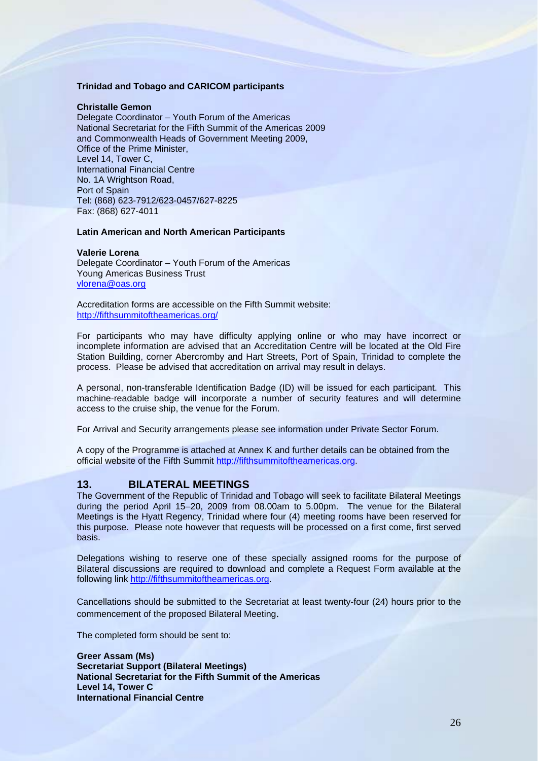**Trinidad and Tobago and CARICOM participants**

**Christalle Gemon**
Delegate Coordinator – Youth Forum of the Americas
National Secretariat for the Fifth Summit of the Americas 2009
and Commonwealth Heads of Government Meeting 2009,
Office of the Prime Minister,
Level 14, Tower C,
International Financial Centre
No. 1A Wrightson Road,
Port of Spain
Tel: (868) 623-7912/623-0457/627-8225
Fax: (868) 627-4011

**Latin American and North American Participants**

**Valerie Lorena**
Delegate Coordinator – Youth Forum of the Americas
Young Americas Business Trust
vlorena@oas.org

Accreditation forms are accessible on the Fifth Summit website:
http://fifthsummitoftheamericas.org/

For participants who may have difficulty applying online or who may have incorrect or incomplete information are advised that an Accreditation Centre will be located at the Old Fire Station Building, corner Abercromby and Hart Streets, Port of Spain, Trinidad to complete the process. Please be advised that accreditation on arrival may result in delays.

A personal, non-transferable Identification Badge (ID) will be issued for each participant. This machine-readable badge will incorporate a number of security features and will determine access to the cruise ship, the venue for the Forum.

For Arrival and Security arrangements please see information under Private Sector Forum.

A copy of the Programme is attached at Annex K and further details can be obtained from the official website of the Fifth Summit http://fifthsummitoftheamericas.org.

## 13. BILATERAL MEETINGS

The Government of the Republic of Trinidad and Tobago will seek to facilitate Bilateral Meetings during the period April 15–20, 2009 from 08.00am to 5.00pm. The venue for the Bilateral Meetings is the Hyatt Regency, Trinidad where four (4) meeting rooms have been reserved for this purpose. Please note however that requests will be processed on a first come, first served basis.

Delegations wishing to reserve one of these specially assigned rooms for the purpose of Bilateral discussions are required to download and complete a Request Form available at the following link http://fifthsummitoftheamericas.org.

Cancellations should be submitted to the Secretariat at least twenty-four (24) hours prior to the commencement of the proposed Bilateral Meeting.

The completed form should be sent to:

**Greer Assam (Ms)**
**Secretariat Support (Bilateral Meetings)**
**National Secretariat for the Fifth Summit of the Americas**
**Level 14, Tower C**
**International Financial Centre**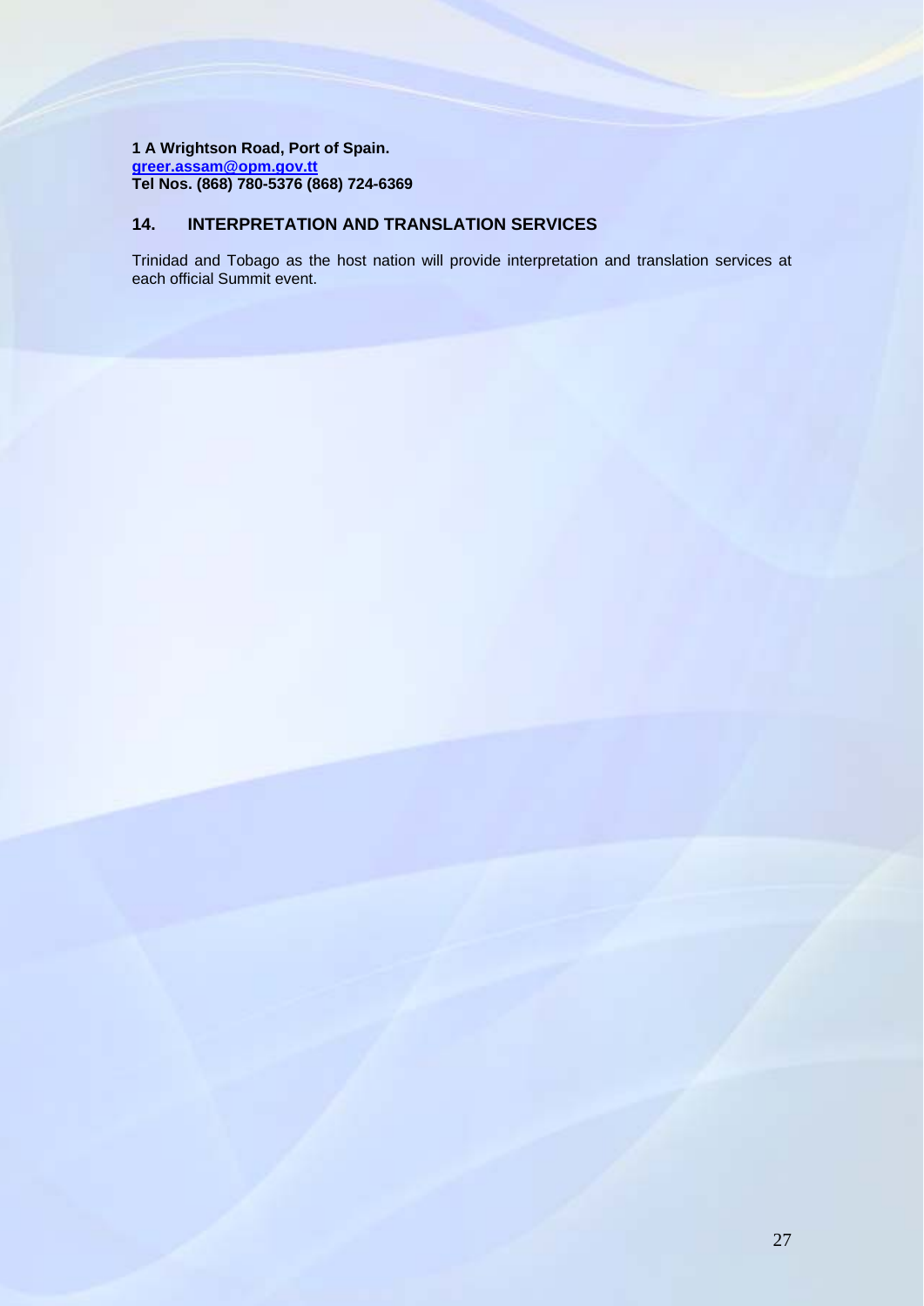**1 A Wrightson Road, Port of Spain.**
**greer.assam@opm.gov.tt**
**Tel Nos. (868) 780-5376 (868) 724-6369**

## 14. INTERPRETATION AND TRANSLATION SERVICES

Trinidad and Tobago as the host nation will provide interpretation and translation services at each official Summit event.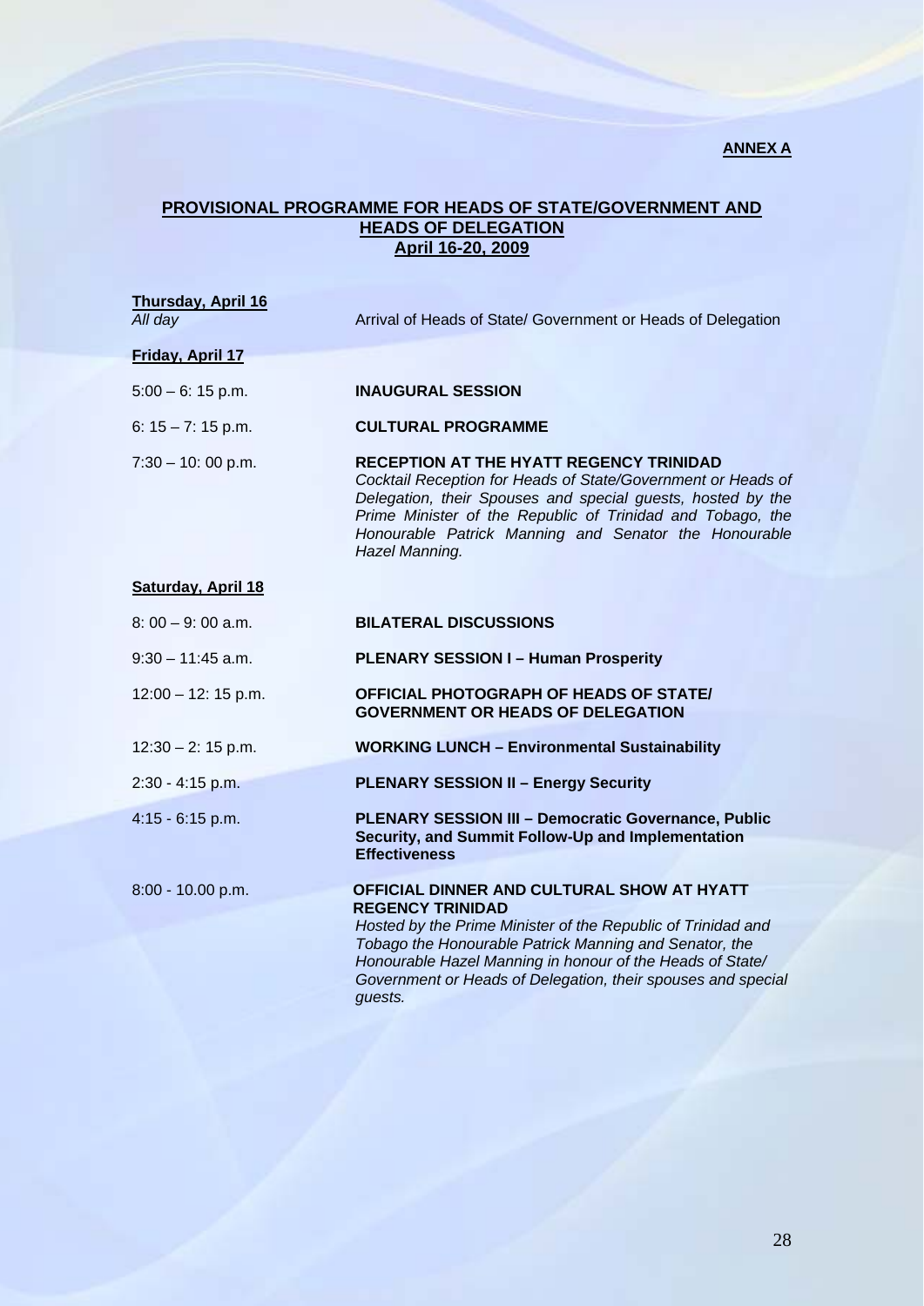**ANNEX A**

## PROVISIONAL PROGRAMME FOR HEADS OF STATE/GOVERNMENT AND HEADS OF DELEGATION
**April 16-20, 2009**

**Thursday, April 16**

| | |
|---|---|
| *All day* | Arrival of Heads of State/ Government or Heads of Delegation |

**Friday, April 17**

| | |
|---|---|
| 5:00 – 6: 15 p.m. | **INAUGURAL SESSION** |
| 6: 15 – 7: 15 p.m. | **CULTURAL PROGRAMME** |
| 7:30 – 10: 00 p.m. | **RECEPTION AT THE HYATT REGENCY TRINIDAD** *Cocktail Reception for Heads of State/Government or Heads of Delegation, their Spouses and special guests, hosted by the Prime Minister of the Republic of Trinidad and Tobago, the Honourable Patrick Manning and Senator the Honourable Hazel Manning.* |

**Saturday, April 18**

| | |
|---|---|
| 8: 00 – 9: 00 a.m. | **BILATERAL DISCUSSIONS** |
| 9:30 – 11:45 a.m. | **PLENARY SESSION I – Human Prosperity** |
| 12:00 – 12: 15 p.m. | **OFFICIAL PHOTOGRAPH OF HEADS OF STATE/ GOVERNMENT OR HEADS OF DELEGATION** |
| 12:30 – 2: 15 p.m. | **WORKING LUNCH – Environmental Sustainability** |
| 2:30 - 4:15 p.m. | **PLENARY SESSION II – Energy Security** |
| 4:15 - 6:15 p.m. | **PLENARY SESSION III – Democratic Governance, Public Security, and Summit Follow-Up and Implementation Effectiveness** |
| 8:00 - 10.00 p.m. | **OFFICIAL DINNER AND CULTURAL SHOW AT HYATT REGENCY TRINIDAD** *Hosted by the Prime Minister of the Republic of Trinidad and Tobago the Honourable Patrick Manning and Senator, the Honourable Hazel Manning in honour of the Heads of State/ Government or Heads of Delegation, their spouses and special guests.* |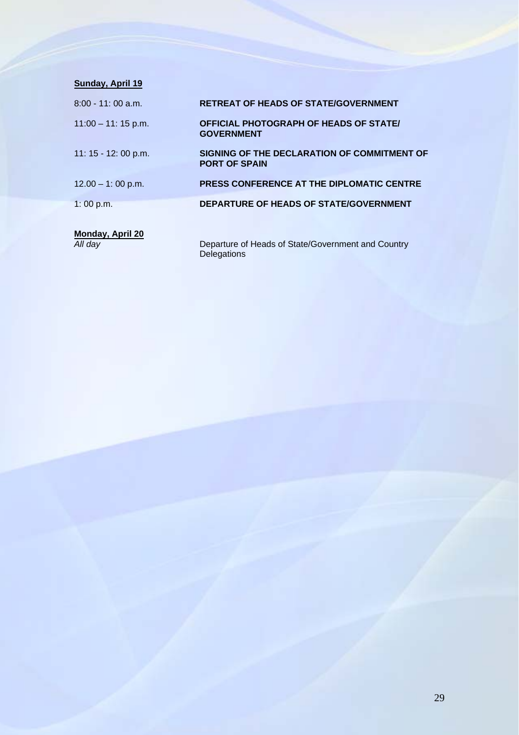**Sunday, April 19**

| | |
|---|---|
| 8:00 - 11: 00 a.m. | **RETREAT OF HEADS OF STATE/GOVERNMENT** |
| 11:00 – 11: 15 p.m. | **OFFICIAL PHOTOGRAPH OF HEADS OF STATE/ GOVERNMENT** |
| 11: 15 - 12: 00 p.m. | **SIGNING OF THE DECLARATION OF COMMITMENT OF PORT OF SPAIN** |
| 12.00 – 1: 00 p.m. | **PRESS CONFERENCE AT THE DIPLOMATIC CENTRE** |
| 1: 00 p.m. | **DEPARTURE OF HEADS OF STATE/GOVERNMENT** |

**Monday, April 20**

| | |
|---|---|
| *All day* | Departure of Heads of State/Government and Country Delegations |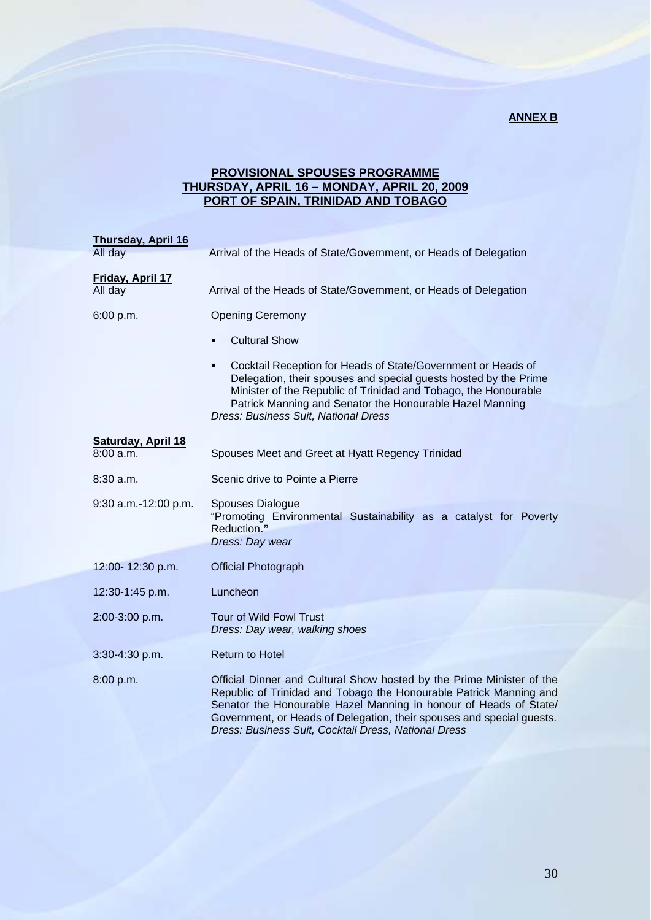**ANNEX B**

## PROVISIONAL SPOUSES PROGRAMME
## THURSDAY, APRIL 16 – MONDAY, APRIL 20, 2009
## PORT OF SPAIN, TRINIDAD AND TOBAGO

**Thursday, April 16**

All day — Arrival of the Heads of State/Government, or Heads of Delegation

**Friday, April 17**

All day — Arrival of the Heads of State/Government, or Heads of Delegation

6:00 p.m. — Opening Ceremony

- Cultural Show
- Cocktail Reception for Heads of State/Government or Heads of Delegation, their spouses and special guests hosted by the Prime Minister of the Republic of Trinidad and Tobago, the Honourable Patrick Manning and Senator the Honourable Hazel Manning

*Dress: Business Suit, National Dress*

**Saturday, April 18**

8:00 a.m. — Spouses Meet and Greet at Hyatt Regency Trinidad

8:30 a.m. — Scenic drive to Pointe a Pierre

9:30 a.m.-12:00 p.m. — Spouses Dialogue
"Promoting Environmental Sustainability as a catalyst for Poverty Reduction."
*Dress: Day wear*

12:00- 12:30 p.m. — Official Photograph

12:30-1:45 p.m. — Luncheon

2:00-3:00 p.m. — Tour of Wild Fowl Trust
*Dress: Day wear, walking shoes*

3:30-4:30 p.m. — Return to Hotel

8:00 p.m. — Official Dinner and Cultural Show hosted by the Prime Minister of the Republic of Trinidad and Tobago the Honourable Patrick Manning and Senator the Honourable Hazel Manning in honour of Heads of State/ Government, or Heads of Delegation, their spouses and special guests.
*Dress: Business Suit, Cocktail Dress, National Dress*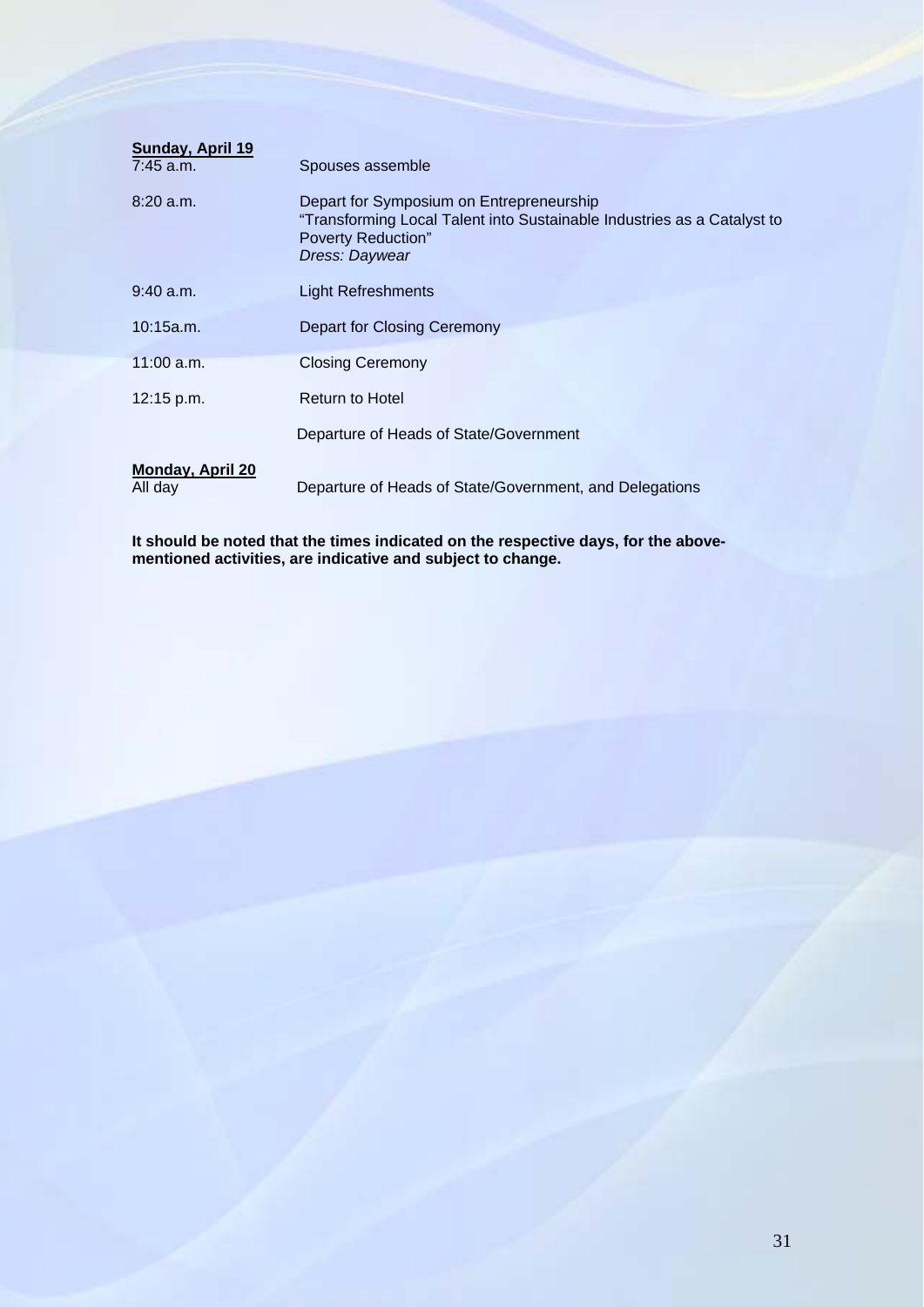**Sunday, April 19**

| | |
|---|---|
| 7:45 a.m. | Spouses assemble |
| 8:20 a.m. | Depart for Symposium on Entrepreneurship<br>"Transforming Local Talent into Sustainable Industries as a Catalyst to Poverty Reduction"<br>*Dress: Daywear* |
| 9:40 a.m. | Light Refreshments |
| 10:15a.m. | Depart for Closing Ceremony |
| 11:00 a.m. | Closing Ceremony |
| 12:15 p.m. | Return to Hotel |
| | Departure of Heads of State/Government |

**Monday, April 20**

| | |
|---|---|
| All day | Departure of Heads of State/Government, and Delegations |

**It should be noted that the times indicated on the respective days, for the above-mentioned activities, are indicative and subject to change.**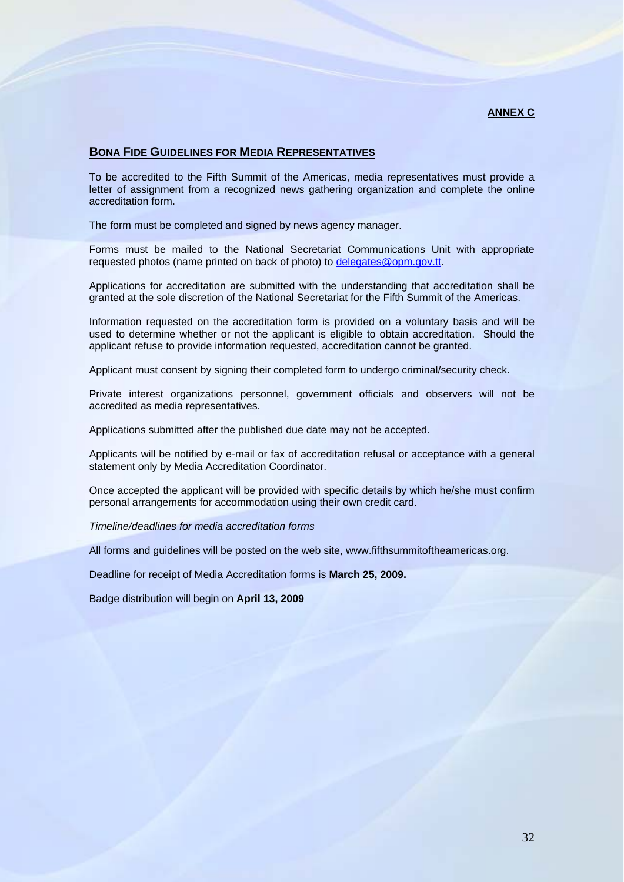**ANNEX C**

## BONA FIDE GUIDELINES FOR MEDIA REPRESENTATIVES

To be accredited to the Fifth Summit of the Americas, media representatives must provide a letter of assignment from a recognized news gathering organization and complete the online accreditation form.

The form must be completed and signed by news agency manager.

Forms must be mailed to the National Secretariat Communications Unit with appropriate requested photos (name printed on back of photo) to delegates@opm.gov.tt.

Applications for accreditation are submitted with the understanding that accreditation shall be granted at the sole discretion of the National Secretariat for the Fifth Summit of the Americas.

Information requested on the accreditation form is provided on a voluntary basis and will be used to determine whether or not the applicant is eligible to obtain accreditation. Should the applicant refuse to provide information requested, accreditation cannot be granted.

Applicant must consent by signing their completed form to undergo criminal/security check.

Private interest organizations personnel, government officials and observers will not be accredited as media representatives.

Applications submitted after the published due date may not be accepted.

Applicants will be notified by e-mail or fax of accreditation refusal or acceptance with a general statement only by Media Accreditation Coordinator.

Once accepted the applicant will be provided with specific details by which he/she must confirm personal arrangements for accommodation using their own credit card.

*Timeline/deadlines for media accreditation forms*

All forms and guidelines will be posted on the web site, www.fifthsummitoftheamericas.org.

Deadline for receipt of Media Accreditation forms is **March 25, 2009.**

Badge distribution will begin on **April 13, 2009**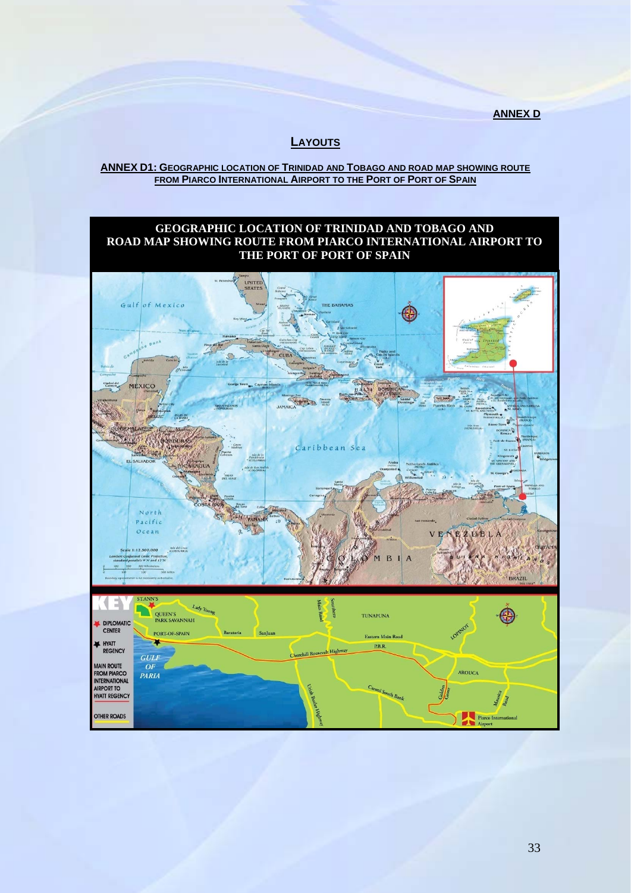**ANNEX D**

## LAYOUTS

### ANNEX D1: GEOGRAPHIC LOCATION OF TRINIDAD AND TOBAGO AND ROAD MAP SHOWING ROUTE FROM PIARCO INTERNATIONAL AIRPORT TO THE PORT OF PORT OF SPAIN

**GEOGRAPHIC LOCATION OF TRINIDAD AND TOBAGO AND ROAD MAP SHOWING ROUTE FROM PIARCO INTERNATIONAL AIRPORT TO THE PORT OF PORT OF SPAIN**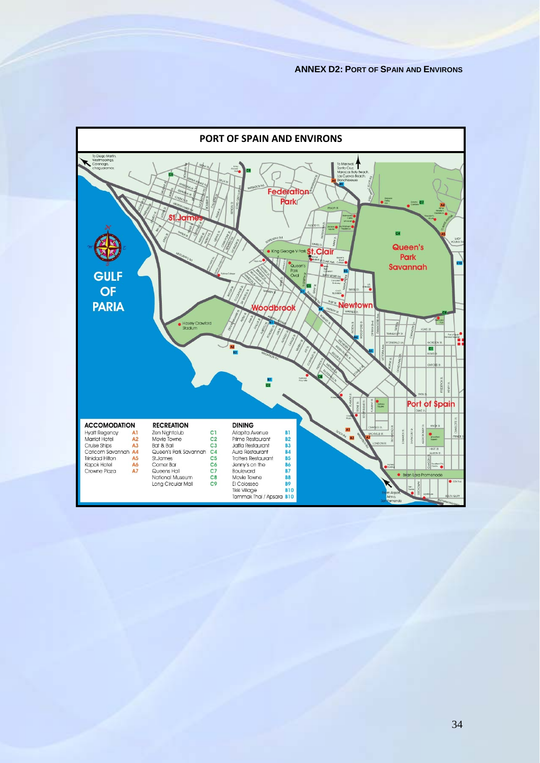ANNEX D2: PORT OF SPAIN AND ENVIRONS

## PORT OF SPAIN AND ENVIRONS

| ACCOMODATION | | RECREATION | | DINING | |
|---|---|---|---|---|---|
| Hyatt Regency | A1 | Zen Nightclub | C1 | Ariapita Avenue | B1 |
| Marriot Hotel | A2 | Movie Towne | C2 | Prime Restaurant | B2 |
| Cruise Ships | A3 | Bat & Ball | C3 | Jaffa Restaurant | B3 |
| Caricom Savannah | A4 | Queen's Park Savannah | C4 | Aura Restaurant | B4 |
| Trinidad Hilton | A5 | St.James | C5 | Trotters Restaurant | B5 |
| Kapok Hotel | A6 | Corner Bar | C6 | Jenny's on the Boulevard | B6 |
| Crowne Plaza | A7 | Queens Hall | C7 | | B7 |
| | | National Museum | C8 | Movie Towne | B8 |
| | | Long Circular Mall | C9 | El Colosseo | B9 |
| | | | | Tikki Village | B10 |
| | | | | Tammak Thai / Apsara | B10 |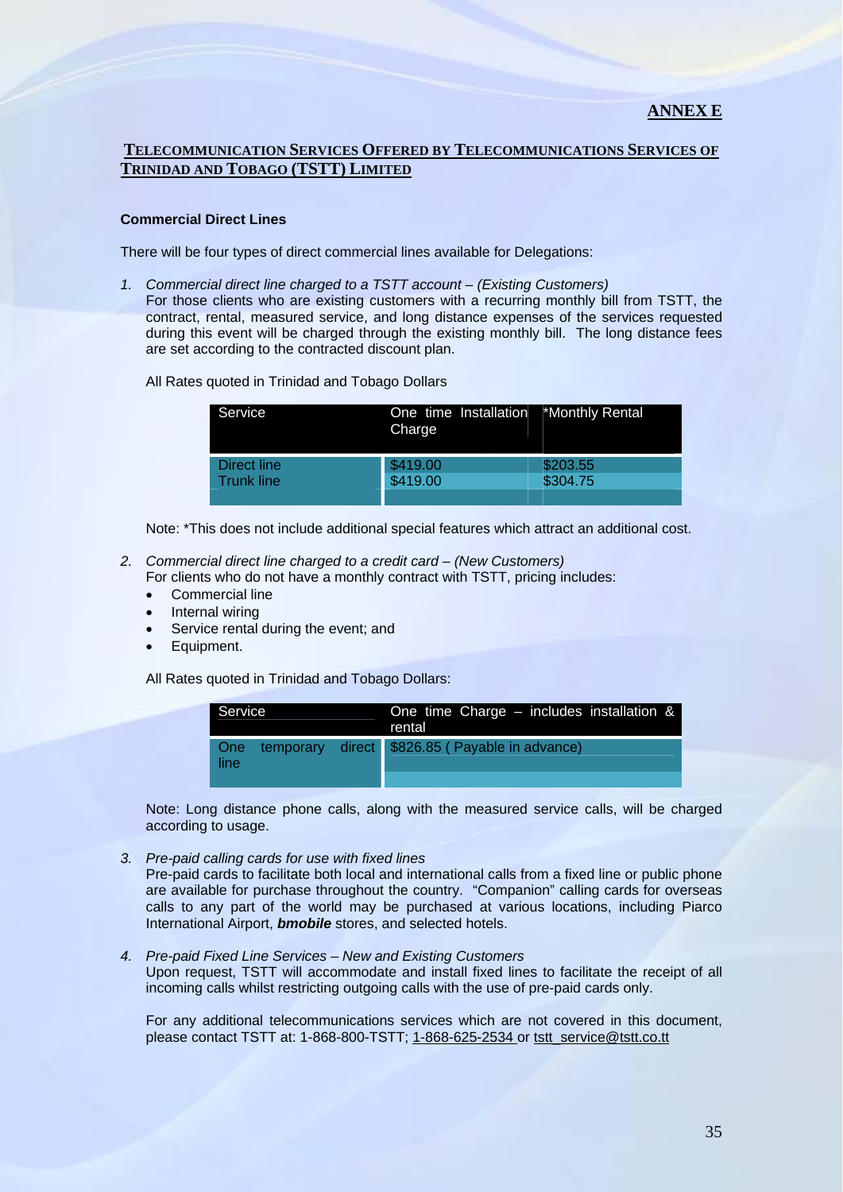**ANNEX E**

## TELECOMMUNICATION SERVICES OFFERED BY TELECOMMUNICATIONS SERVICES OF TRINIDAD AND TOBAGO (TSTT) LIMITED

**Commercial Direct Lines**

There will be four types of direct commercial lines available for Delegations:

1. *Commercial direct line charged to a TSTT account – (Existing Customers)*
   For those clients who are existing customers with a recurring monthly bill from TSTT, the contract, rental, measured service, and long distance expenses of the services requested during this event will be charged through the existing monthly bill. The long distance fees are set according to the contracted discount plan.

   All Rates quoted in Trinidad and Tobago Dollars

   | Service | One time Installation Charge | *Monthly Rental |
   |---|---|---|
   | Direct line | $419.00 | $203.55 |
   | Trunk line | $419.00 | $304.75 |

   Note: *This does not include additional special features which attract an additional cost.

2. *Commercial direct line charged to a credit card – (New Customers)*
   For clients who do not have a monthly contract with TSTT, pricing includes:
   - Commercial line
   - Internal wiring
   - Service rental during the event; and
   - Equipment.

   All Rates quoted in Trinidad and Tobago Dollars:

   | Service | One time Charge – includes installation & rental |
   |---|---|
   | One temporary direct line | $826.85 ( Payable in advance) |

   Note: Long distance phone calls, along with the measured service calls, will be charged according to usage.

3. *Pre-paid calling cards for use with fixed lines*
   Pre-paid cards to facilitate both local and international calls from a fixed line or public phone are available for purchase throughout the country. "Companion" calling cards for overseas calls to any part of the world may be purchased at various locations, including Piarco International Airport, ***bmobile*** stores, and selected hotels.

4. *Pre-paid Fixed Line Services – New and Existing Customers*
   Upon request, TSTT will accommodate and install fixed lines to facilitate the receipt of all incoming calls whilst restricting outgoing calls with the use of pre-paid cards only.

   For any additional telecommunications services which are not covered in this document, please contact TSTT at: 1-868-800-TSTT; 1-868-625-2534 or tstt_service@tstt.co.tt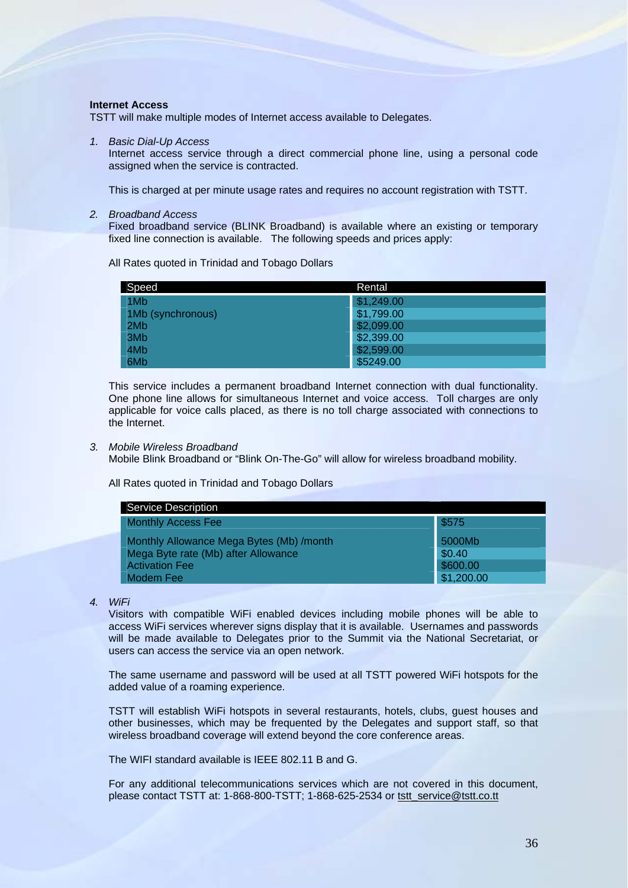**Internet Access**

TSTT will make multiple modes of Internet access available to Delegates.

1. *Basic Dial-Up Access*

   Internet access service through a direct commercial phone line, using a personal code assigned when the service is contracted.

   This is charged at per minute usage rates and requires no account registration with TSTT.

2. *Broadband Access*

   Fixed broadband service (BLINK Broadband) is available where an existing or temporary fixed line connection is available. The following speeds and prices apply:

   All Rates quoted in Trinidad and Tobago Dollars

| Speed | Rental |
|---|---|
| 1Mb | $1,249.00 |
| 1Mb (synchronous) | $1,799.00 |
| 2Mb | $2,099.00 |
| 3Mb | $2,399.00 |
| 4Mb | $2,599.00 |
| 6Mb | $5249.00 |

   This service includes a permanent broadband Internet connection with dual functionality. One phone line allows for simultaneous Internet and voice access. Toll charges are only applicable for voice calls placed, as there is no toll charge associated with connections to the Internet.

3. *Mobile Wireless Broadband*

   Mobile Blink Broadband or "Blink On-The-Go" will allow for wireless broadband mobility.

   All Rates quoted in Trinidad and Tobago Dollars

| Service Description | |
|---|---|
| Monthly Access Fee | $575 |
| Monthly Allowance Mega Bytes (Mb) /month | 5000Mb |
| Mega Byte rate (Mb) after Allowance | $0.40 |
| Activation Fee | $600.00 |
| Modem Fee | $1,200.00 |

4. *WiFi*

   Visitors with compatible WiFi enabled devices including mobile phones will be able to access WiFi services wherever signs display that it is available. Usernames and passwords will be made available to Delegates prior to the Summit via the National Secretariat, or users can access the service via an open network.

   The same username and password will be used at all TSTT powered WiFi hotspots for the added value of a roaming experience.

   TSTT will establish WiFi hotspots in several restaurants, hotels, clubs, guest houses and other businesses, which may be frequented by the Delegates and support staff, so that wireless broadband coverage will extend beyond the core conference areas.

   The WIFI standard available is IEEE 802.11 B and G.

   For any additional telecommunications services which are not covered in this document, please contact TSTT at: 1-868-800-TSTT; 1-868-625-2534 or tstt_service@tstt.co.tt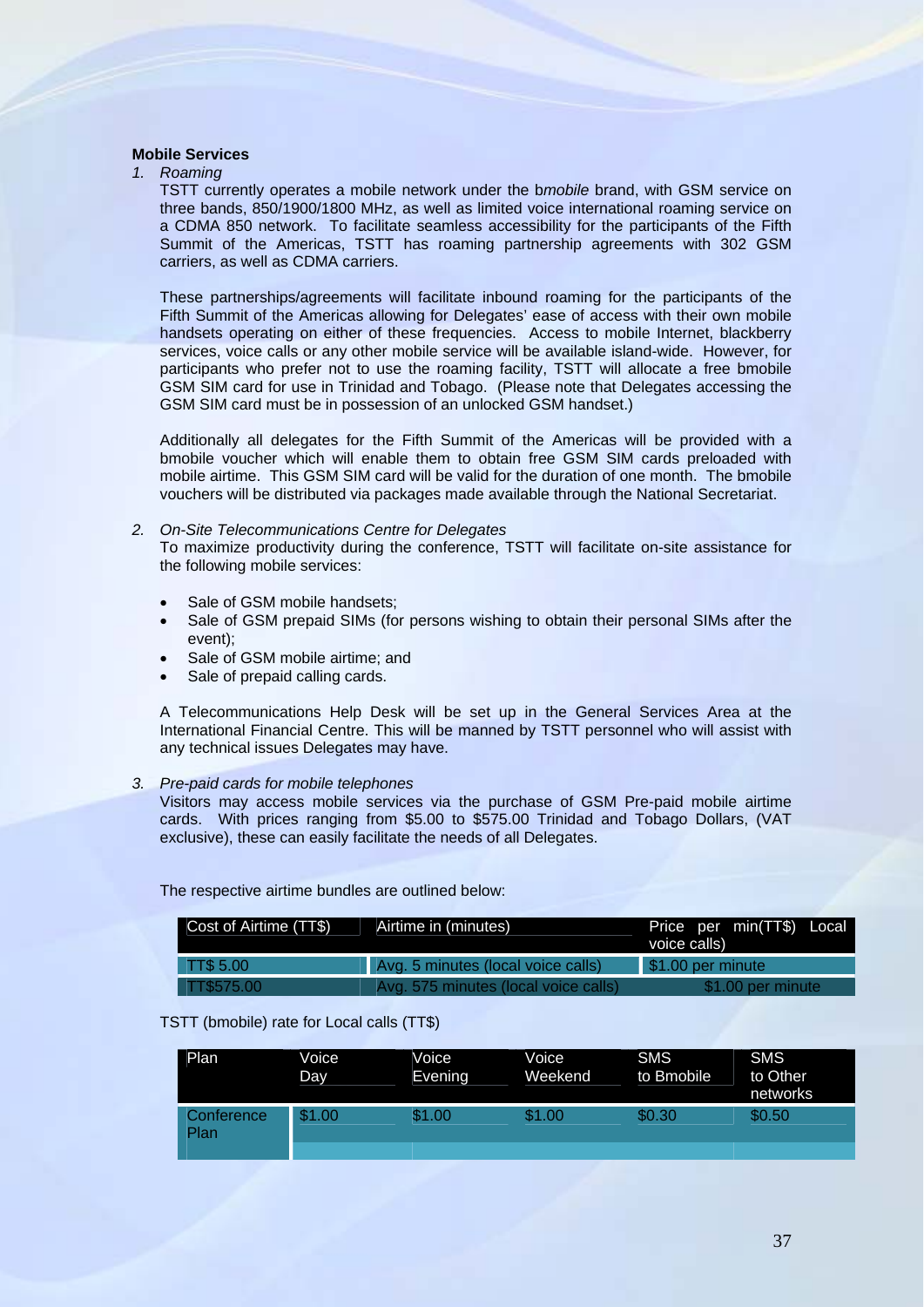**Mobile Services**

1. *Roaming*

   TSTT currently operates a mobile network under the b*mobile* brand, with GSM service on three bands, 850/1900/1800 MHz, as well as limited voice international roaming service on a CDMA 850 network. To facilitate seamless accessibility for the participants of the Fifth Summit of the Americas, TSTT has roaming partnership agreements with 302 GSM carriers, as well as CDMA carriers.

   These partnerships/agreements will facilitate inbound roaming for the participants of the Fifth Summit of the Americas allowing for Delegates' ease of access with their own mobile handsets operating on either of these frequencies. Access to mobile Internet, blackberry services, voice calls or any other mobile service will be available island-wide. However, for participants who prefer not to use the roaming facility, TSTT will allocate a free bmobile GSM SIM card for use in Trinidad and Tobago. (Please note that Delegates accessing the GSM SIM card must be in possession of an unlocked GSM handset.)

   Additionally all delegates for the Fifth Summit of the Americas will be provided with a bmobile voucher which will enable them to obtain free GSM SIM cards preloaded with mobile airtime. This GSM SIM card will be valid for the duration of one month. The bmobile vouchers will be distributed via packages made available through the National Secretariat.

2. *On-Site Telecommunications Centre for Delegates*

   To maximize productivity during the conference, TSTT will facilitate on-site assistance for the following mobile services:

   - Sale of GSM mobile handsets;
   - Sale of GSM prepaid SIMs (for persons wishing to obtain their personal SIMs after the event);
   - Sale of GSM mobile airtime; and
   - Sale of prepaid calling cards.

   A Telecommunications Help Desk will be set up in the General Services Area at the International Financial Centre. This will be manned by TSTT personnel who will assist with any technical issues Delegates may have.

3. *Pre-paid cards for mobile telephones*

   Visitors may access mobile services via the purchase of GSM Pre-paid mobile airtime cards. With prices ranging from $5.00 to $575.00 Trinidad and Tobago Dollars, (VAT exclusive), these can easily facilitate the needs of all Delegates.

The respective airtime bundles are outlined below:

| Cost of Airtime (TT$) | Airtime in (minutes) | Price per min(TT$) Local voice calls) |
|---|---|---|
| TT$ 5.00 | Avg. 5 minutes (local voice calls) | $1.00 per minute |
| TT$575.00 | Avg. 575 minutes (local voice calls) | $1.00 per minute |

TSTT (bmobile) rate for Local calls (TT$)

| Plan | Voice Day | Voice Evening | Voice Weekend | SMS to Bmobile | SMS to Other networks |
|---|---|---|---|---|---|
| Conference Plan | $1.00 | $1.00 | $1.00 | $0.30 | $0.50 |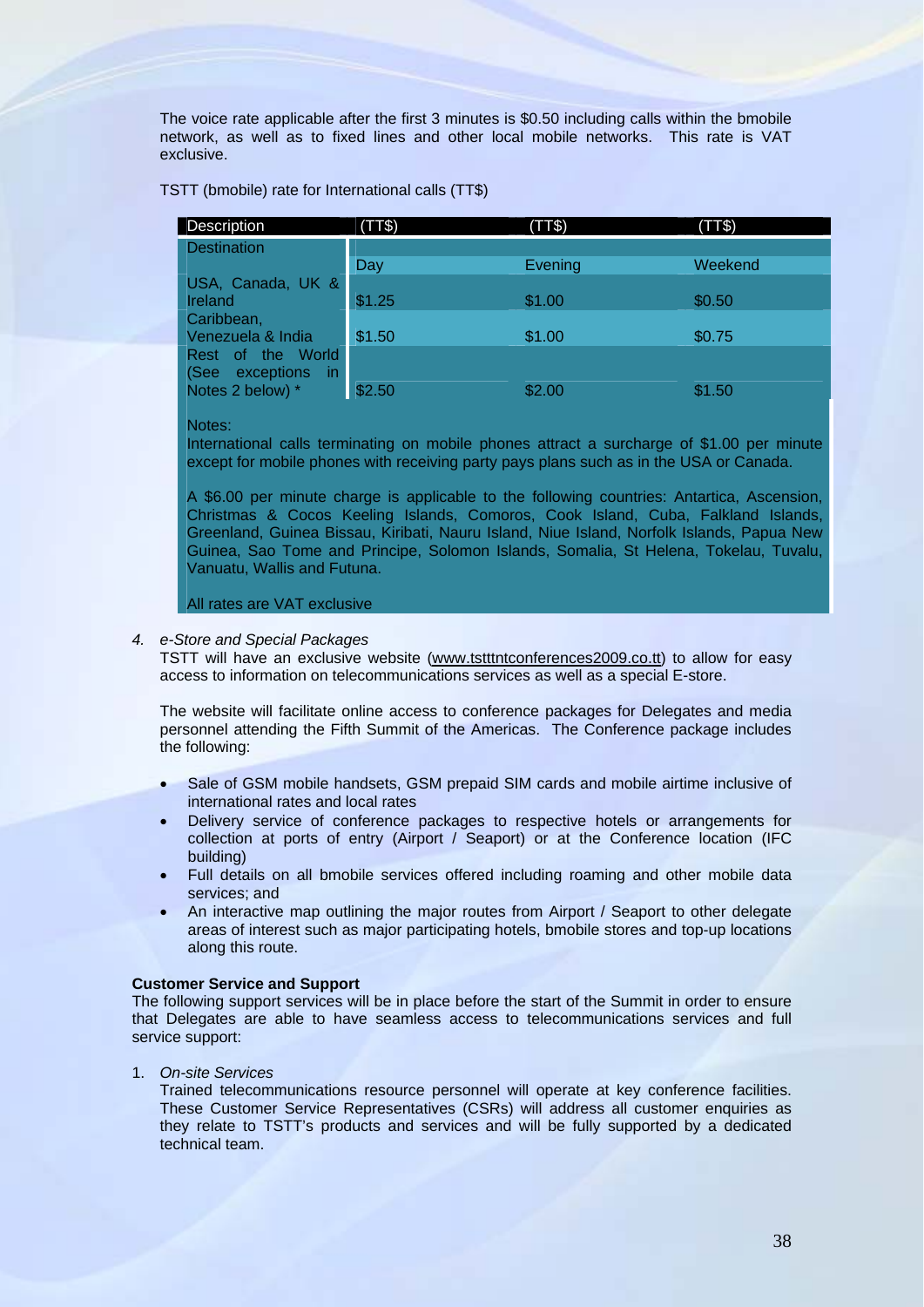The voice rate applicable after the first 3 minutes is $0.50 including calls within the bmobile network, as well as to fixed lines and other local mobile networks. This rate is VAT exclusive.

TSTT (bmobile) rate for International calls (TT$)

| Description | (TT$) | (TT$) | (TT$) |
|---|---|---|---|
| Destination | Day | Evening | Weekend |
| USA, Canada, UK & Ireland | $1.25 | $1.00 | $0.50 |
| Caribbean, Venezuela & India | $1.50 | $1.00 | $0.75 |
| Rest of the World (See exceptions in Notes 2 below) * | $2.50 | $2.00 | $1.50 |

Notes:

International calls terminating on mobile phones attract a surcharge of $1.00 per minute except for mobile phones with receiving party pays plans such as in the USA or Canada.

A $6.00 per minute charge is applicable to the following countries: Antartica, Ascension, Christmas & Cocos Keeling Islands, Comoros, Cook Island, Cuba, Falkland Islands, Greenland, Guinea Bissau, Kiribati, Nauru Island, Niue Island, Norfolk Islands, Papua New Guinea, Sao Tome and Principe, Solomon Islands, Somalia, St Helena, Tokelau, Tuvalu, Vanuatu, Wallis and Futuna.

All rates are VAT exclusive

4. *e-Store and Special Packages*

   TSTT will have an exclusive website (www.tstttntconferences2009.co.tt) to allow for easy access to information on telecommunications services as well as a special E-store.

   The website will facilitate online access to conference packages for Delegates and media personnel attending the Fifth Summit of the Americas. The Conference package includes the following:

   - Sale of GSM mobile handsets, GSM prepaid SIM cards and mobile airtime inclusive of international rates and local rates
   - Delivery service of conference packages to respective hotels or arrangements for collection at ports of entry (Airport / Seaport) or at the Conference location (IFC building)
   - Full details on all bmobile services offered including roaming and other mobile data services; and
   - An interactive map outlining the major routes from Airport / Seaport to other delegate areas of interest such as major participating hotels, bmobile stores and top-up locations along this route.

**Customer Service and Support**

The following support services will be in place before the start of the Summit in order to ensure that Delegates are able to have seamless access to telecommunications services and full service support:

1. *On-site Services*

   Trained telecommunications resource personnel will operate at key conference facilities. These Customer Service Representatives (CSRs) will address all customer enquiries as they relate to TSTT's products and services and will be fully supported by a dedicated technical team.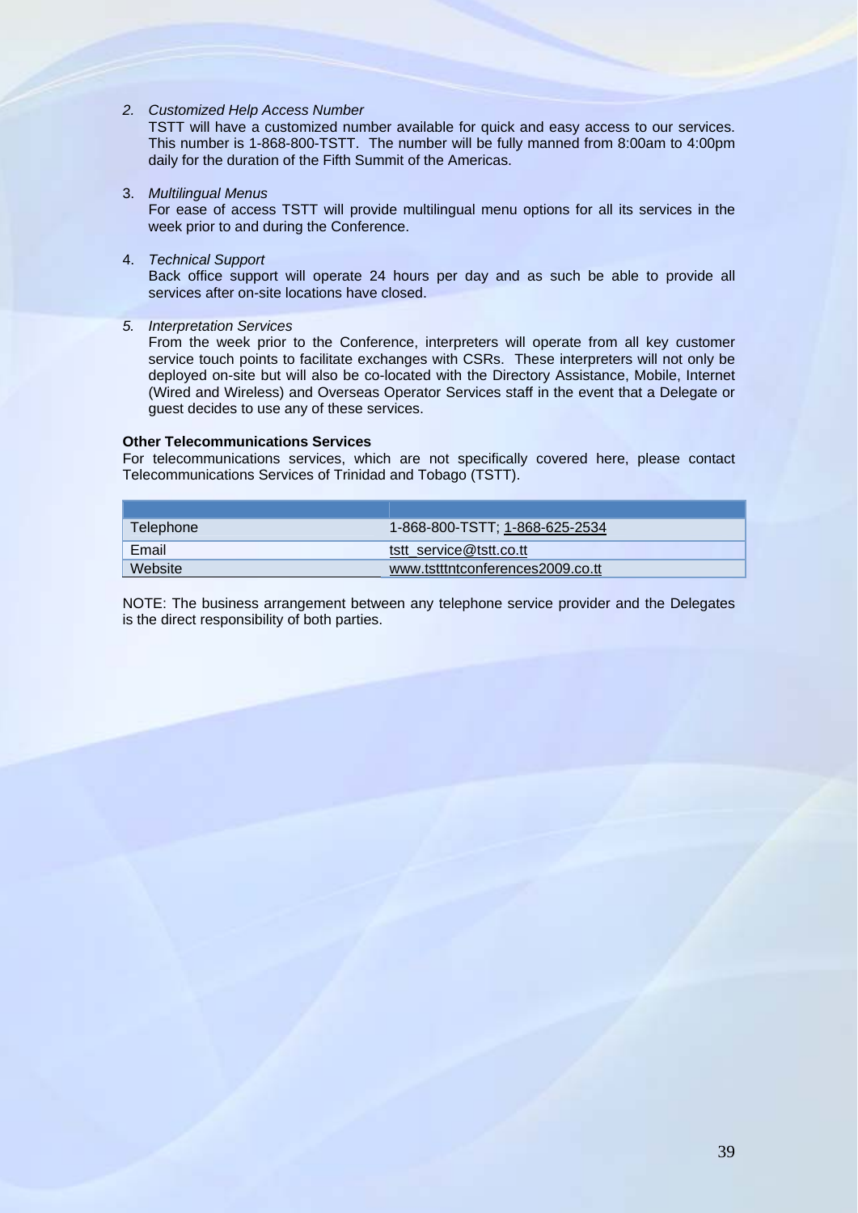2. *Customized Help Access Number*
   TSTT will have a customized number available for quick and easy access to our services. This number is 1-868-800-TSTT. The number will be fully manned from 8:00am to 4:00pm daily for the duration of the Fifth Summit of the Americas.

3. *Multilingual Menus*
   For ease of access TSTT will provide multilingual menu options for all its services in the week prior to and during the Conference.

4. *Technical Support*
   Back office support will operate 24 hours per day and as such be able to provide all services after on-site locations have closed.

5. *Interpretation Services*
   From the week prior to the Conference, interpreters will operate from all key customer service touch points to facilitate exchanges with CSRs. These interpreters will not only be deployed on-site but will also be co-located with the Directory Assistance, Mobile, Internet (Wired and Wireless) and Overseas Operator Services staff in the event that a Delegate or guest decides to use any of these services.

**Other Telecommunications Services**

For telecommunications services, which are not specifically covered here, please contact Telecommunications Services of Trinidad and Tobago (TSTT).

| | |
|---|---|
| Telephone | 1-868-800-TSTT; 1-868-625-2534 |
| Email | tstt_service@tstt.co.tt |
| Website | www.tstttntconferences2009.co.tt |

NOTE: The business arrangement between any telephone service provider and the Delegates is the direct responsibility of both parties.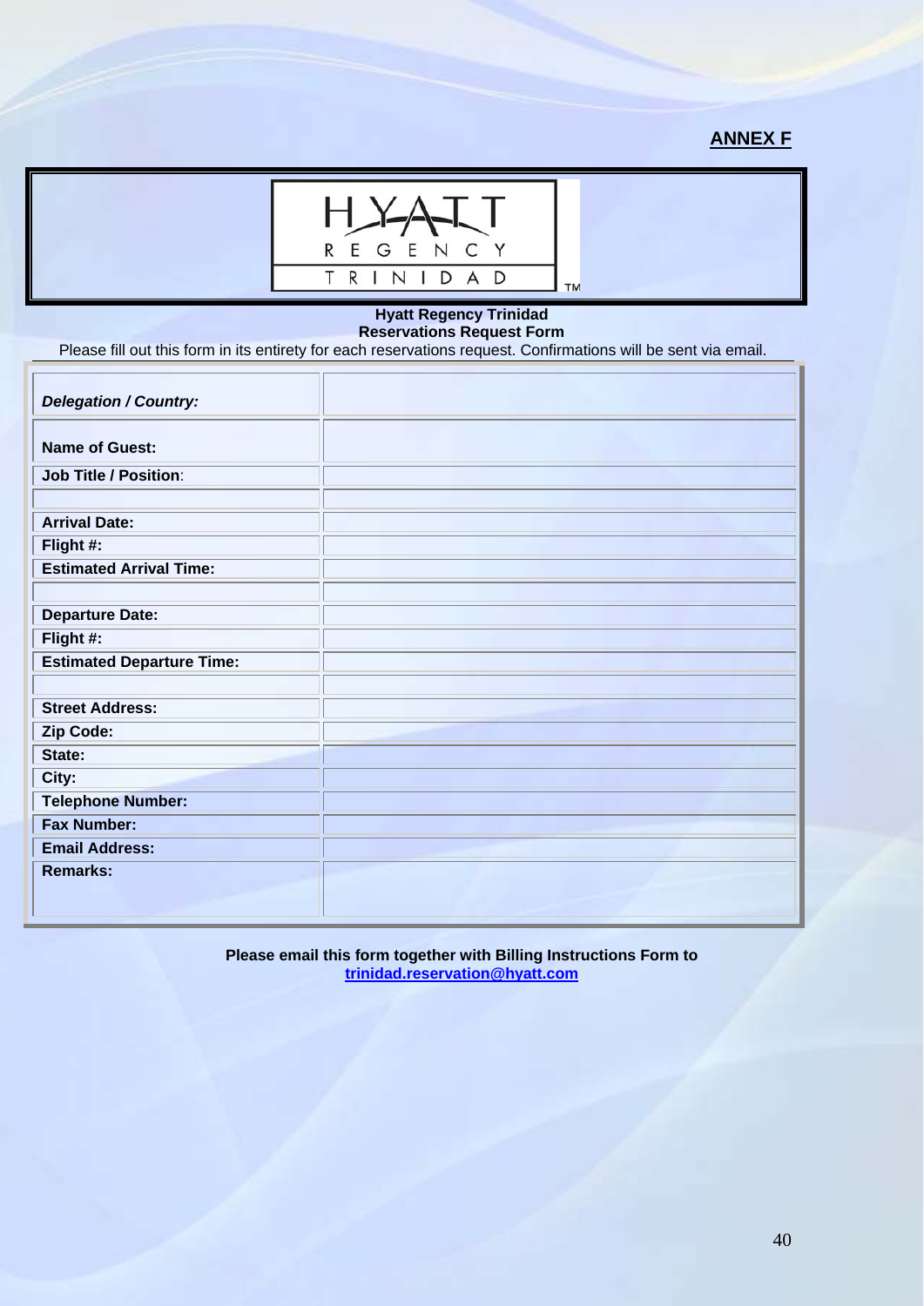**ANNEX F**

HYATT REGENCY TRINIDAD™

**Hyatt Regency Trinidad**
**Reservations Request Form**

Please fill out this form in its entirety for each reservations request. Confirmations will be sent via email.

| | |
|---|---|
| ***Delegation / Country:*** | |
| **Name of Guest:** | |
| **Job Title / Position**: | |
| | |
| **Arrival Date:** | |
| **Flight #:** | |
| **Estimated Arrival Time:** | |
| | |
| **Departure Date:** | |
| **Flight #:** | |
| **Estimated Departure Time:** | |
| | |
| **Street Address:** | |
| **Zip Code:** | |
| **State:** | |
| **City:** | |
| **Telephone Number:** | |
| **Fax Number:** | |
| **Email Address:** | |
| **Remarks:** | |

**Please email this form together with Billing Instructions Form to**
**trinidad.reservation@hyatt.com**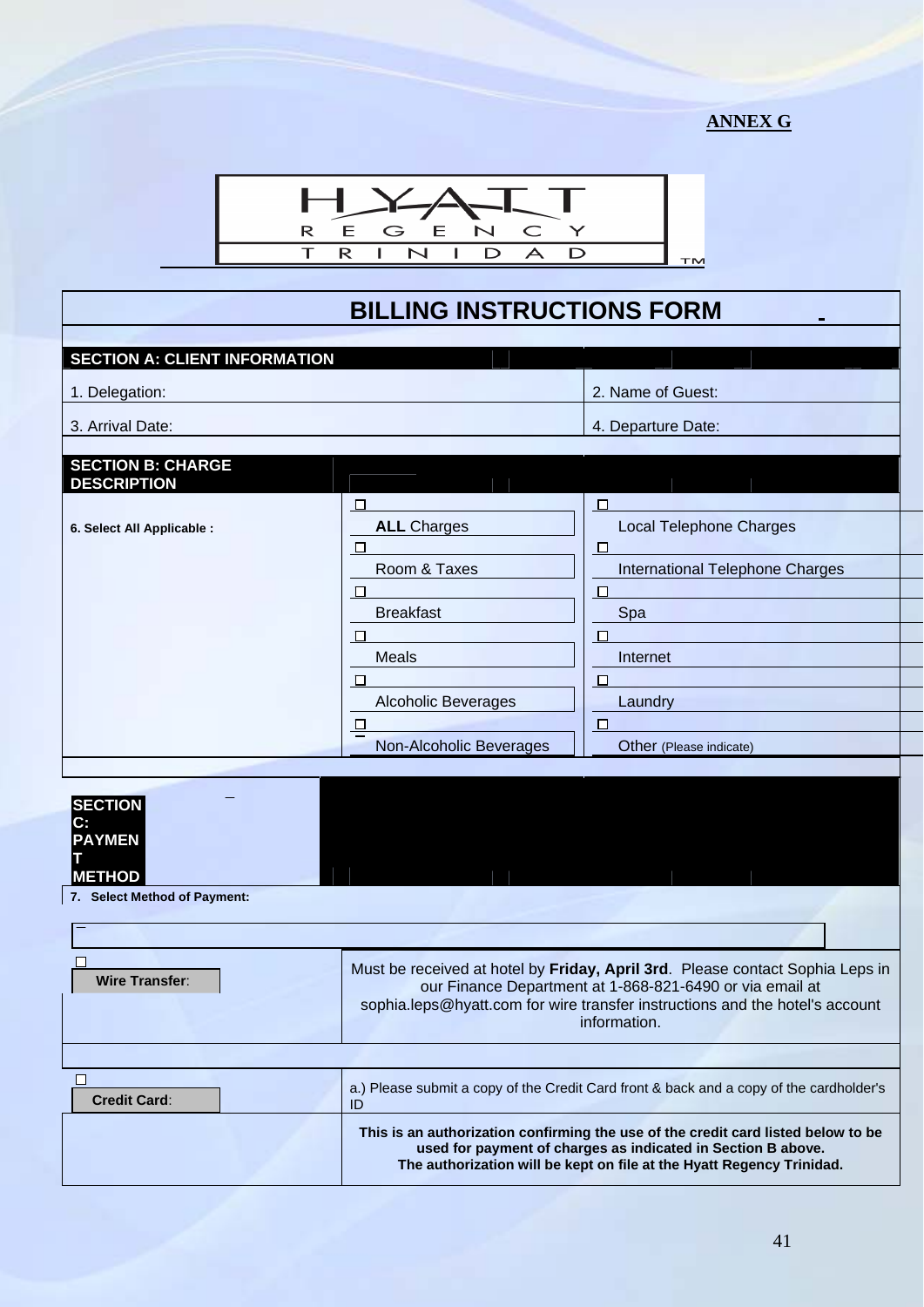**ANNEX G**

HYATT REGENCY TRINIDAD™

# BILLING INSTRUCTIONS FORM

## SECTION A: CLIENT INFORMATION

| | |
|---|---|
| 1. Delegation: | 2. Name of Guest: |
| 3. Arrival Date: | 4. Departure Date: |

## SECTION B: CHARGE DESCRIPTION

**6. Select All Applicable :**

| | |
|---|---|
| ☐ **ALL** Charges | ☐ Local Telephone Charges |
| ☐ Room & Taxes | ☐ International Telephone Charges |
| ☐ Breakfast | ☐ Spa |
| ☐ Meals | ☐ Internet |
| ☐ Alcoholic Beverages | ☐ Laundry |
| ☐ Non-Alcoholic Beverages | ☐ Other (Please indicate) |

## SECTION C: PAYMENT METHOD

**7. Select Method of Payment:**

| | |
|---|---|
| ☐ **Wire Transfer**: | Must be received at hotel by **Friday, April 3rd**. Please contact Sophia Leps in our Finance Department at 1-868-821-6490 or via email at sophia.leps@hyatt.com for wire transfer instructions and the hotel's account information. |
| ☐ **Credit Card**: | a.) Please submit a copy of the Credit Card front & back and a copy of the cardholder's ID |
| | **This is an authorization confirming the use of the credit card listed below to be used for payment of charges as indicated in Section B above. The authorization will be kept on file at the Hyatt Regency Trinidad.** |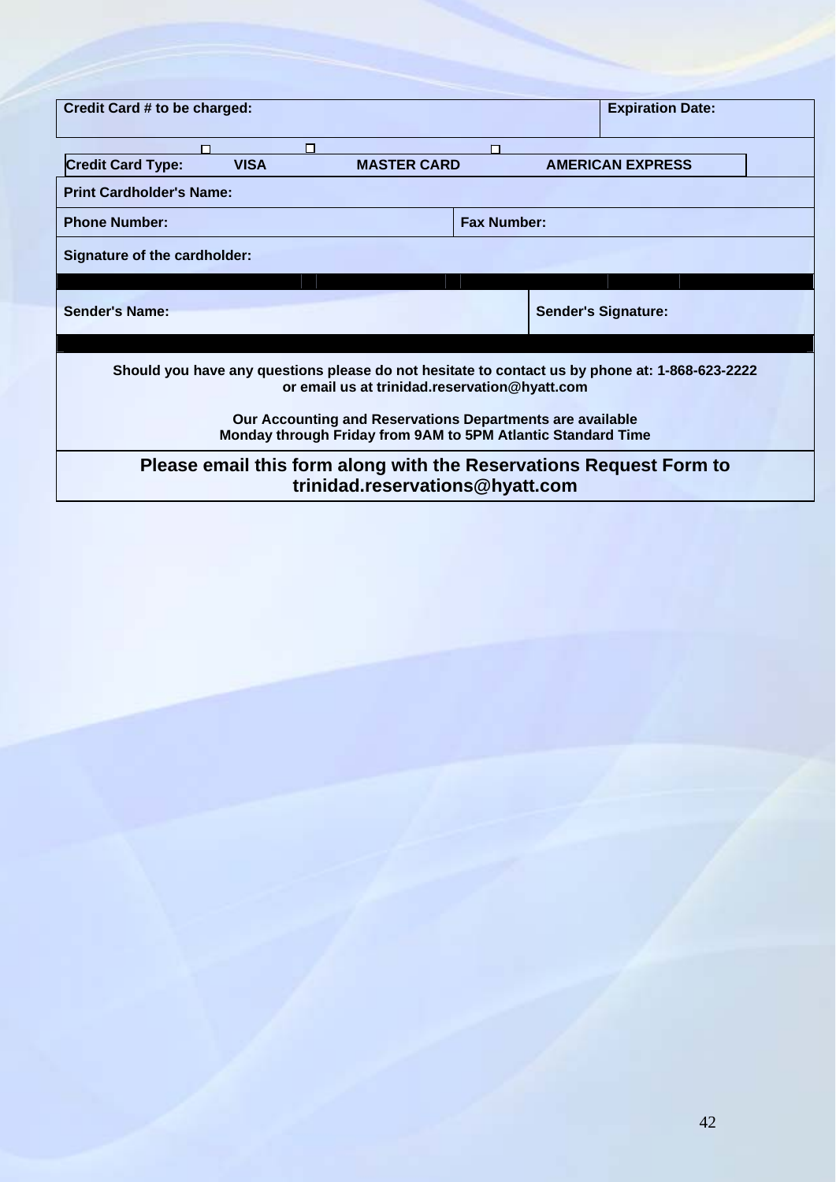| Credit Card # to be charged: | | | Expiration Date: |
|---|---|---|---|
| Credit Card Type: ☐ VISA | ☐ MASTER CARD | ☐ AMERICAN EXPRESS | |
| Print Cardholder's Name: | | | |
| Phone Number: | | Fax Number: | |
| Signature of the cardholder: | | | |

| Sender's Name: | Sender's Signature: |
|---|---|

**Should you have any questions please do not hesitate to contact us by phone at: 1-868-623-2222 or email us at trinidad.reservation@hyatt.com**

**Our Accounting and Reservations Departments are available Monday through Friday from 9AM to 5PM Atlantic Standard Time**

**Please email this form along with the Reservations Request Form to trinidad.reservations@hyatt.com**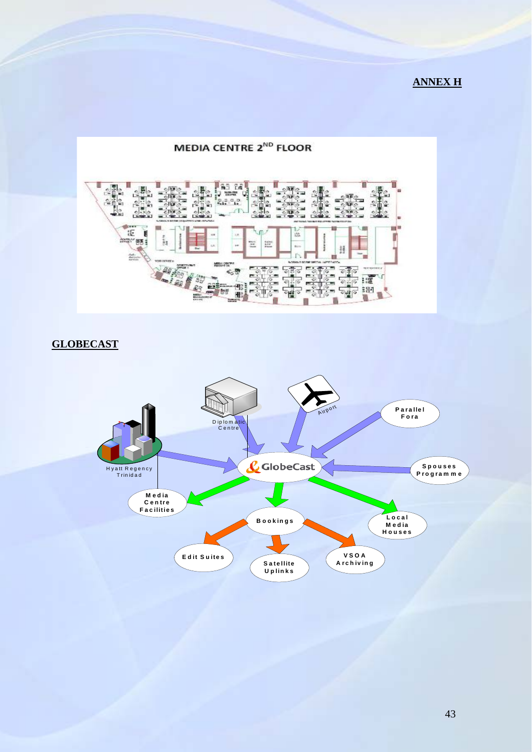**ANNEX H**

MEDIA CENTRE 2ND FLOOR

**GLOBECAST**

Hyatt Regency Trinidad

Diplomatic Centre

Airport

Parallel Fora

GlobeCast

Spouses Programme

Media Centre Facilities

Local Media Houses

Bookings

Edit Suites

Satellite Uplinks

VSOA Archiving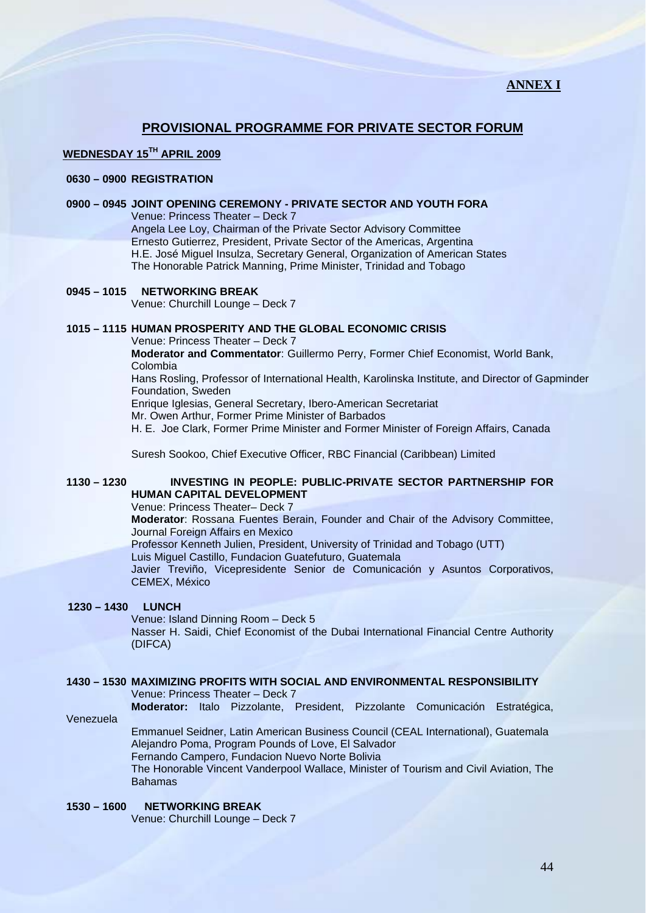**ANNEX I**

## PROVISIONAL PROGRAMME FOR PRIVATE SECTOR FORUM

### WEDNESDAY 15TH APRIL 2009

**0630 – 0900 REGISTRATION**

**0900 – 0945 JOINT OPENING CEREMONY - PRIVATE SECTOR AND YOUTH FORA**

Venue: Princess Theater – Deck 7
Angela Lee Loy, Chairman of the Private Sector Advisory Committee
Ernesto Gutierrez, President, Private Sector of the Americas, Argentina
H.E. José Miguel Insulza, Secretary General, Organization of American States
The Honorable Patrick Manning, Prime Minister, Trinidad and Tobago

**0945 – 1015 NETWORKING BREAK**

Venue: Churchill Lounge – Deck 7

**1015 – 1115 HUMAN PROSPERITY AND THE GLOBAL ECONOMIC CRISIS**

Venue: Princess Theater – Deck 7
**Moderator and Commentator**: Guillermo Perry, Former Chief Economist, World Bank, Colombia
Hans Rosling, Professor of International Health, Karolinska Institute, and Director of Gapminder Foundation, Sweden
Enrique Iglesias, General Secretary, Ibero-American Secretariat
Mr. Owen Arthur, Former Prime Minister of Barbados
H. E. Joe Clark, Former Prime Minister and Former Minister of Foreign Affairs, Canada

Suresh Sookoo, Chief Executive Officer, RBC Financial (Caribbean) Limited

**1130 – 1230 INVESTING IN PEOPLE: PUBLIC-PRIVATE SECTOR PARTNERSHIP FOR HUMAN CAPITAL DEVELOPMENT**

Venue: Princess Theater– Deck 7
**Moderator**: Rossana Fuentes Berain, Founder and Chair of the Advisory Committee, Journal Foreign Affairs en Mexico
Professor Kenneth Julien, President, University of Trinidad and Tobago (UTT)
Luis Miguel Castillo, Fundacion Guatefuturo, Guatemala
Javier Treviño, Vicepresidente Senior de Comunicación y Asuntos Corporativos, CEMEX, México

**1230 – 1430 LUNCH**

Venue: Island Dinning Room – Deck 5
Nasser H. Saidi, Chief Economist of the Dubai International Financial Centre Authority (DIFCA)

**1430 – 1530 MAXIMIZING PROFITS WITH SOCIAL AND ENVIRONMENTAL RESPONSIBILITY**

Venue: Princess Theater – Deck 7
**Moderator:** Italo Pizzolante, President, Pizzolante Comunicación Estratégica, Venezuela
Emmanuel Seidner, Latin American Business Council (CEAL International), Guatemala
Alejandro Poma, Program Pounds of Love, El Salvador
Fernando Campero, Fundacion Nuevo Norte Bolivia
The Honorable Vincent Vanderpool Wallace, Minister of Tourism and Civil Aviation, The Bahamas

**1530 – 1600 NETWORKING BREAK**

Venue: Churchill Lounge – Deck 7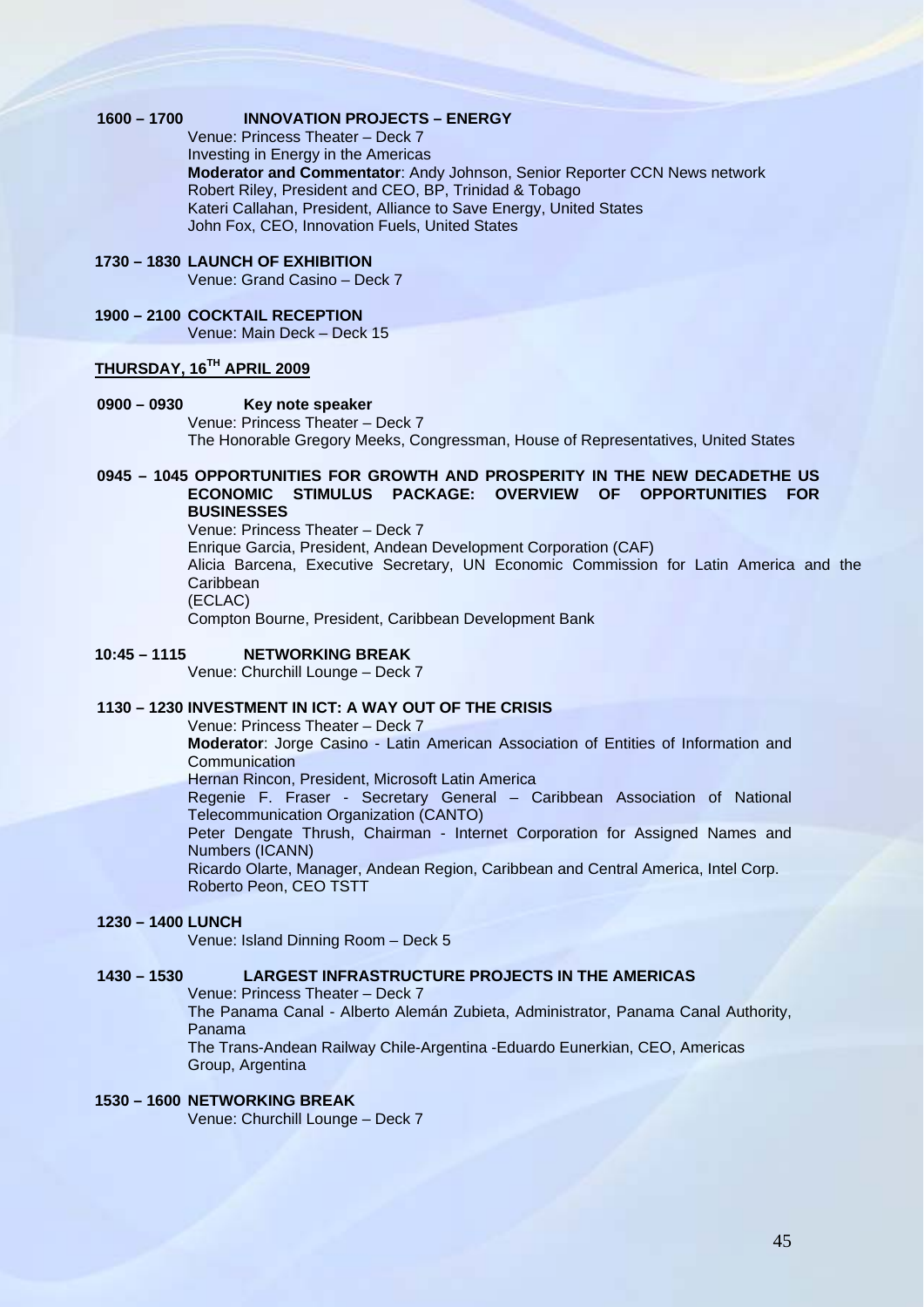**1600 – 1700 INNOVATION PROJECTS – ENERGY**

Venue: Princess Theater – Deck 7
Investing in Energy in the Americas
**Moderator and Commentator**: Andy Johnson, Senior Reporter CCN News network
Robert Riley, President and CEO, BP, Trinidad & Tobago
Kateri Callahan, President, Alliance to Save Energy, United States
John Fox, CEO, Innovation Fuels, United States

**1730 – 1830 LAUNCH OF EXHIBITION**

Venue: Grand Casino – Deck 7

**1900 – 2100 COCKTAIL RECEPTION**

Venue: Main Deck – Deck 15

## THURSDAY, 16TH APRIL 2009

**0900 – 0930 Key note speaker**

Venue: Princess Theater – Deck 7
The Honorable Gregory Meeks, Congressman, House of Representatives, United States

**0945 – 1045 OPPORTUNITIES FOR GROWTH AND PROSPERITY IN THE NEW DECADETHE US ECONOMIC STIMULUS PACKAGE: OVERVIEW OF OPPORTUNITIES FOR BUSINESSES**

Venue: Princess Theater – Deck 7
Enrique Garcia, President, Andean Development Corporation (CAF)
Alicia Barcena, Executive Secretary, UN Economic Commission for Latin America and the Caribbean
(ECLAC)
Compton Bourne, President, Caribbean Development Bank

**10:45 – 1115 NETWORKING BREAK**

Venue: Churchill Lounge – Deck 7

**1130 – 1230 INVESTMENT IN ICT: A WAY OUT OF THE CRISIS**

Venue: Princess Theater – Deck 7
**Moderator**: Jorge Casino - Latin American Association of Entities of Information and Communication
Hernan Rincon, President, Microsoft Latin America
Regenie F. Fraser - Secretary General – Caribbean Association of National Telecommunication Organization (CANTO)
Peter Dengate Thrush, Chairman - Internet Corporation for Assigned Names and Numbers (ICANN)
Ricardo Olarte, Manager, Andean Region, Caribbean and Central America, Intel Corp.
Roberto Peon, CEO TSTT

**1230 – 1400 LUNCH**

Venue: Island Dinning Room – Deck 5

**1430 – 1530 LARGEST INFRASTRUCTURE PROJECTS IN THE AMERICAS**

Venue: Princess Theater – Deck 7
The Panama Canal - Alberto Alemán Zubieta, Administrator, Panama Canal Authority, Panama
The Trans-Andean Railway Chile-Argentina -Eduardo Eunerkian, CEO, Americas Group, Argentina

**1530 – 1600 NETWORKING BREAK**

Venue: Churchill Lounge – Deck 7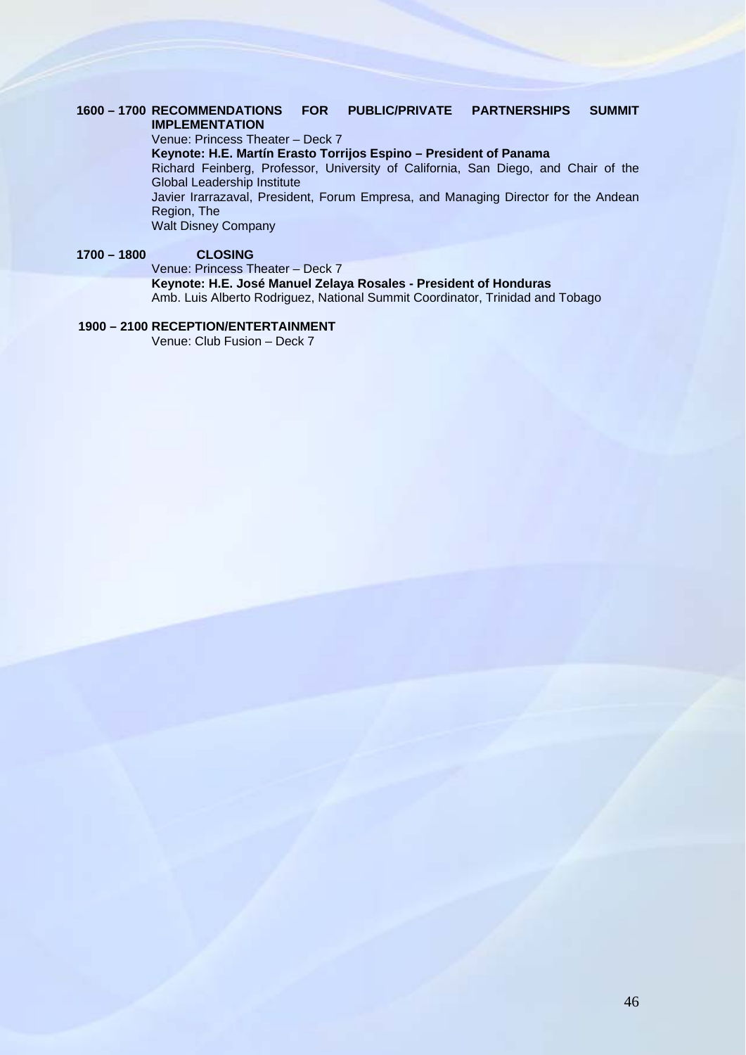**1600 – 1700 RECOMMENDATIONS FOR PUBLIC/PRIVATE PARTNERSHIPS SUMMIT IMPLEMENTATION**

Venue: Princess Theater – Deck 7

**Keynote: H.E. Martín Erasto Torrijos Espino – President of Panama**

Richard Feinberg, Professor, University of California, San Diego, and Chair of the Global Leadership Institute

Javier Irarrazaval, President, Forum Empresa, and Managing Director for the Andean Region, The Walt Disney Company

**1700 – 1800 CLOSING**

Venue: Princess Theater – Deck 7

**Keynote: H.E. José Manuel Zelaya Rosales - President of Honduras**

Amb. Luis Alberto Rodriguez, National Summit Coordinator, Trinidad and Tobago

**1900 – 2100 RECEPTION/ENTERTAINMENT**

Venue: Club Fusion – Deck 7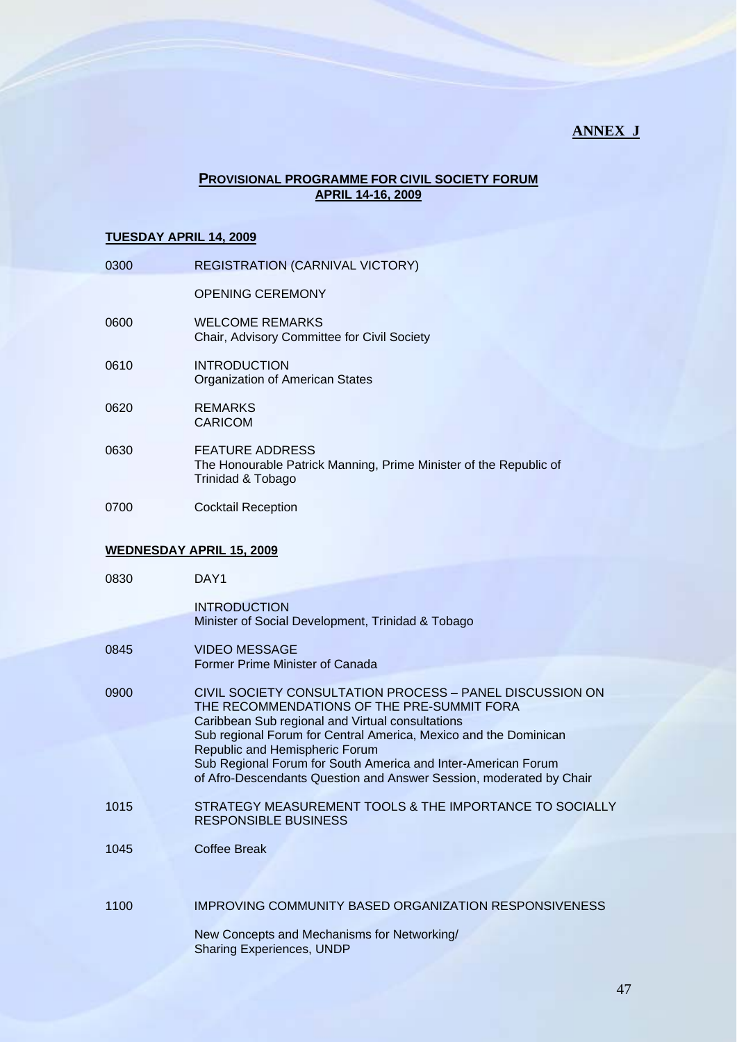**ANNEX J**

## PROVISIONAL PROGRAMME FOR CIVIL SOCIETY FORUM
## APRIL 14-16, 2009

### TUESDAY APRIL 14, 2009

| | |
|---|---|
| 0300 | REGISTRATION (CARNIVAL VICTORY) |
| | OPENING CEREMONY |
| 0600 | WELCOME REMARKS<br>Chair, Advisory Committee for Civil Society |
| 0610 | INTRODUCTION<br>Organization of American States |
| 0620 | REMARKS<br>CARICOM |
| 0630 | FEATURE ADDRESS<br>The Honourable Patrick Manning, Prime Minister of the Republic of Trinidad & Tobago |
| 0700 | Cocktail Reception |

### WEDNESDAY APRIL 15, 2009

| | |
|---|---|
| 0830 | DAY1 |
| | INTRODUCTION<br>Minister of Social Development, Trinidad & Tobago |
| 0845 | VIDEO MESSAGE<br>Former Prime Minister of Canada |
| 0900 | CIVIL SOCIETY CONSULTATION PROCESS – PANEL DISCUSSION ON THE RECOMMENDATIONS OF THE PRE-SUMMIT FORA<br>Caribbean Sub regional and Virtual consultations<br>Sub regional Forum for Central America, Mexico and the Dominican Republic and Hemispheric Forum<br>Sub Regional Forum for South America and Inter-American Forum of Afro-Descendants Question and Answer Session, moderated by Chair |
| 1015 | STRATEGY MEASUREMENT TOOLS & THE IMPORTANCE TO SOCIALLY RESPONSIBLE BUSINESS |
| 1045 | Coffee Break |
| 1100 | IMPROVING COMMUNITY BASED ORGANIZATION RESPONSIVENESS |
| | New Concepts and Mechanisms for Networking/<br>Sharing Experiences, UNDP |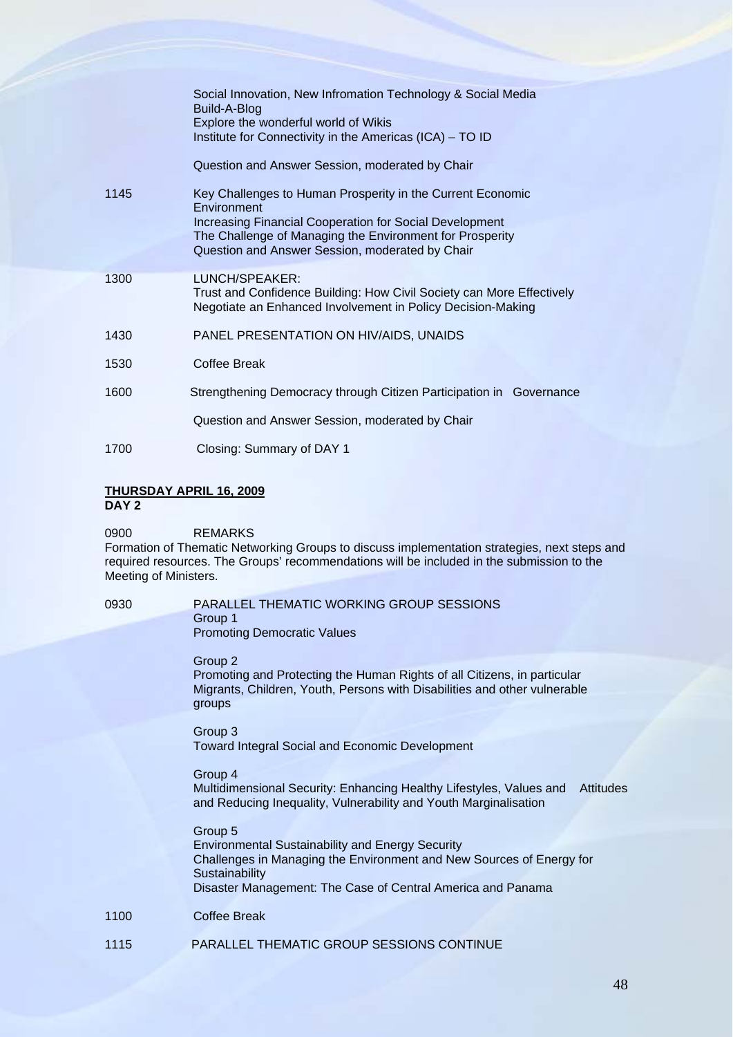| | |
|---|---|
| | Social Innovation, New Infromation Technology & Social Media<br>Build-A-Blog<br>Explore the wonderful world of Wikis<br>Institute for Connectivity in the Americas (ICA) – TO ID |
| | Question and Answer Session, moderated by Chair |
| 1145 | Key Challenges to Human Prosperity in the Current Economic Environment<br>Increasing Financial Cooperation for Social Development<br>The Challenge of Managing the Environment for Prosperity<br>Question and Answer Session, moderated by Chair |
| 1300 | LUNCH/SPEAKER:<br>Trust and Confidence Building: How Civil Society can More Effectively Negotiate an Enhanced Involvement in Policy Decision-Making |
| 1430 | PANEL PRESENTATION ON HIV/AIDS, UNAIDS |
| 1530 | Coffee Break |
| 1600 | Strengthening Democracy through Citizen Participation in Governance |
| | Question and Answer Session, moderated by Chair |
| 1700 | Closing: Summary of DAY 1 |

**<u>THURSDAY APRIL 16, 2009</u>**
**DAY 2**

0900 REMARKS

Formation of Thematic Networking Groups to discuss implementation strategies, next steps and required resources. The Groups' recommendations will be included in the submission to the Meeting of Ministers.

| | |
|---|---|
| 0930 | PARALLEL THEMATIC WORKING GROUP SESSIONS<br>Group 1<br>Promoting Democratic Values |
| | Group 2<br>Promoting and Protecting the Human Rights of all Citizens, in particular Migrants, Children, Youth, Persons with Disabilities and other vulnerable groups |
| | Group 3<br>Toward Integral Social and Economic Development |
| | Group 4<br>Multidimensional Security: Enhancing Healthy Lifestyles, Values and Attitudes and Reducing Inequality, Vulnerability and Youth Marginalisation |
| | Group 5<br>Environmental Sustainability and Energy Security<br>Challenges in Managing the Environment and New Sources of Energy for Sustainability<br>Disaster Management: The Case of Central America and Panama |
| 1100 | Coffee Break |
| 1115 | PARALLEL THEMATIC GROUP SESSIONS CONTINUE |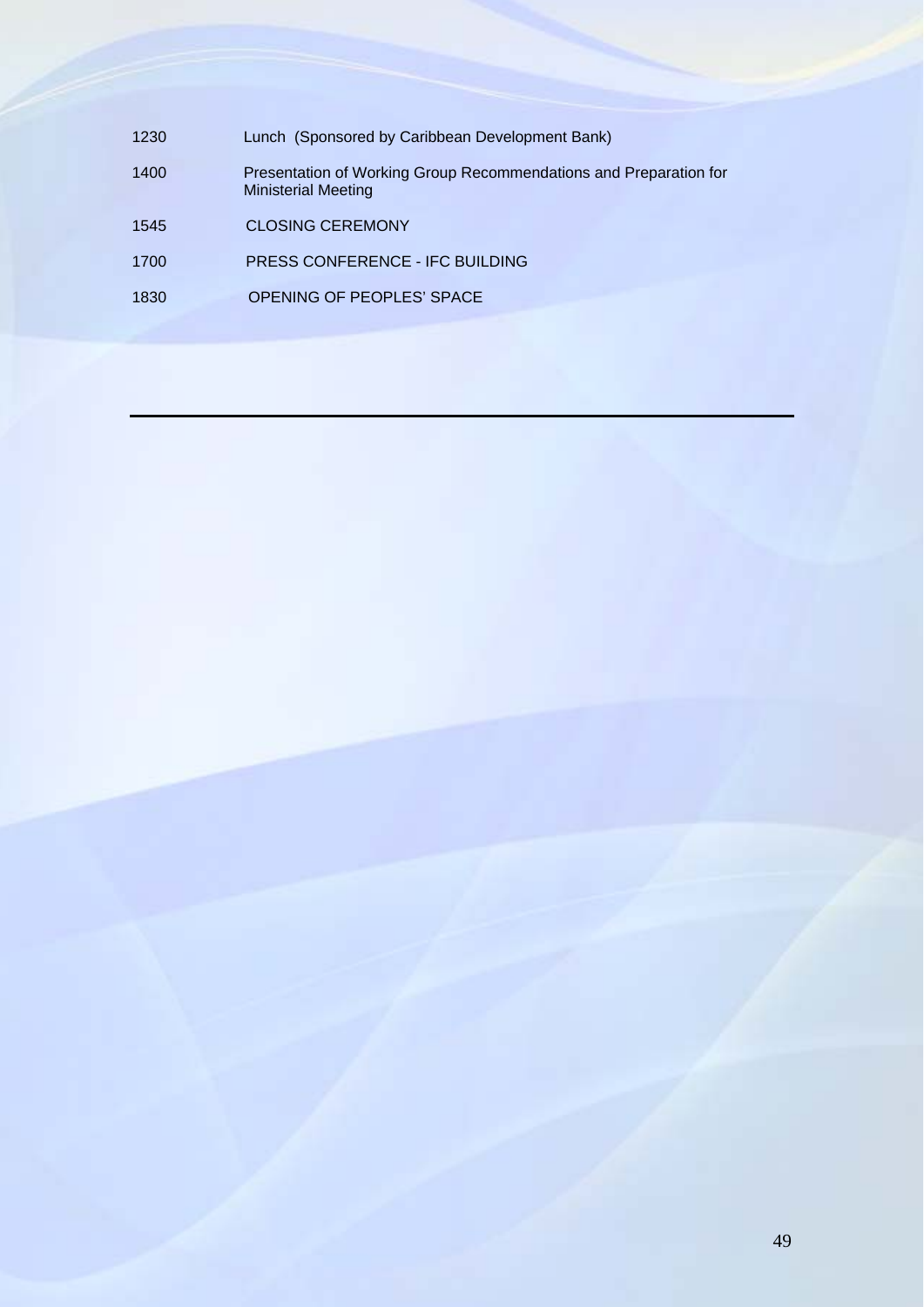| | |
|---|---|
| 1230 | Lunch (Sponsored by Caribbean Development Bank) |
| 1400 | Presentation of Working Group Recommendations and Preparation for Ministerial Meeting |
| 1545 | CLOSING CEREMONY |
| 1700 | PRESS CONFERENCE - IFC BUILDING |
| 1830 | OPENING OF PEOPLES' SPACE |

---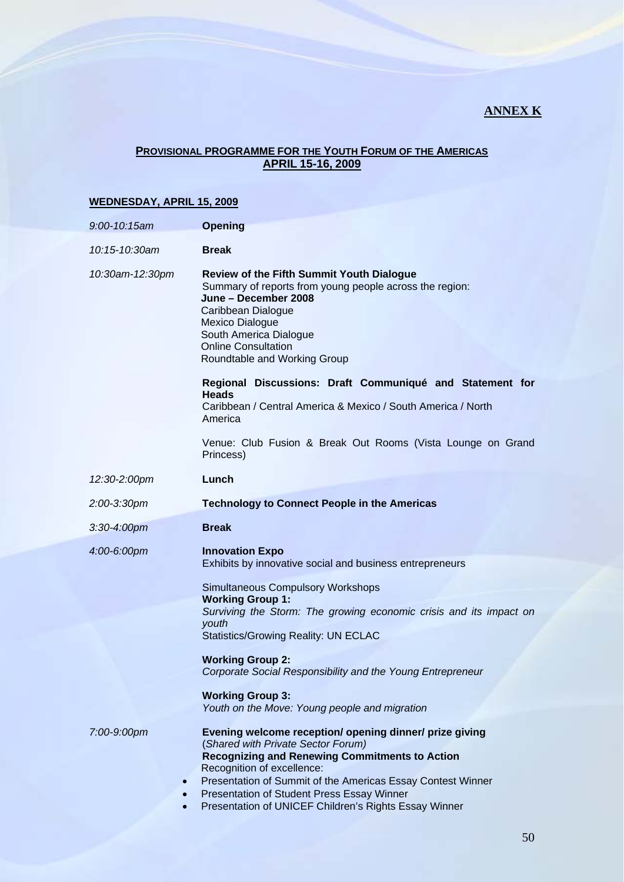**ANNEX K**

## PROVISIONAL PROGRAMME FOR THE YOUTH FORUM OF THE AMERICAS
## APRIL 15-16, 2009

### WEDNESDAY, APRIL 15, 2009

*9:00-10:15am* **Opening**

*10:15-10:30am* **Break**

*10:30am-12:30pm* **Review of the Fifth Summit Youth Dialogue**
Summary of reports from young people across the region:
**June – December 2008**
Caribbean Dialogue
Mexico Dialogue
South America Dialogue
Online Consultation
Roundtable and Working Group

**Regional Discussions: Draft Communiqué and Statement for Heads**
Caribbean / Central America & Mexico / South America / North America

Venue: Club Fusion & Break Out Rooms (Vista Lounge on Grand Princess)

*12:30-2:00pm* **Lunch**

*2:00-3:30pm* **Technology to Connect People in the Americas**

*3:30-4:00pm* **Break**

*4:00-6:00pm* **Innovation Expo**
Exhibits by innovative social and business entrepreneurs

Simultaneous Compulsory Workshops
**Working Group 1:**
*Surviving the Storm: The growing economic crisis and its impact on youth*
Statistics/Growing Reality: UN ECLAC

**Working Group 2:**
*Corporate Social Responsibility and the Young Entrepreneur*

**Working Group 3:**
*Youth on the Move: Young people and migration*

*7:00-9:00pm* **Evening welcome reception/ opening dinner/ prize giving**
(*Shared with Private Sector Forum)*
**Recognizing and Renewing Commitments to Action**
Recognition of excellence:

- Presentation of Summit of the Americas Essay Contest Winner
- Presentation of Student Press Essay Winner
- Presentation of UNICEF Children's Rights Essay Winner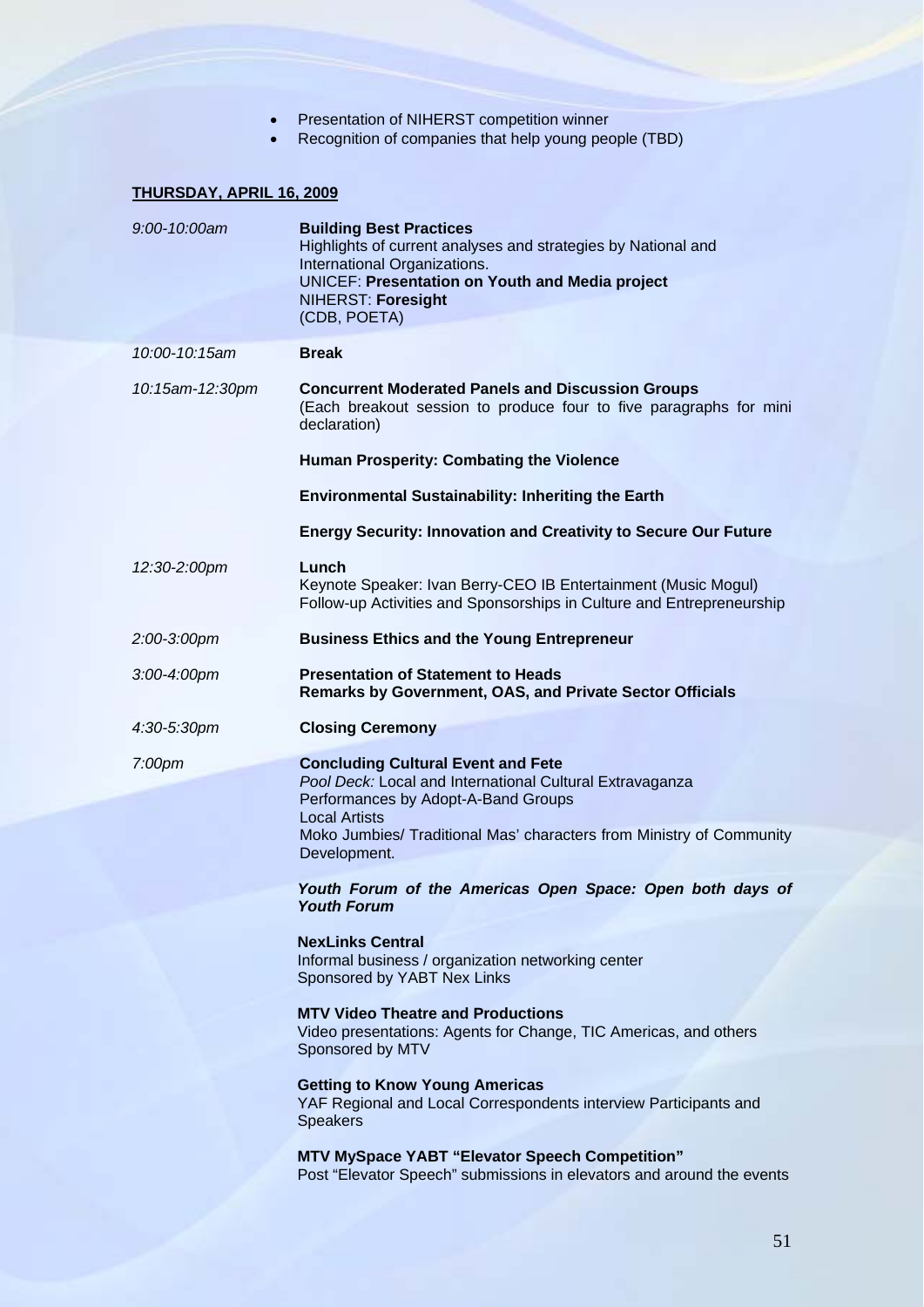- Presentation of NIHERST competition winner
- Recognition of companies that help young people (TBD)

**THURSDAY, APRIL 16, 2009**

*9:00-10:00am* **Building Best Practices**
Highlights of current analyses and strategies by National and International Organizations.
UNICEF: **Presentation on Youth and Media project**
NIHERST: **Foresight**
(CDB, POETA)

*10:00-10:15am* **Break**

*10:15am-12:30pm* **Concurrent Moderated Panels and Discussion Groups**
(Each breakout session to produce four to five paragraphs for mini declaration)

**Human Prosperity: Combating the Violence**

**Environmental Sustainability: Inheriting the Earth**

**Energy Security: Innovation and Creativity to Secure Our Future**

*12:30-2:00pm* **Lunch**
Keynote Speaker: Ivan Berry-CEO IB Entertainment (Music Mogul)
Follow-up Activities and Sponsorships in Culture and Entrepreneurship

*2:00-3:00pm* **Business Ethics and the Young Entrepreneur**

*3:00-4:00pm* **Presentation of Statement to Heads**
**Remarks by Government, OAS, and Private Sector Officials**

*4:30-5:30pm* **Closing Ceremony**

*7:00pm* **Concluding Cultural Event and Fete**
*Pool Deck:* Local and International Cultural Extravaganza
Performances by Adopt-A-Band Groups
Local Artists
Moko Jumbies/ Traditional Mas' characters from Ministry of Community Development.

***Youth Forum of the Americas Open Space: Open both days of Youth Forum***

**NexLinks Central**
Informal business / organization networking center
Sponsored by YABT Nex Links

**MTV Video Theatre and Productions**
Video presentations: Agents for Change, TIC Americas, and others
Sponsored by MTV

**Getting to Know Young Americas**
YAF Regional and Local Correspondents interview Participants and Speakers

**MTV MySpace YABT "Elevator Speech Competition"**
Post "Elevator Speech" submissions in elevators and around the events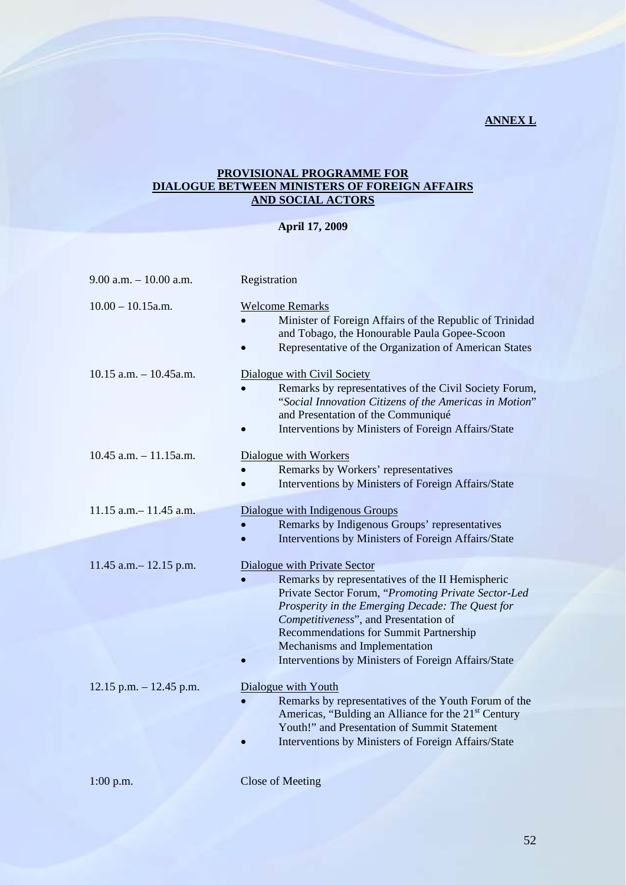**ANNEX L**

# PROVISIONAL PROGRAMME FOR DIALOGUE BETWEEN MINISTERS OF FOREIGN AFFAIRS AND SOCIAL ACTORS

**April 17, 2009**

| | |
|---|---|
| 9.00 a.m. – 10.00 a.m. | Registration |
| 10.00 – 10.15a.m. | Welcome Remarks<br>• Minister of Foreign Affairs of the Republic of Trinidad and Tobago, the Honourable Paula Gopee-Scoon<br>• Representative of the Organization of American States |
| 10.15 a.m. – 10.45a.m. | Dialogue with Civil Society<br>• Remarks by representatives of the Civil Society Forum, "*Social Innovation Citizens of the Americas in Motion*" and Presentation of the Communiqué<br>• Interventions by Ministers of Foreign Affairs/State |
| 10.45 a.m. – 11.15a.m. | Dialogue with Workers<br>• Remarks by Workers' representatives<br>• Interventions by Ministers of Foreign Affairs/State |
| 11.15 a.m.– 11.45 a.m. | Dialogue with Indigenous Groups<br>• Remarks by Indigenous Groups' representatives<br>• Interventions by Ministers of Foreign Affairs/State |
| 11.45 a.m.– 12.15 p.m. | Dialogue with Private Sector<br>• Remarks by representatives of the II Hemispheric Private Sector Forum, "*Promoting Private Sector-Led Prosperity in the Emerging Decade: The Quest for Competitiveness*", and Presentation of Recommendations for Summit Partnership Mechanisms and Implementation<br>• Interventions by Ministers of Foreign Affairs/State |
| 12.15 p.m. – 12.45 p.m. | Dialogue with Youth<br>• Remarks by representatives of the Youth Forum of the Americas, "Bulding an Alliance for the 21st Century Youth!" and Presentation of Summit Statement<br>• Interventions by Ministers of Foreign Affairs/State |
| 1:00 p.m. | Close of Meeting |